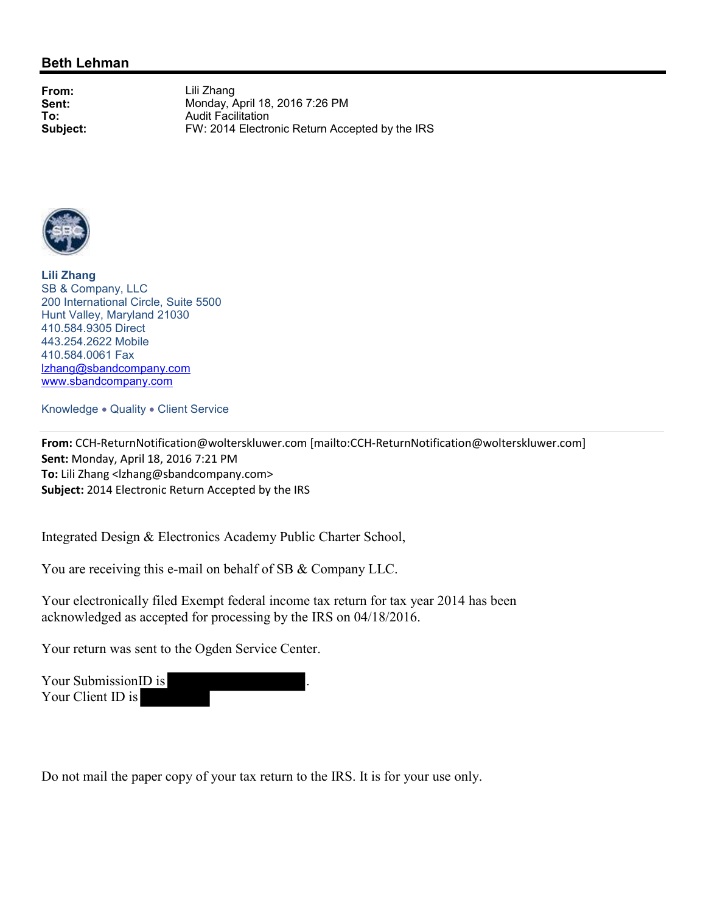## Beth Lehman

**From:** Lili Zhang
**Sent:** Monday, April 18, 2016 7:26 PM
**To:** Audit Facilitation
**Subject:** FW: 2014 Electronic Return Accepted by the IRS

**Lili Zhang**
SB & Company, LLC
200 International Circle, Suite 5500
Hunt Valley, Maryland 21030
410.584.9305 Direct
443.254.2622 Mobile
410.584.0061 Fax
lzhang@sbandcompany.com
www.sbandcompany.com

Knowledge • Quality • Client Service

---

**From:** CCH-ReturnNotification@wolterskluwer.com [mailto:CCH-ReturnNotification@wolterskluwer.com]
**Sent:** Monday, April 18, 2016 7:21 PM
**To:** Lili Zhang <lzhang@sbandcompany.com>
**Subject:** 2014 Electronic Return Accepted by the IRS

Integrated Design & Electronics Academy Public Charter School,

You are receiving this e-mail on behalf of SB & Company LLC.

Your electronically filed Exempt federal income tax return for tax year 2014 has been acknowledged as accepted for processing by the IRS on 04/18/2016.

Your return was sent to the Ogden Service Center.

Your SubmissionID is [REDACTED].
Your Client ID is [REDACTED]

Do not mail the paper copy of your tax return to the IRS. It is for your use only.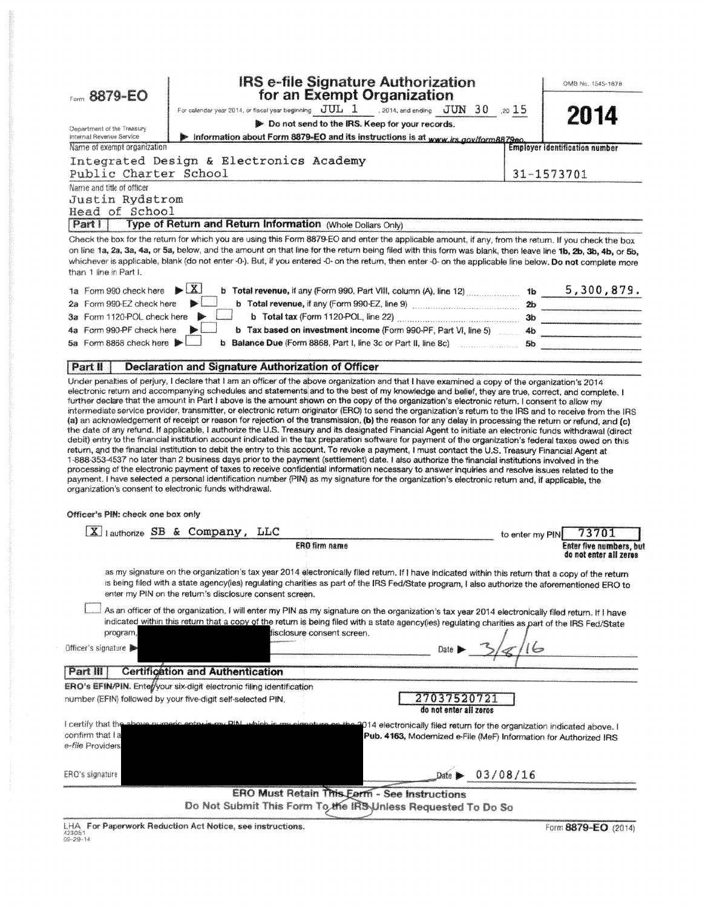Form **8879-EO**

Department of the Treasury
Internal Revenue Service

# IRS e-file Signature Authorization for an Exempt Organization

For calendar year 2014, or fiscal year beginning JUL 1, 2014, and ending JUN 30, 20 15

▶ Do not send to the IRS. Keep for your records.

▶ Information about Form 8879-EO and its instructions is at www.irs.gov/form8879eo.

OMB No. 1545-1878

**2014**

Name of exempt organization: Integrated Design & Electronics Academy Public Charter School

Employer identification number: 31-1573701

Name and title of officer: Justin Rydstrom, Head of School

## Part I — Type of Return and Return Information (Whole Dollars Only)

Check the box for the return for which you are using this Form 8879-EO and enter the applicable amount, if any, from the return. If you check the box on line **1a, 2a, 3a, 4a,** or **5a,** below, and the amount on that line for the return being filed with this form was blank, then leave line **1b, 2b, 3b, 4b,** or **5b,** whichever is applicable, blank (do not enter -0-). But, if you entered -0- on the return, then enter -0- on the applicable line below. **Do not** complete more than 1 line in Part I.

| | | | |
|---|---|---|---|
| 1a Form 990 check here ▶ [X] | b **Total revenue,** if any (Form 990, Part VIII, column (A), line 12) | 1b | 5,300,879. |
| 2a Form 990-EZ check here ▶ [ ] | b **Total revenue,** if any (Form 990-EZ, line 9) | 2b | |
| 3a Form 1120-POL check here ▶ [ ] | b **Total tax** (Form 1120-POL, line 22) | 3b | |
| 4a Form 990-PF check here ▶ [ ] | b **Tax based on investment income** (Form 990-PF, Part VI, line 5) | 4b | |
| 5a Form 8868 check here ▶ [ ] | b **Balance Due** (Form 8868, Part I, line 3c or Part II, line 8c) | 5b | |

## Part II — Declaration and Signature Authorization of Officer

Under penalties of perjury, I declare that I am an officer of the above organization and that I have examined a copy of the organization's 2014 electronic return and accompanying schedules and statements and to the best of my knowledge and belief, they are true, correct, and complete. I further declare that the amount in Part I above is the amount shown on the copy of the organization's electronic return. I consent to allow my intermediate service provider, transmitter, or electronic return originator (ERO) to send the organization's return to the IRS and to receive from the IRS **(a)** an acknowledgement of receipt or reason for rejection of the transmission, **(b)** the reason for any delay in processing the return or refund, and **(c)** the date of any refund. If applicable, I authorize the U.S. Treasury and its designated Financial Agent to initiate an electronic funds withdrawal (direct debit) entry to the financial institution account indicated in the tax preparation software for payment of the organization's federal taxes owed on this return, and the financial institution to debit the entry to this account. To revoke a payment, I must contact the U.S. Treasury Financial Agent at 1-888-353-4537 no later than 2 business days prior to the payment (settlement) date. I also authorize the financial institutions involved in the processing of the electronic payment of taxes to receive confidential information necessary to answer inquiries and resolve issues related to the payment. I have selected a personal identification number (PIN) as my signature for the organization's electronic return and, if applicable, the organization's consent to electronic funds withdrawal.

**Officer's PIN: check one box only**

[X] I authorize SB & Company, LLC (ERO firm name) to enter my PIN 73701 (Enter five numbers, but do not enter all zeros)

as my signature on the organization's tax year 2014 electronically filed return. If I have indicated within this return that a copy of the return is being filed with a state agency(ies) regulating charities as part of the IRS Fed/State program, I also authorize the aforementioned ERO to enter my PIN on the return's disclosure consent screen.

[ ] As an officer of the organization, I will enter my PIN as my signature on the organization's tax year 2014 electronically filed return. If I have indicated within this return that a copy of the return is being filed with a state agency(ies) regulating charities as part of the IRS Fed/State program, [redacted] disclosure consent screen.

Officer's signature ▶ [redacted] Date ▶ 3/8/16

## Part III — Certification and Authentication

**ERO's EFIN/PIN.** Enter your six-digit electronic filing identification number (EFIN) followed by your five-digit self-selected PIN. 27037520721 (do not enter all zeros)

I certify that the [redacted] 2014 electronically filed return for the organization indicated above. I confirm that I a[redacted] Pub. 4163, Modernized e-File (MeF) Information for Authorized IRS e-file Providers [redacted]

ERO's signature ▶ [redacted] Date ▶ 03/08/16

**ERO Must Retain This Form - See Instructions**
**Do Not Submit This Form To the IRS Unless Requested To Do So**

LHA For Paperwork Reduction Act Notice, see instructions.
423051
09-29-14

Form **8879-EO** (2014)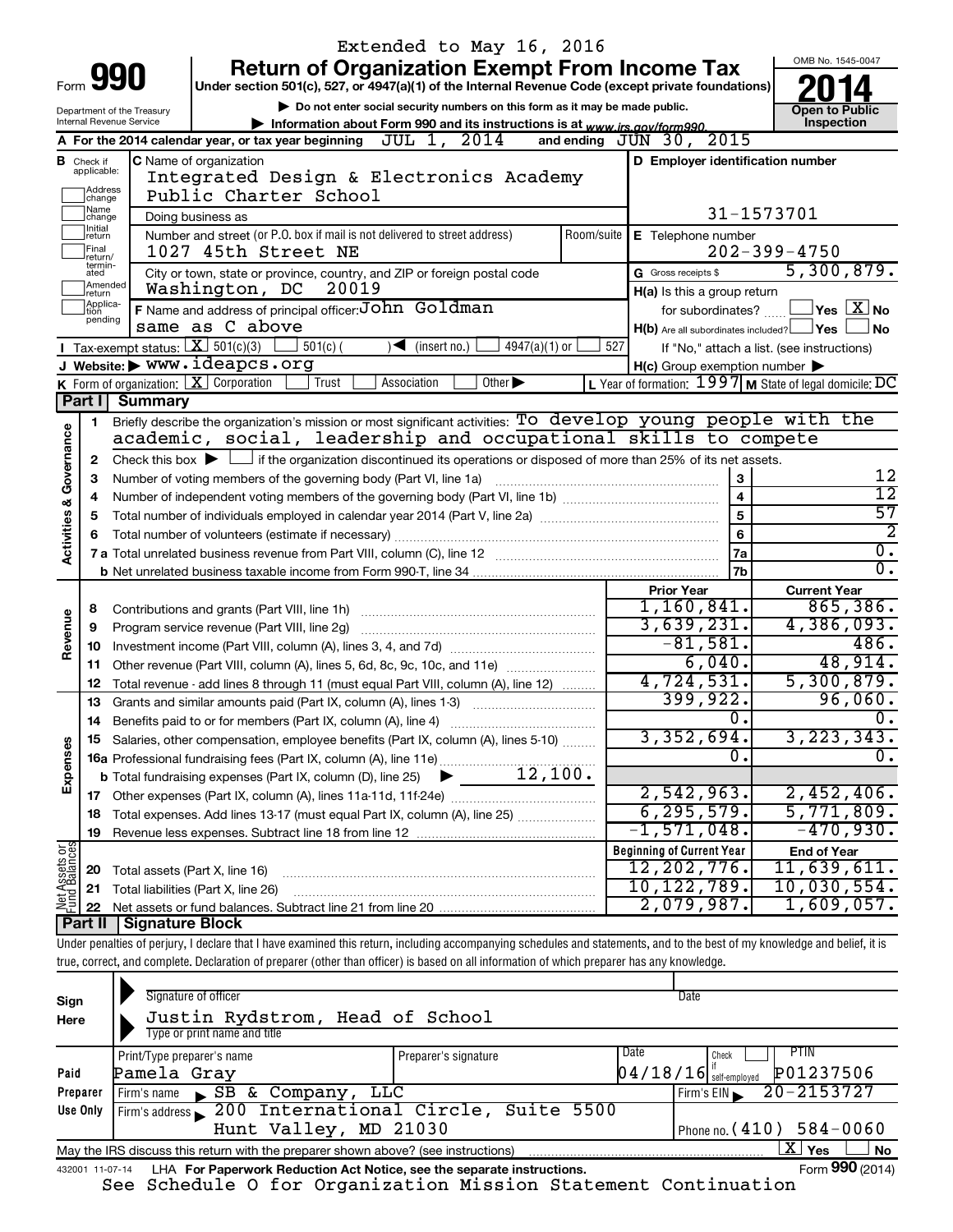Extended to May 16, 2016

# Form 990 — Return of Organization Exempt From Income Tax (2014)

Under section 501(c), 527, or 4947(a)(1) of the Internal Revenue Code (except private foundations)

▶ Do not enter social security numbers on this form as it may be made public.

▶ Information about Form 990 and its instructions is at www.irs.gov/form990.

Department of the Treasury
Internal Revenue Service

OMB No. 1545-0047

**Open to Public Inspection**

**A** For the 2014 calendar year, or tax year beginning JUL 1, 2014 and ending JUN 30, 2015

**B** Check if applicable: Address change / Name change / Initial return / Final return/terminated / Amended return / Application pending

**C** Name of organization: Integrated Design & Electronics Academy Public Charter School

Doing business as

Number and street (or P.O. box if mail is not delivered to street address): 1027 45th Street NE — Room/suite

City or town, state or province, country, and ZIP or foreign postal code: Washington, DC 20019

**D** Employer identification number: 31-1573701

**E** Telephone number: 202-399-4750

**G** Gross receipts $ 5,300,879.

**F** Name and address of principal officer: John Goldman, same as C above

**H(a)** Is this a group return for subordinates? ☐ Yes ☒ No

**H(b)** Are all subordinates included? ☐ Yes ☐ No — If "No," attach a list. (see instructions)

**H(c)** Group exemption number ▶

**I** Tax-exempt status: ☒ 501(c)(3) ☐ 501(c) ( ) ◀ (insert no.) ☐ 4947(a)(1) or ☐ 527

**J** Website: ▶ www.ideapcs.org

**K** Form of organization: ☒ Corporation ☐ Trust ☐ Association ☐ Other ▶

**L** Year of formation: 1997 **M** State of legal domicile: DC

## Part I Summary

### Activities & Governance

1. Briefly describe the organization's mission or most significant activities: To develop young people with the academic, social, leadership and occupational skills to compete
2. Check this box ▶ ☐ if the organization discontinued its operations or disposed of more than 25% of its net assets.

| Line | Description | | Value |
|---|---|---|---|
| 3 | Number of voting members of the governing body (Part VI, line 1a) | 3 | 12 |
| 4 | Number of independent voting members of the governing body (Part VI, line 1b) | 4 | 12 |
| 5 | Total number of individuals employed in calendar year 2014 (Part V, line 2a) | 5 | 57 |
| 6 | Total number of volunteers (estimate if necessary) | 6 | 2 |
| 7a | Total unrelated business revenue from Part VIII, column (C), line 12 | 7a | 0. |
| 7b | Net unrelated business taxable income from Form 990-T, line 34 | 7b | 0. |

### Revenue, Expenses, and Net Assets

| Line | Description | Prior Year | Current Year |
|---|---|---|---|
| 8 | Contributions and grants (Part VIII, line 1h) | 1,160,841. | 865,386. |
| 9 | Program service revenue (Part VIII, line 2g) | 3,639,231. | 4,386,093. |
| 10 | Investment income (Part VIII, column (A), lines 3, 4, and 7d) | -81,581. | 486. |
| 11 | Other revenue (Part VIII, column (A), lines 5, 6d, 8c, 9c, 10c, and 11e) | 6,040. | 48,914. |
| 12 | Total revenue - add lines 8 through 11 (must equal Part VIII, column (A), line 12) | 4,724,531. | 5,300,879. |
| 13 | Grants and similar amounts paid (Part IX, column (A), lines 1-3) | 399,922. | 96,060. |
| 14 | Benefits paid to or for members (Part IX, column (A), line 4) | 0. | 0. |
| 15 | Salaries, other compensation, employee benefits (Part IX, column (A), lines 5-10) | 3,352,694. | 3,223,343. |
| 16a | Professional fundraising fees (Part IX, column (A), line 11e) | 0. | 0. |
| b | Total fundraising expenses (Part IX, column (D), line 25) ▶ 12,100. | | |
| 17 | Other expenses (Part IX, column (A), lines 11a-11d, 11f-24e) | 2,542,963. | 2,452,406. |
| 18 | Total expenses. Add lines 13-17 (must equal Part IX, column (A), line 25) | 6,295,579. | 5,771,809. |
| 19 | Revenue less expenses. Subtract line 18 from line 12 | -1,571,048. | -470,930. |

| Line | Description | Beginning of Current Year | End of Year |
|---|---|---|---|
| 20 | Total assets (Part X, line 16) | 12,202,776. | 11,639,611. |
| 21 | Total liabilities (Part X, line 26) | 10,122,789. | 10,030,554. |
| 22 | Net assets or fund balances. Subtract line 21 from line 20 | 2,079,987. | 1,609,057. |

## Part II Signature Block

Under penalties of perjury, I declare that I have examined this return, including accompanying schedules and statements, and to the best of my knowledge and belief, it is true, correct, and complete. Declaration of preparer (other than officer) is based on all information of which preparer has any knowledge.

**Sign Here**

Signature of officer — Date

Justin Rydstrom, Head of School
Type or print name and title

**Paid Preparer Use Only**

| Print/Type preparer's name | Preparer's signature | Date | Check if self-employed | PTIN |
|---|---|---|---|---|
| Pamela Gray | | 04/18/16 | ☐ | P01237506 |

Firm's name ▶ SB & Company, LLC — Firm's EIN ▶ 20-2153727

Firm's address ▶ 200 International Circle, Suite 5500, Hunt Valley, MD 21030 — Phone no. (410) 584-0060

May the IRS discuss this return with the preparer shown above? (see instructions) ☒ Yes ☐ No

432001 11-07-14 LHA For Paperwork Reduction Act Notice, see the separate instructions. Form 990 (2014)

See Schedule O for Organization Mission Statement Continuation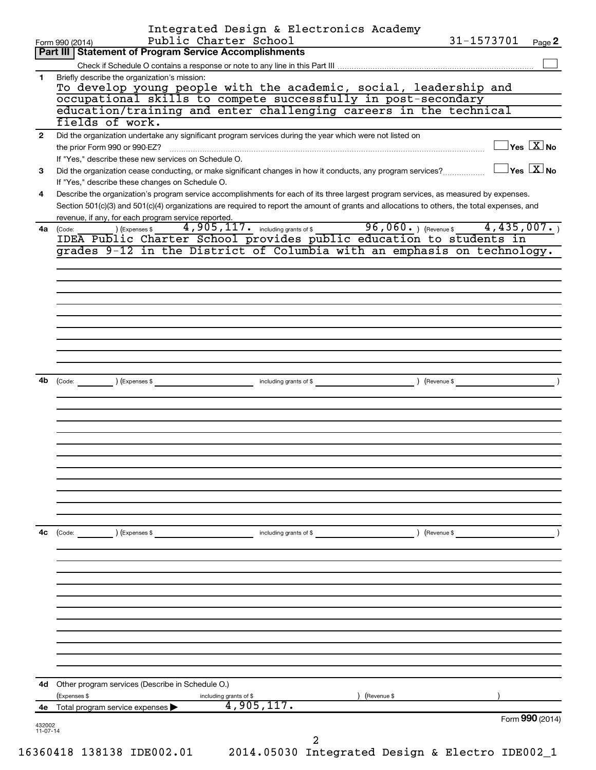Integrated Design & Electronics Academy Public Charter School 31-1573701

Form 990 (2014) Page 2

## Part III Statement of Program Service Accomplishments

Check if Schedule O contains a response or note to any line in this Part III ☐

**1** Briefly describe the organization's mission:

To develop young people with the academic, social, leadership and occupational skills to compete successfully in post-secondary education/training and enter challenging careers in the technical fields of work.

**2** Did the organization undertake any significant program services during the year which were not listed on the prior Form 990 or 990-EZ? ☐ Yes ☒ No

If "Yes," describe these new services on Schedule O.

**3** Did the organization cease conducting, or make significant changes in how it conducts, any program services? ☐ Yes ☒ No

If "Yes," describe these changes on Schedule O.

**4** Describe the organization's program service accomplishments for each of its three largest program services, as measured by expenses. Section 501(c)(3) and 501(c)(4) organizations are required to report the amount of grants and allocations to others, the total expenses, and revenue, if any, for each program service reported.

**4a** (Code: ) (Expenses $ 4,905,117. including grants of $ 96,060. ) (Revenue $ 4,435,007. )

IDEA Public Charter School provides public education to students in grades 9-12 in the District of Columbia with an emphasis on technology.

**4b** (Code: ) (Expenses $ including grants of $ ) (Revenue $ )

**4c** (Code: ) (Expenses $ including grants of $ ) (Revenue $ )

**4d** Other program services (Describe in Schedule O.)

(Expenses $ including grants of $ ) (Revenue $ )

**4e** Total program service expenses ▶ 4,905,117.

Form **990** (2014)

432002 11-07-14

16360418 138138 IDE002.01 2014.05030 Integrated Design & Electro IDE002_1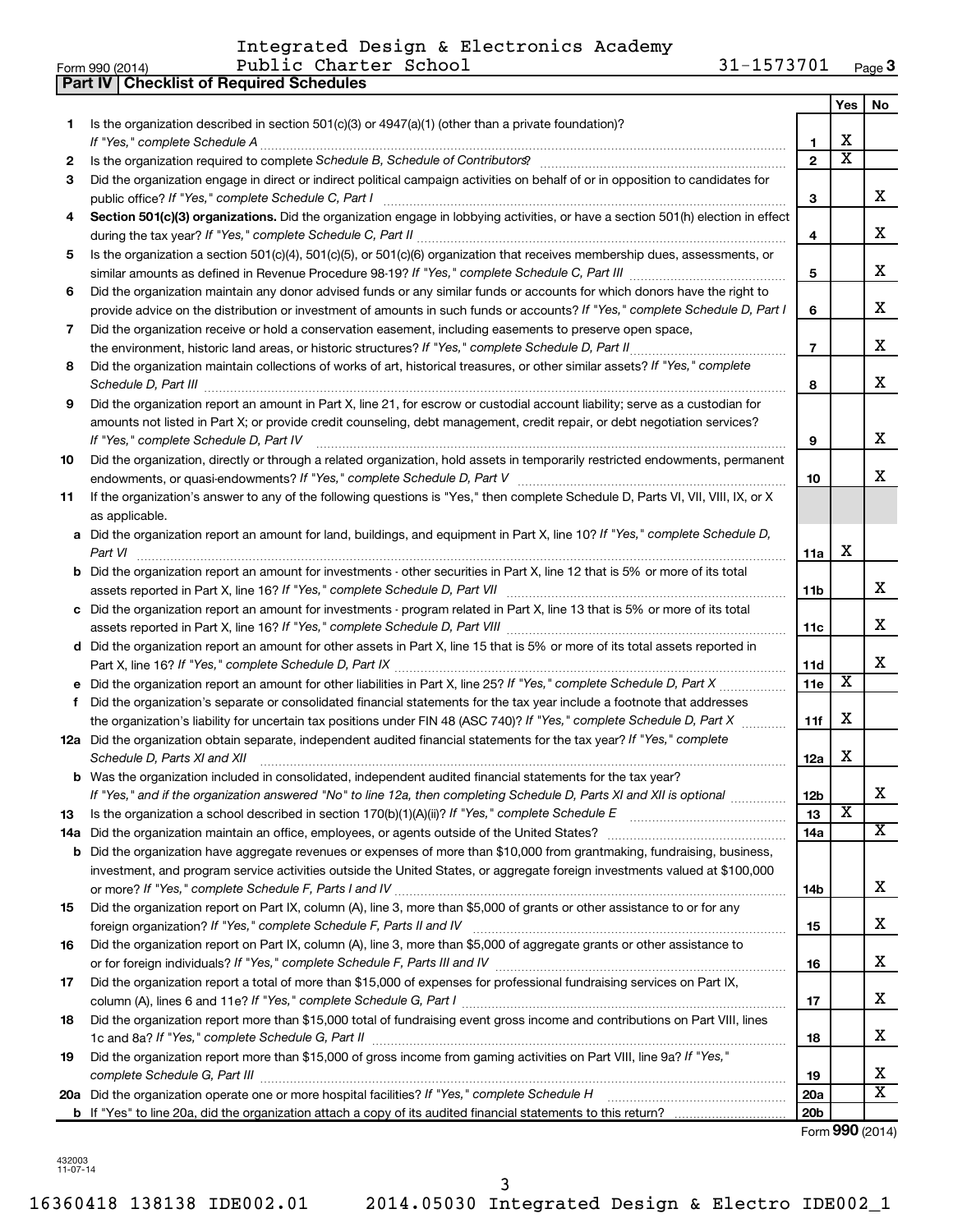Integrated Design & Electronics Academy
Form 990 (2014) Public Charter School 31-1573701 Page 3

**Part IV | Checklist of Required Schedules**

| | | | Yes | No |
|---|---|---|---|---|
| 1 | Is the organization described in section 501(c)(3) or 4947(a)(1) (other than a private foundation)? *If "Yes," complete Schedule A* | 1 | X | |
| 2 | Is the organization required to complete *Schedule B, Schedule of Contributors*? | 2 | X | |
| 3 | Did the organization engage in direct or indirect political campaign activities on behalf of or in opposition to candidates for public office? *If "Yes," complete Schedule C, Part I* | 3 | | X |
| 4 | **Section 501(c)(3) organizations.** Did the organization engage in lobbying activities, or have a section 501(h) election in effect during the tax year? *If "Yes," complete Schedule C, Part II* | 4 | | X |
| 5 | Is the organization a section 501(c)(4), 501(c)(5), or 501(c)(6) organization that receives membership dues, assessments, or similar amounts as defined in Revenue Procedure 98-19? *If "Yes," complete Schedule C, Part III* | 5 | | X |
| 6 | Did the organization maintain any donor advised funds or any similar funds or accounts for which donors have the right to provide advice on the distribution or investment of amounts in such funds or accounts? *If "Yes," complete Schedule D, Part I* | 6 | | X |
| 7 | Did the organization receive or hold a conservation easement, including easements to preserve open space, the environment, historic land areas, or historic structures? *If "Yes," complete Schedule D, Part II* | 7 | | X |
| 8 | Did the organization maintain collections of works of art, historical treasures, or other similar assets? *If "Yes," complete Schedule D, Part III* | 8 | | X |
| 9 | Did the organization report an amount in Part X, line 21, for escrow or custodial account liability; serve as a custodian for amounts not listed in Part X; or provide credit counseling, debt management, credit repair, or debt negotiation services? *If "Yes," complete Schedule D, Part IV* | 9 | | X |
| 10 | Did the organization, directly or through a related organization, hold assets in temporarily restricted endowments, permanent endowments, or quasi-endowments? *If "Yes," complete Schedule D, Part V* | 10 | | X |
| 11 | If the organization's answer to any of the following questions is "Yes," then complete Schedule D, Parts VI, VII, VIII, IX, or X as applicable. | | | |
| a | Did the organization report an amount for land, buildings, and equipment in Part X, line 10? *If "Yes," complete Schedule D, Part VI* | 11a | X | |
| b | Did the organization report an amount for investments - other securities in Part X, line 12 that is 5% or more of its total assets reported in Part X, line 16? *If "Yes," complete Schedule D, Part VII* | 11b | | X |
| c | Did the organization report an amount for investments - program related in Part X, line 13 that is 5% or more of its total assets reported in Part X, line 16? *If "Yes," complete Schedule D, Part VIII* | 11c | | X |
| d | Did the organization report an amount for other assets in Part X, line 15 that is 5% or more of its total assets reported in Part X, line 16? *If "Yes," complete Schedule D, Part IX* | 11d | | X |
| e | Did the organization report an amount for other liabilities in Part X, line 25? *If "Yes," complete Schedule D, Part X* | 11e | X | |
| f | Did the organization's separate or consolidated financial statements for the tax year include a footnote that addresses the organization's liability for uncertain tax positions under FIN 48 (ASC 740)? *If "Yes," complete Schedule D, Part X* | 11f | X | |
| 12a | Did the organization obtain separate, independent audited financial statements for the tax year? *If "Yes," complete Schedule D, Parts XI and XII* | 12a | X | |
| b | Was the organization included in consolidated, independent audited financial statements for the tax year? *If "Yes," and if the organization answered "No" to line 12a, then completing Schedule D, Parts XI and XII is optional* | 12b | | X |
| 13 | Is the organization a school described in section 170(b)(1)(A)(ii)? *If "Yes," complete Schedule E* | 13 | X | |
| 14a | Did the organization maintain an office, employees, or agents outside of the United States? | 14a | | X |
| b | Did the organization have aggregate revenues or expenses of more than $10,000 from grantmaking, fundraising, business, investment, and program service activities outside the United States, or aggregate foreign investments valued at $100,000 or more? *If "Yes," complete Schedule F, Parts I and IV* | 14b | | X |
| 15 | Did the organization report on Part IX, column (A), line 3, more than $5,000 of grants or other assistance to or for any foreign organization? *If "Yes," complete Schedule F, Parts II and IV* | 15 | | X |
| 16 | Did the organization report on Part IX, column (A), line 3, more than $5,000 of aggregate grants or other assistance to or for foreign individuals? *If "Yes," complete Schedule F, Parts III and IV* | 16 | | X |
| 17 | Did the organization report a total of more than $15,000 of expenses for professional fundraising services on Part IX, column (A), lines 6 and 11e? *If "Yes," complete Schedule G, Part I* | 17 | | X |
| 18 | Did the organization report more than $15,000 total of fundraising event gross income and contributions on Part VIII, lines 1c and 8a? *If "Yes," complete Schedule G, Part II* | 18 | | X |
| 19 | Did the organization report more than $15,000 of gross income from gaming activities on Part VIII, line 9a? *If "Yes," complete Schedule G, Part III* | 19 | | X |
| 20a | Did the organization operate one or more hospital facilities? *If "Yes," complete Schedule H* | 20a | | X |
| b | If "Yes" to line 20a, did the organization attach a copy of its audited financial statements to this return? | 20b | | |

Form **990** (2014)

432003 11-07-14

16360418 138138 IDE002.01 2014.05030 Integrated Design & Electro IDE002_1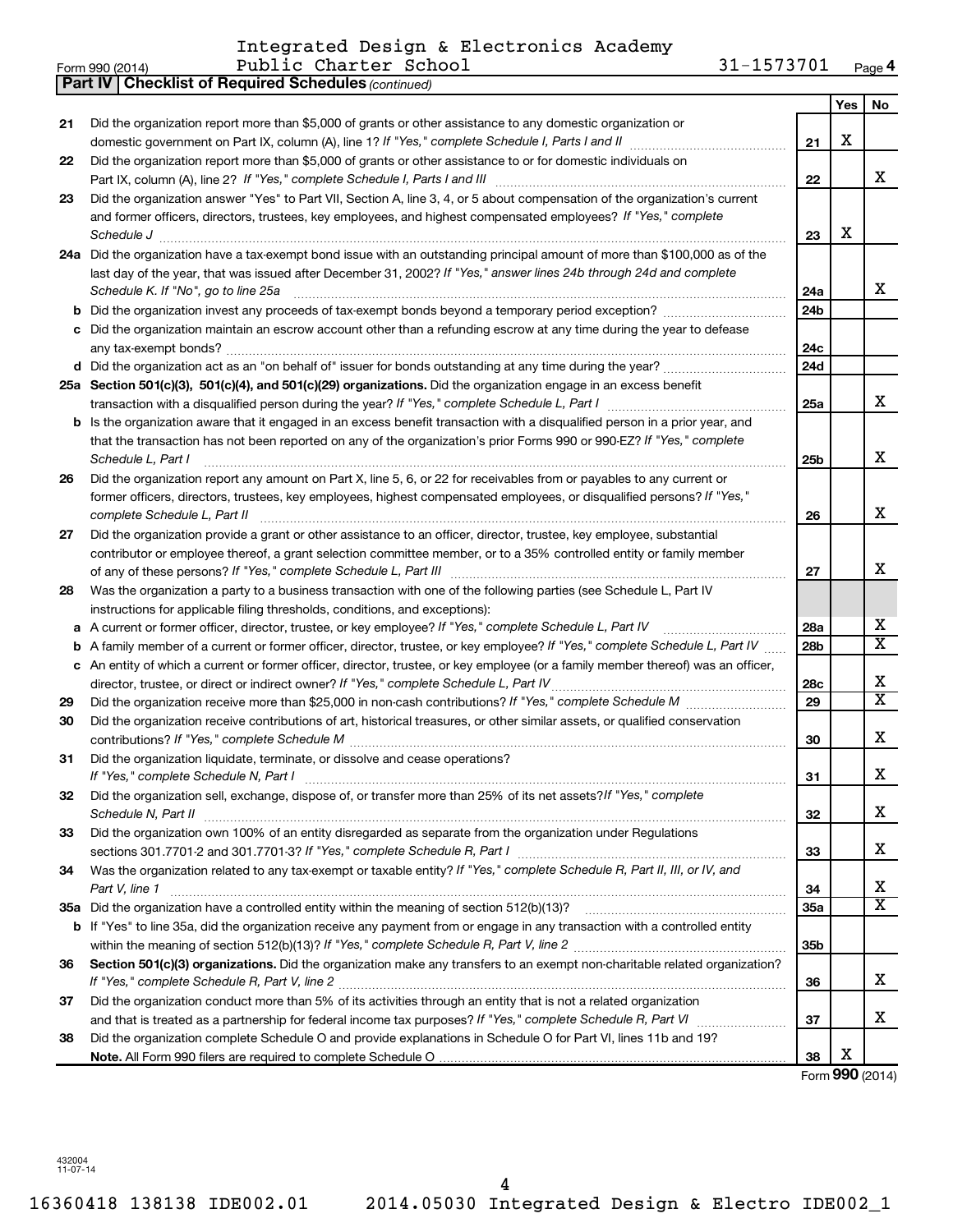Integrated Design & Electronics Academy
Form 990 (2014) Public Charter School 31-1573701 Page **4**

**Part IV | Checklist of Required Schedules** *(continued)*

| | | | Yes | No |
|---|---|---|---|---|
| 21 | Did the organization report more than $5,000 of grants or other assistance to any domestic organization or domestic government on Part IX, column (A), line 1? *If "Yes," complete Schedule I, Parts I and II* | 21 | X | |
| 22 | Did the organization report more than $5,000 of grants or other assistance to or for domestic individuals on Part IX, column (A), line 2? *If "Yes," complete Schedule I, Parts I and III* | 22 | | X |
| 23 | Did the organization answer "Yes" to Part VII, Section A, line 3, 4, or 5 about compensation of the organization's current and former officers, directors, trustees, key employees, and highest compensated employees? *If "Yes," complete Schedule J* | 23 | X | |
| 24a | Did the organization have a tax-exempt bond issue with an outstanding principal amount of more than $100,000 as of the last day of the year, that was issued after December 31, 2002? *If "Yes," answer lines 24b through 24d and complete Schedule K. If "No", go to line 25a* | 24a | | X |
| b | Did the organization invest any proceeds of tax-exempt bonds beyond a temporary period exception? | 24b | | |
| c | Did the organization maintain an escrow account other than a refunding escrow at any time during the year to defease any tax-exempt bonds? | 24c | | |
| d | Did the organization act as an "on behalf of" issuer for bonds outstanding at any time during the year? | 24d | | |
| 25a | **Section 501(c)(3), 501(c)(4), and 501(c)(29) organizations.** Did the organization engage in an excess benefit transaction with a disqualified person during the year? *If "Yes," complete Schedule L, Part I* | 25a | | X |
| b | Is the organization aware that it engaged in an excess benefit transaction with a disqualified person in a prior year, and that the transaction has not been reported on any of the organization's prior Forms 990 or 990-EZ? *If "Yes," complete Schedule L, Part I* | 25b | | X |
| 26 | Did the organization report any amount on Part X, line 5, 6, or 22 for receivables from or payables to any current or former officers, directors, trustees, key employees, highest compensated employees, or disqualified persons? *If "Yes," complete Schedule L, Part II* | 26 | | X |
| 27 | Did the organization provide a grant or other assistance to an officer, director, trustee, key employee, substantial contributor or employee thereof, a grant selection committee member, or to a 35% controlled entity or family member of any of these persons? *If "Yes," complete Schedule L, Part III* | 27 | | X |
| 28 | Was the organization a party to a business transaction with one of the following parties (see Schedule L, Part IV instructions for applicable filing thresholds, conditions, and exceptions): | | | |
| a | A current or former officer, director, trustee, or key employee? *If "Yes," complete Schedule L, Part IV* | 28a | | X |
| b | A family member of a current or former officer, director, trustee, or key employee? *If "Yes," complete Schedule L, Part IV* | 28b | | X |
| c | An entity of which a current or former officer, director, trustee, or key employee (or a family member thereof) was an officer, director, trustee, or direct or indirect owner? *If "Yes," complete Schedule L, Part IV* | 28c | | X |
| 29 | Did the organization receive more than $25,000 in non-cash contributions? *If "Yes," complete Schedule M* | 29 | | X |
| 30 | Did the organization receive contributions of art, historical treasures, or other similar assets, or qualified conservation contributions? *If "Yes," complete Schedule M* | 30 | | X |
| 31 | Did the organization liquidate, terminate, or dissolve and cease operations? *If "Yes," complete Schedule N, Part I* | 31 | | X |
| 32 | Did the organization sell, exchange, dispose of, or transfer more than 25% of its net assets? *If "Yes," complete Schedule N, Part II* | 32 | | X |
| 33 | Did the organization own 100% of an entity disregarded as separate from the organization under Regulations sections 301.7701-2 and 301.7701-3? *If "Yes," complete Schedule R, Part I* | 33 | | X |
| 34 | Was the organization related to any tax-exempt or taxable entity? *If "Yes," complete Schedule R, Part II, III, or IV, and Part V, line 1* | 34 | | X |
| 35a | Did the organization have a controlled entity within the meaning of section 512(b)(13)? | 35a | | X |
| b | If "Yes" to line 35a, did the organization receive any payment from or engage in any transaction with a controlled entity within the meaning of section 512(b)(13)? *If "Yes," complete Schedule R, Part V, line 2* | 35b | | |
| 36 | **Section 501(c)(3) organizations.** Did the organization make any transfers to an exempt non-charitable related organization? *If "Yes," complete Schedule R, Part V, line 2* | 36 | | X |
| 37 | Did the organization conduct more than 5% of its activities through an entity that is not a related organization and that is treated as a partnership for federal income tax purposes? *If "Yes," complete Schedule R, Part VI* | 37 | | X |
| 38 | Did the organization complete Schedule O and provide explanations in Schedule O for Part VI, lines 11b and 19? **Note.** All Form 990 filers are required to complete Schedule O | 38 | X | |

Form **990** (2014)

432004 11-07-14

16360418 138138 IDE002.01 2014.05030 Integrated Design & Electro IDE002_1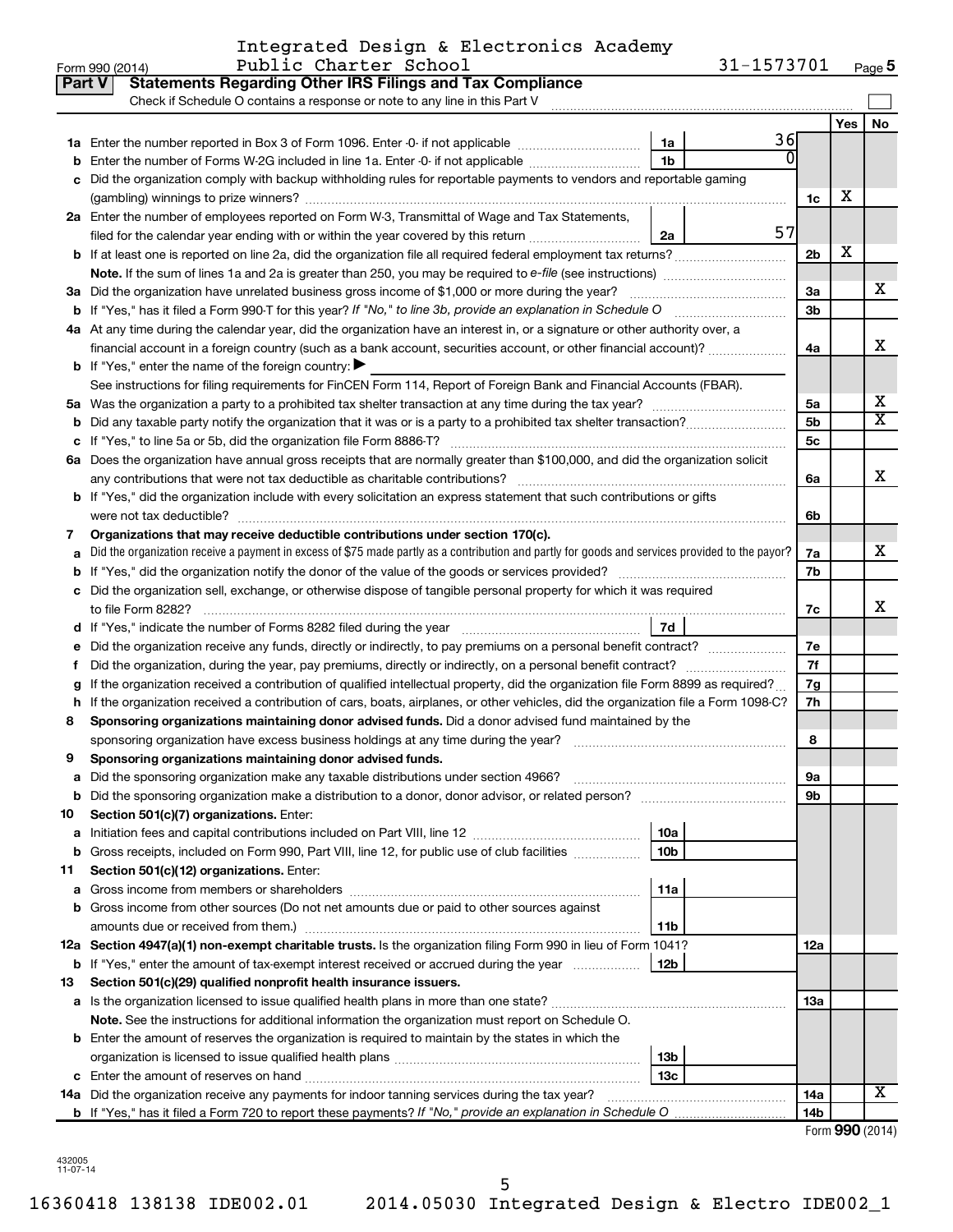Integrated Design & Electronics Academy
Form 990 (2014) Public Charter School 31-1573701 Page 5

## Part V Statements Regarding Other IRS Filings and Tax Compliance

Check if Schedule O contains a response or note to any line in this Part V

| | | | | | Yes | No |
|---|---|---|---|---|---|---|
| 1a | Enter the number reported in Box 3 of Form 1096. Enter -0- if not applicable | 1a | 36 | | | |
| b | Enter the number of Forms W-2G included in line 1a. Enter -0- if not applicable | 1b | 0 | | | |
| c | Did the organization comply with backup withholding rules for reportable payments to vendors and reportable gaming (gambling) winnings to prize winners? | | | 1c | X | |
| 2a | Enter the number of employees reported on Form W-3, Transmittal of Wage and Tax Statements, filed for the calendar year ending with or within the year covered by this return | 2a | 57 | | | |
| b | If at least one is reported on line 2a, did the organization file all required federal employment tax returns? | | | 2b | X | |
| | **Note.** If the sum of lines 1a and 2a is greater than 250, you may be required to *e-file* (see instructions) | | | | | |
| 3a | Did the organization have unrelated business gross income of $1,000 or more during the year? | | | 3a | | X |
| b | If "Yes," has it filed a Form 990-T for this year? *If "No," to line 3b, provide an explanation in Schedule O* | | | 3b | | |
| 4a | At any time during the calendar year, did the organization have an interest in, or a signature or other authority over, a financial account in a foreign country (such as a bank account, securities account, or other financial account)? | | | 4a | | X |
| b | If "Yes," enter the name of the foreign country: ▶ | | | | | |
| | See instructions for filing requirements for FinCEN Form 114, Report of Foreign Bank and Financial Accounts (FBAR). | | | | | |
| 5a | Was the organization a party to a prohibited tax shelter transaction at any time during the tax year? | | | 5a | | X |
| b | Did any taxable party notify the organization that it was or is a party to a prohibited tax shelter transaction? | | | 5b | | X |
| c | If "Yes," to line 5a or 5b, did the organization file Form 8886-T? | | | 5c | | |
| 6a | Does the organization have annual gross receipts that are normally greater than $100,000, and did the organization solicit any contributions that were not tax deductible as charitable contributions? | | | 6a | | X |
| b | If "Yes," did the organization include with every solicitation an express statement that such contributions or gifts were not tax deductible? | | | 6b | | |
| 7 | **Organizations that may receive deductible contributions under section 170(c).** | | | | | |
| a | Did the organization receive a payment in excess of $75 made partly as a contribution and partly for goods and services provided to the payor? | | | 7a | | X |
| b | If "Yes," did the organization notify the donor of the value of the goods or services provided? | | | 7b | | |
| c | Did the organization sell, exchange, or otherwise dispose of tangible personal property for which it was required to file Form 8282? | | | 7c | | X |
| d | If "Yes," indicate the number of Forms 8282 filed during the year | 7d | | | | |
| e | Did the organization receive any funds, directly or indirectly, to pay premiums on a personal benefit contract? | | | 7e | | |
| f | Did the organization, during the year, pay premiums, directly or indirectly, on a personal benefit contract? | | | 7f | | |
| g | If the organization received a contribution of qualified intellectual property, did the organization file Form 8899 as required? | | | 7g | | |
| h | If the organization received a contribution of cars, boats, airplanes, or other vehicles, did the organization file a Form 1098-C? | | | 7h | | |
| 8 | **Sponsoring organizations maintaining donor advised funds.** Did a donor advised fund maintained by the sponsoring organization have excess business holdings at any time during the year? | | | 8 | | |
| 9 | **Sponsoring organizations maintaining donor advised funds.** | | | | | |
| a | Did the sponsoring organization make any taxable distributions under section 4966? | | | 9a | | |
| b | Did the sponsoring organization make a distribution to a donor, donor advisor, or related person? | | | 9b | | |
| 10 | **Section 501(c)(7) organizations.** Enter: | | | | | |
| a | Initiation fees and capital contributions included on Part VIII, line 12 | 10a | | | | |
| b | Gross receipts, included on Form 990, Part VIII, line 12, for public use of club facilities | 10b | | | | |
| 11 | **Section 501(c)(12) organizations.** Enter: | | | | | |
| a | Gross income from members or shareholders | 11a | | | | |
| b | Gross income from other sources (Do not net amounts due or paid to other sources against amounts due or received from them.) | 11b | | | | |
| 12a | **Section 4947(a)(1) non-exempt charitable trusts.** Is the organization filing Form 990 in lieu of Form 1041? | | | 12a | | |
| b | If "Yes," enter the amount of tax-exempt interest received or accrued during the year | 12b | | | | |
| 13 | **Section 501(c)(29) qualified nonprofit health insurance issuers.** | | | | | |
| a | Is the organization licensed to issue qualified health plans in more than one state? | | | 13a | | |
| | **Note.** See the instructions for additional information the organization must report on Schedule O. | | | | | |
| b | Enter the amount of reserves the organization is required to maintain by the states in which the organization is licensed to issue qualified health plans | 13b | | | | |
| c | Enter the amount of reserves on hand | 13c | | | | |
| 14a | Did the organization receive any payments for indoor tanning services during the tax year? | | | 14a | | X |
| b | If "Yes," has it filed a Form 720 to report these payments? *If "No," provide an explanation in Schedule O* | | | 14b | | |

Form **990** (2014)

432005
11-07-14

16360418 138138 IDE002.01 2014.05030 Integrated Design & Electro IDE002_1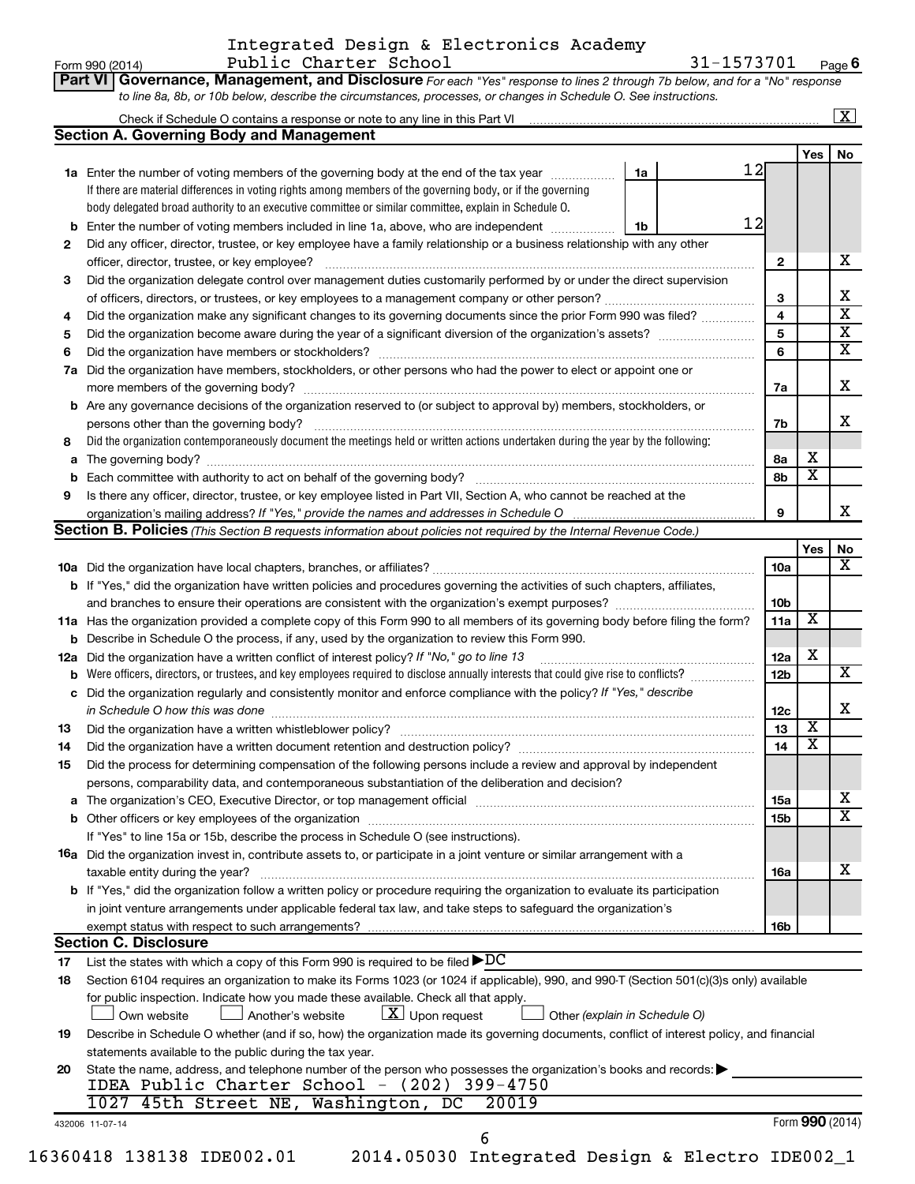Integrated Design & Electronics Academy
Form 990 (2014) Public Charter School 31-1573701 Page 6

**Part VI Governance, Management, and Disclosure** *For each "Yes" response to lines 2 through 7b below, and for a "No" response to line 8a, 8b, or 10b below, describe the circumstances, processes, or changes in Schedule O. See instructions.*

Check if Schedule O contains a response or note to any line in this Part VI ..... [X]

## Section A. Governing Body and Management

| | | | | Yes | No |
|---|---|---|---|---|---|
| **1a** | Enter the number of voting members of the governing body at the end of the tax year ..... **1a** 12 | | | | |
| | If there are material differences in voting rights among members of the governing body, or if the governing body delegated broad authority to an executive committee or similar committee, explain in Schedule O. | | | | |
| **b** | Enter the number of voting members included in line 1a, above, who are independent ..... **1b** 12 | | | | |
| **2** | Did any officer, director, trustee, or key employee have a family relationship or a business relationship with any other officer, director, trustee, or key employee? | | 2 | | X |
| **3** | Did the organization delegate control over management duties customarily performed by or under the direct supervision of officers, directors, or trustees, or key employees to a management company or other person? | | 3 | | X |
| **4** | Did the organization make any significant changes to its governing documents since the prior Form 990 was filed? | | 4 | | X |
| **5** | Did the organization become aware during the year of a significant diversion of the organization's assets? | | 5 | | X |
| **6** | Did the organization have members or stockholders? | | 6 | | X |
| **7a** | Did the organization have members, stockholders, or other persons who had the power to elect or appoint one or more members of the governing body? | | 7a | | X |
| **b** | Are any governance decisions of the organization reserved to (or subject to approval by) members, stockholders, or persons other than the governing body? | | 7b | | X |
| **8** | Did the organization contemporaneously document the meetings held or written actions undertaken during the year by the following: | | | | |
| **a** | The governing body? | | 8a | X | |
| **b** | Each committee with authority to act on behalf of the governing body? | | 8b | X | |
| **9** | Is there any officer, director, trustee, or key employee listed in Part VII, Section A, who cannot be reached at the organization's mailing address? *If "Yes," provide the names and addresses in Schedule O* | | 9 | | X |

## Section B. Policies *(This Section B requests information about policies not required by the Internal Revenue Code.)*

| | | | Yes | No |
|---|---|---|---|---|
| **10a** | Did the organization have local chapters, branches, or affiliates? | 10a | | X |
| **b** | If "Yes," did the organization have written policies and procedures governing the activities of such chapters, affiliates, and branches to ensure their operations are consistent with the organization's exempt purposes? | 10b | | |
| **11a** | Has the organization provided a complete copy of this Form 990 to all members of its governing body before filing the form? | 11a | X | |
| **b** | Describe in Schedule O the process, if any, used by the organization to review this Form 990. | | | |
| **12a** | Did the organization have a written conflict of interest policy? *If "No," go to line 13* | 12a | X | |
| **b** | Were officers, directors, or trustees, and key employees required to disclose annually interests that could give rise to conflicts? | 12b | | X |
| **c** | Did the organization regularly and consistently monitor and enforce compliance with the policy? *If "Yes," describe in Schedule O how this was done* | 12c | | X |
| **13** | Did the organization have a written whistleblower policy? | 13 | X | |
| **14** | Did the organization have a written document retention and destruction policy? | 14 | X | |
| **15** | Did the process for determining compensation of the following persons include a review and approval by independent persons, comparability data, and contemporaneous substantiation of the deliberation and decision? | | | |
| **a** | The organization's CEO, Executive Director, or top management official | 15a | | X |
| **b** | Other officers or key employees of the organization | 15b | | X |
| | If "Yes" to line 15a or 15b, describe the process in Schedule O (see instructions). | | | |
| **16a** | Did the organization invest in, contribute assets to, or participate in a joint venture or similar arrangement with a taxable entity during the year? | 16a | | X |
| **b** | If "Yes," did the organization follow a written policy or procedure requiring the organization to evaluate its participation in joint venture arrangements under applicable federal tax law, and take steps to safeguard the organization's exempt status with respect to such arrangements? | 16b | | |

## Section C. Disclosure

**17** List the states with which a copy of this Form 990 is required to be filed ▶ DC

**18** Section 6104 requires an organization to make its Forms 1023 (or 1024 if applicable), 990, and 990-T (Section 501(c)(3)s only) available for public inspection. Indicate how you made these available. Check all that apply.

[ ] Own website [ ] Another's website [X] Upon request [ ] Other *(explain in Schedule O)*

**19** Describe in Schedule O whether (and if so, how) the organization made its governing documents, conflict of interest policy, and financial statements available to the public during the tax year.

**20** State the name, address, and telephone number of the person who possesses the organization's books and records: ▶

IDEA Public Charter School - (202) 399-4750
1027 45th Street NE, Washington, DC 20019

432006 11-07-14 Form **990** (2014)

16360418 138138 IDE002.01 2014.05030 Integrated Design & Electro IDE002_1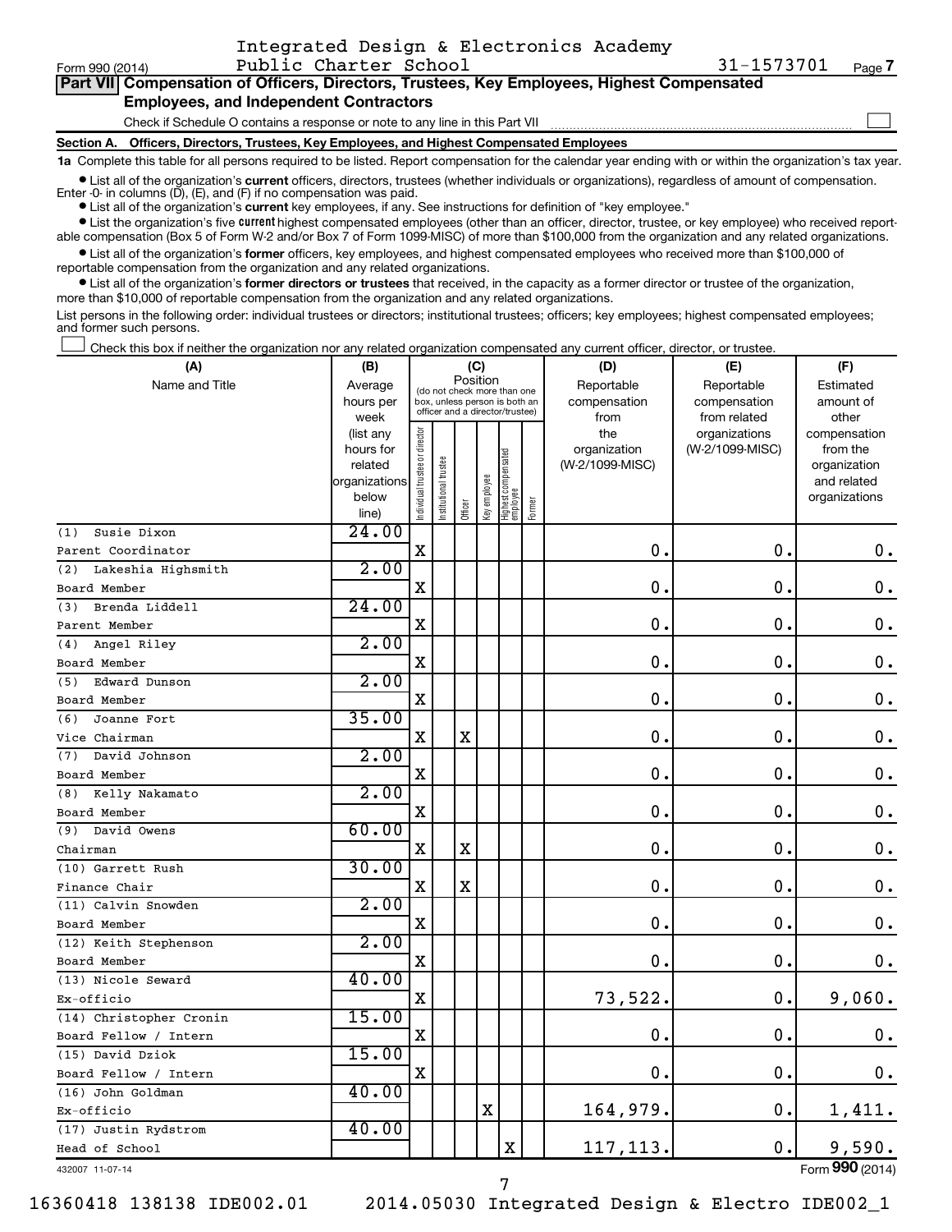Form 990 (2014) Integrated Design & Electronics Academy Public Charter School 31-1573701 Page 7

**Part VII Compensation of Officers, Directors, Trustees, Key Employees, Highest Compensated Employees, and Independent Contractors**

Check if Schedule O contains a response or note to any line in this Part VII

**Section A. Officers, Directors, Trustees, Key Employees, and Highest Compensated Employees**

**1a** Complete this table for all persons required to be listed. Report compensation for the calendar year ending with or within the organization's tax year.

- List all of the organization's **current** officers, directors, trustees (whether individuals or organizations), regardless of amount of compensation. Enter -0- in columns (D), (E), and (F) if no compensation was paid.
- List all of the organization's **current** key employees, if any. See instructions for definition of "key employee."
- List the organization's five **current** highest compensated employees (other than an officer, director, trustee, or key employee) who received reportable compensation (Box 5 of Form W-2 and/or Box 7 of Form 1099-MISC) of more than $100,000 from the organization and any related organizations.
- List all of the organization's **former** officers, key employees, and highest compensated employees who received more than $100,000 of reportable compensation from the organization and any related organizations.
- List all of the organization's **former directors or trustees** that received, in the capacity as a former director or trustee of the organization, more than $10,000 of reportable compensation from the organization and any related organizations.

List persons in the following order: individual trustees or directors; institutional trustees; officers; key employees; highest compensated employees; and former such persons.

Check this box if neither the organization nor any related organization compensated any current officer, director, or trustee.

| (A) Name and Title | (B) Average hours per week (list any hours for related organizations below line) | (C) Position: Individual trustee or director | Institutional trustee | Officer | Key employee | Highest compensated employee | Former | (D) Reportable compensation from the organization (W-2/1099-MISC) | (E) Reportable compensation from related organizations (W-2/1099-MISC) | (F) Estimated amount of other compensation from the organization and related organizations |
|---|---|---|---|---|---|---|---|---|---|---|
| (1) Susie Dixon<br>Parent Coordinator | 24.00 | X | | | | | | 0. | 0. | 0. |
| (2) Lakeshia Highsmith<br>Board Member | 2.00 | X | | | | | | 0. | 0. | 0. |
| (3) Brenda Liddell<br>Parent Member | 24.00 | X | | | | | | 0. | 0. | 0. |
| (4) Angel Riley<br>Board Member | 2.00 | X | | | | | | 0. | 0. | 0. |
| (5) Edward Dunson<br>Board Member | 2.00 | X | | | | | | 0. | 0. | 0. |
| (6) Joanne Fort<br>Vice Chairman | 35.00 | X | | X | | | | 0. | 0. | 0. |
| (7) David Johnson<br>Board Member | 2.00 | X | | | | | | 0. | 0. | 0. |
| (8) Kelly Nakamato<br>Board Member | 2.00 | X | | | | | | 0. | 0. | 0. |
| (9) David Owens<br>Chairman | 60.00 | X | | X | | | | 0. | 0. | 0. |
| (10) Garrett Rush<br>Finance Chair | 30.00 | X | | X | | | | 0. | 0. | 0. |
| (11) Calvin Snowden<br>Board Member | 2.00 | X | | | | | | 0. | 0. | 0. |
| (12) Keith Stephenson<br>Board Member | 2.00 | X | | | | | | 0. | 0. | 0. |
| (13) Nicole Seward<br>Ex-officio | 40.00 | X | | | | | | 73,522. | 0. | 9,060. |
| (14) Christopher Cronin<br>Board Fellow / Intern | 15.00 | X | | | | | | 0. | 0. | 0. |
| (15) David Dziok<br>Board Fellow / Intern | 15.00 | X | | | | | | 0. | 0. | 0. |
| (16) John Goldman<br>Ex-officio | 40.00 | | | | X | | | 164,979. | 0. | 1,411. |
| (17) Justin Rydstrom<br>Head of School | 40.00 | | | | | X | | 117,113. | 0. | 9,590. |

432007 11-07-14 Form **990** (2014)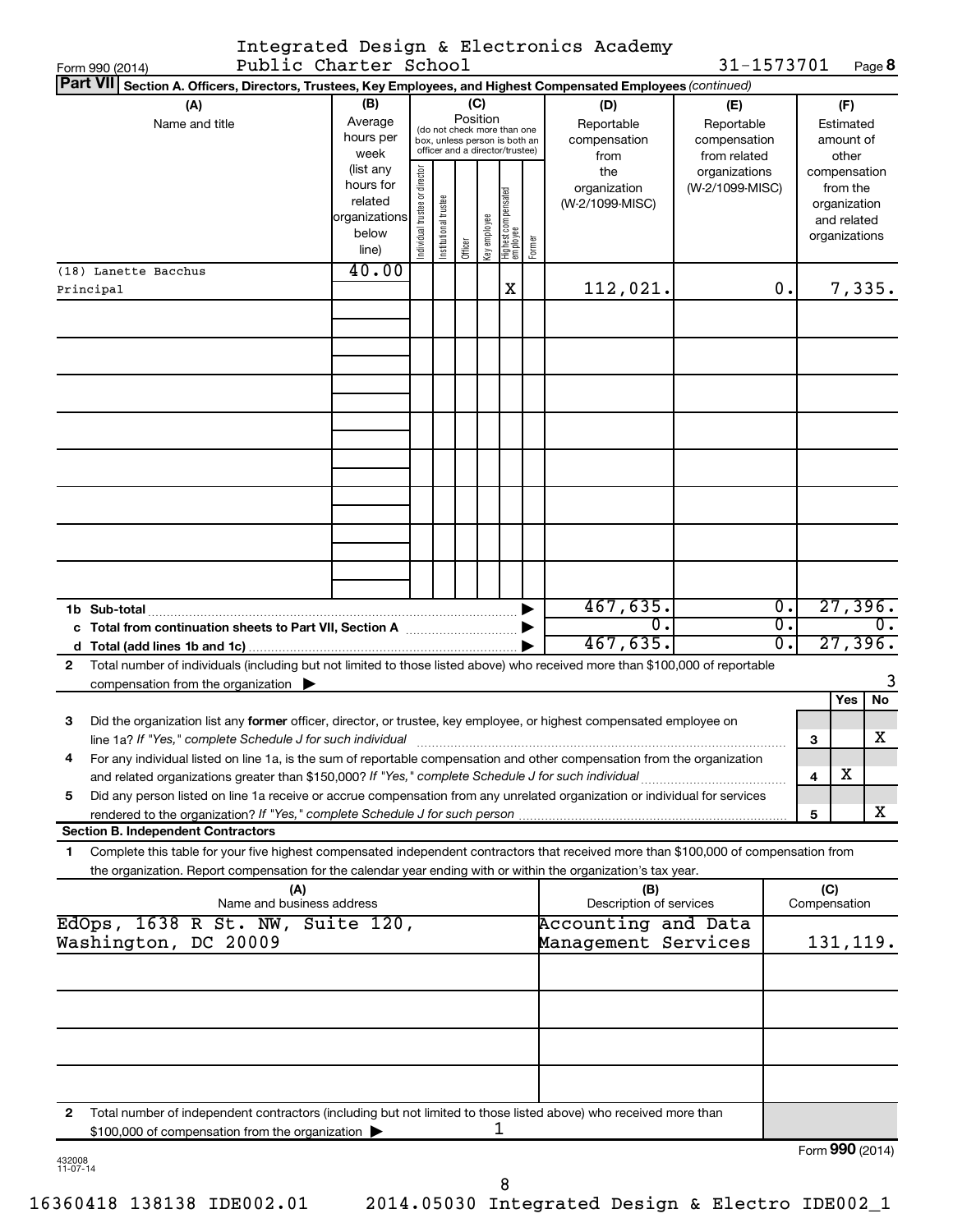Form 990 (2014) Integrated Design & Electronics Academy Public Charter School 31-1573701 Page **8**

**Part VII** **Section A. Officers, Directors, Trustees, Key Employees, and Highest Compensated Employees** *(continued)*

| (A) Name and title | (B) Average hours per week (list any hours for related organizations below line) | (C) Position: Individual trustee or director | Institutional trustee | Officer | Key employee | Highest compensated employee | Former | (D) Reportable compensation from the organization (W-2/1099-MISC) | (E) Reportable compensation from related organizations (W-2/1099-MISC) | (F) Estimated amount of other compensation from the organization and related organizations |
|---|---|---|---|---|---|---|---|---|---|---|
| (18) Lanette Bacchus<br>Principal | 40.00 | | | | | X | | 112,021. | 0. | 7,335. |
| | | | | | | | | | | |
| **1b Sub-total** | | | | | | | | 467,635. | 0. | 27,396. |
| **c Total from continuation sheets to Part VII, Section A** | | | | | | | | 0. | 0. | 0. |
| **d Total (add lines 1b and 1c)** | | | | | | | | 467,635. | 0. | 27,396. |

**2** Total number of individuals (including but not limited to those listed above) who received more than $100,000 of reportable compensation from the organization ▶ 3

| | | | Yes | No |
|---|---|---|---|---|
| **3** | Did the organization list any **former** officer, director, or trustee, key employee, or highest compensated employee on line 1a? *If "Yes," complete Schedule J for such individual* | 3 | | X |
| **4** | For any individual listed on line 1a, is the sum of reportable compensation and other compensation from the organization and related organizations greater than $150,000? *If "Yes," complete Schedule J for such individual* | 4 | X | |
| **5** | Did any person listed on line 1a receive or accrue compensation from any unrelated organization or individual for services rendered to the organization? *If "Yes," complete Schedule J for such person* | 5 | | X |

**Section B. Independent Contractors**

**1** Complete this table for your five highest compensated independent contractors that received more than $100,000 of compensation from the organization. Report compensation for the calendar year ending with or within the organization's tax year.

| (A) Name and business address | (B) Description of services | (C) Compensation |
|---|---|---|
| EdOps, 1638 R St. NW, Suite 120, Washington, DC 20009 | Accounting and Data Management Services | 131,119. |
| | | |
| | | |
| | | |
| | | |

**2** Total number of independent contractors (including but not limited to those listed above) who received more than $100,000 of compensation from the organization ▶ 1

Form **990** (2014)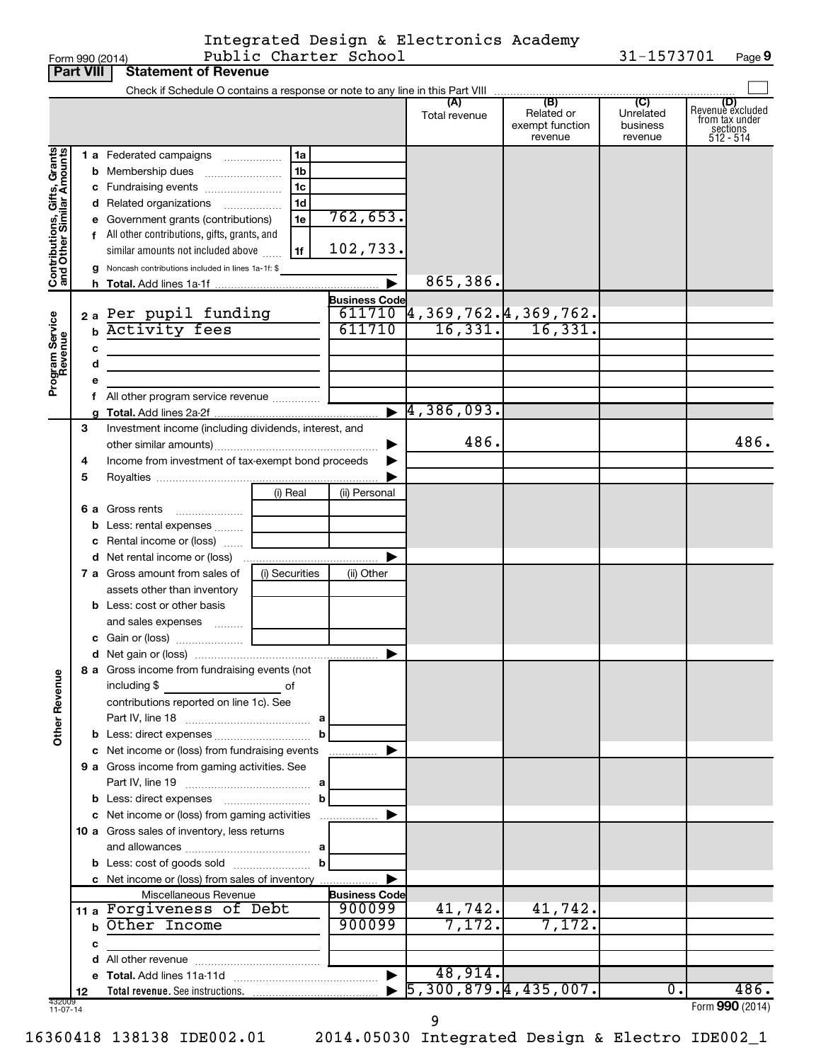Form 990 (2014) Integrated Design & Electronics Academy Public Charter School 31-1573701 Page **9**

## Part VIII Statement of Revenue

Check if Schedule O contains a response or note to any line in this Part VIII ☐

| | | | | (A) Total revenue | (B) Related or exempt function revenue | (C) Unrelated business revenue | (D) Revenue excluded from tax under sections 512 - 514 |
|---|---|---|---|---|---|---|---|
| **Contributions, Gifts, Grants and Other Similar Amounts** | 1 a Federated campaigns | 1a | | | | | |
| | b Membership dues | 1b | | | | | |
| | c Fundraising events | 1c | | | | | |
| | d Related organizations | 1d | | | | | |
| | e Government grants (contributions) | 1e | 762,653. | | | | |
| | f All other contributions, gifts, grants, and similar amounts not included above | 1f | 102,733. | | | | |
| | g Noncash contributions included in lines 1a-1f: $ | | | | | | |
| | h **Total.** Add lines 1a-1f | | | 865,386. | | | |
| **Program Service Revenue** | | | Business Code | | | | |
| | 2 a Per pupil funding | | 611710 | 4,369,762. | 4,369,762. | | |
| | b Activity fees | | 611710 | 16,331. | 16,331. | | |
| | c | | | | | | |
| | d | | | | | | |
| | e | | | | | | |
| | f All other program service revenue | | | | | | |
| | g **Total.** Add lines 2a-2f | | | 4,386,093. | | | |
| **Other Revenue** | 3 Investment income (including dividends, interest, and other similar amounts) | | | 486. | | | 486. |
| | 4 Income from investment of tax-exempt bond proceeds | | | | | | |
| | 5 Royalties | | | | | | |
| | | (i) Real | (ii) Personal | | | | |
| | 6 a Gross rents | | | | | | |
| | b Less: rental expenses | | | | | | |
| | c Rental income or (loss) | | | | | | |
| | d Net rental income or (loss) | | | | | | |
| | 7 a Gross amount from sales of assets other than inventory | (i) Securities | (ii) Other | | | | |
| | b Less: cost or other basis and sales expenses | | | | | | |
| | c Gain or (loss) | | | | | | |
| | d Net gain or (loss) | | | | | | |
| | 8 a Gross income from fundraising events (not including $ of contributions reported on line 1c). See Part IV, line 18 | a | | | | | |
| | b Less: direct expenses | b | | | | | |
| | c Net income or (loss) from fundraising events | | | | | | |
| | 9 a Gross income from gaming activities. See Part IV, line 19 | a | | | | | |
| | b Less: direct expenses | b | | | | | |
| | c Net income or (loss) from gaming activities | | | | | | |
| | 10 a Gross sales of inventory, less returns and allowances | a | | | | | |
| | b Less: cost of goods sold | b | | | | | |
| | c Net income or (loss) from sales of inventory | | | | | | |
| | Miscellaneous Revenue | | Business Code | | | | |
| | 11 a Forgiveness of Debt | | 900099 | 41,742. | 41,742. | | |
| | b Other Income | | 900099 | 7,172. | 7,172. | | |
| | c | | | | | | |
| | d All other revenue | | | | | | |
| | e **Total.** Add lines 11a-11d | | | 48,914. | | | |
| | 12 **Total revenue.** See instructions. | | | 5,300,879. | 4,435,007. | 0. | 486. |

432009 11-07-14

Form **990** (2014)

16360418 138138 IDE002.01 2014.05030 Integrated Design & Electro IDE002_1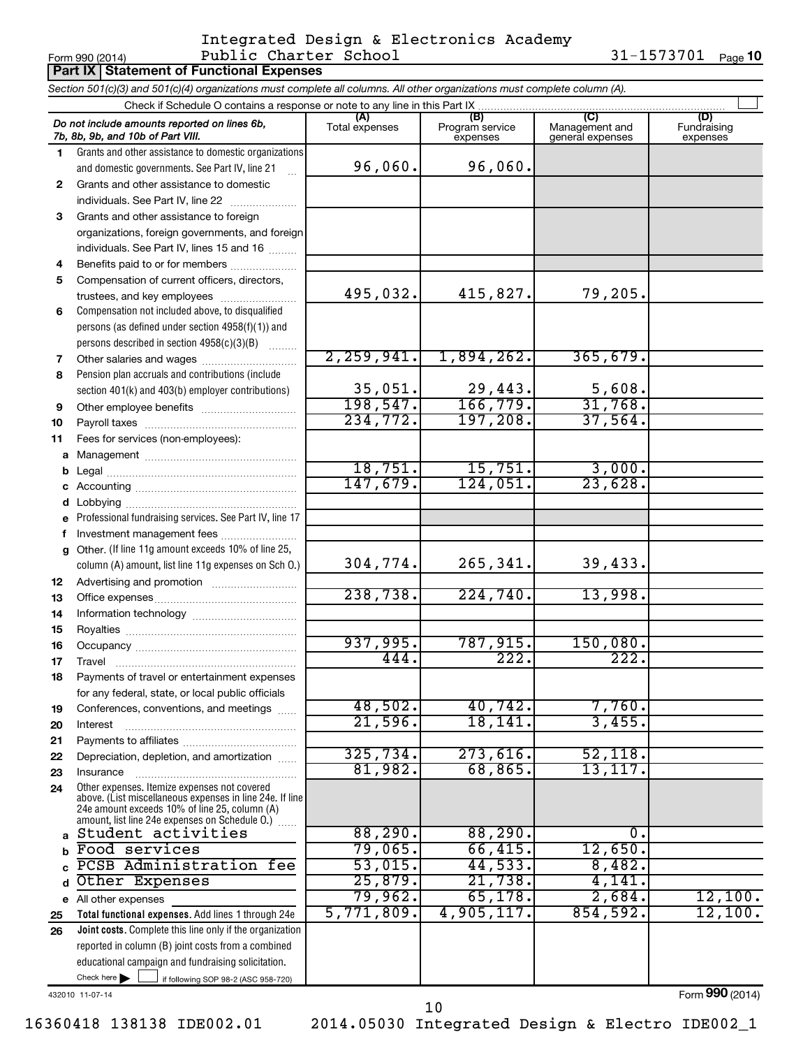Integrated Design & Electronics Academy Public Charter School 31-1573701

## Part IX | Statement of Functional Expenses

*Section 501(c)(3) and 501(c)(4) organizations must complete all columns. All other organizations must complete column (A).*

Check if Schedule O contains a response or note to any line in this Part IX

| | *Do not include amounts reported on lines 6b, 7b, 8b, 9b, and 10b of Part VIII.* | (A) Total expenses | (B) Program service expenses | (C) Management and general expenses | (D) Fundraising expenses |
|---|---|---|---|---|---|
| 1 | Grants and other assistance to domestic organizations and domestic governments. See Part IV, line 21 | 96,060. | 96,060. | | |
| 2 | Grants and other assistance to domestic individuals. See Part IV, line 22 | | | | |
| 3 | Grants and other assistance to foreign organizations, foreign governments, and foreign individuals. See Part IV, lines 15 and 16 | | | | |
| 4 | Benefits paid to or for members | | | | |
| 5 | Compensation of current officers, directors, trustees, and key employees | 495,032. | 415,827. | 79,205. | |
| 6 | Compensation not included above, to disqualified persons (as defined under section 4958(f)(1)) and persons described in section 4958(c)(3)(B) | | | | |
| 7 | Other salaries and wages | 2,259,941. | 1,894,262. | 365,679. | |
| 8 | Pension plan accruals and contributions (include section 401(k) and 403(b) employer contributions) | 35,051. | 29,443. | 5,608. | |
| 9 | Other employee benefits | 198,547. | 166,779. | 31,768. | |
| 10 | Payroll taxes | 234,772. | 197,208. | 37,564. | |
| 11 | Fees for services (non-employees): | | | | |
| a | Management | | | | |
| b | Legal | 18,751. | 15,751. | 3,000. | |
| c | Accounting | 147,679. | 124,051. | 23,628. | |
| d | Lobbying | | | | |
| e | Professional fundraising services. See Part IV, line 17 | | | | |
| f | Investment management fees | | | | |
| g | Other. (If line 11g amount exceeds 10% of line 25, column (A) amount, list line 11g expenses on Sch O.) | 304,774. | 265,341. | 39,433. | |
| 12 | Advertising and promotion | | | | |
| 13 | Office expenses | 238,738. | 224,740. | 13,998. | |
| 14 | Information technology | | | | |
| 15 | Royalties | | | | |
| 16 | Occupancy | 937,995. | 787,915. | 150,080. | |
| 17 | Travel | 444. | 222. | 222. | |
| 18 | Payments of travel or entertainment expenses for any federal, state, or local public officials | | | | |
| 19 | Conferences, conventions, and meetings | 48,502. | 40,742. | 7,760. | |
| 20 | Interest | 21,596. | 18,141. | 3,455. | |
| 21 | Payments to affiliates | | | | |
| 22 | Depreciation, depletion, and amortization | 325,734. | 273,616. | 52,118. | |
| 23 | Insurance | 81,982. | 68,865. | 13,117. | |
| 24 | Other expenses. Itemize expenses not covered above. (List miscellaneous expenses in line 24e. If line 24e amount exceeds 10% of line 25, column (A) amount, list line 24e expenses on Schedule O.) | | | | |
| a | Student activities | 88,290. | 88,290. | 0. | |
| b | Food services | 79,065. | 66,415. | 12,650. | |
| c | PCSB Administration fee | 53,015. | 44,533. | 8,482. | |
| d | Other Expenses | 25,879. | 21,738. | 4,141. | |
| e | All other expenses | 79,962. | 65,178. | 2,684. | 12,100. |
| 25 | **Total functional expenses.** Add lines 1 through 24e | 5,771,809. | 4,905,117. | 854,592. | 12,100. |
| 26 | **Joint costs.** Complete this line only if the organization reported in column (B) joint costs from a combined educational campaign and fundraising solicitation. Check here ☐ if following SOP 98-2 (ASC 958-720) | | | | |

432010 11-07-14

Form **990** (2014)

16360418 138138 IDE002.01 2014.05030 Integrated Design & Electro IDE002_1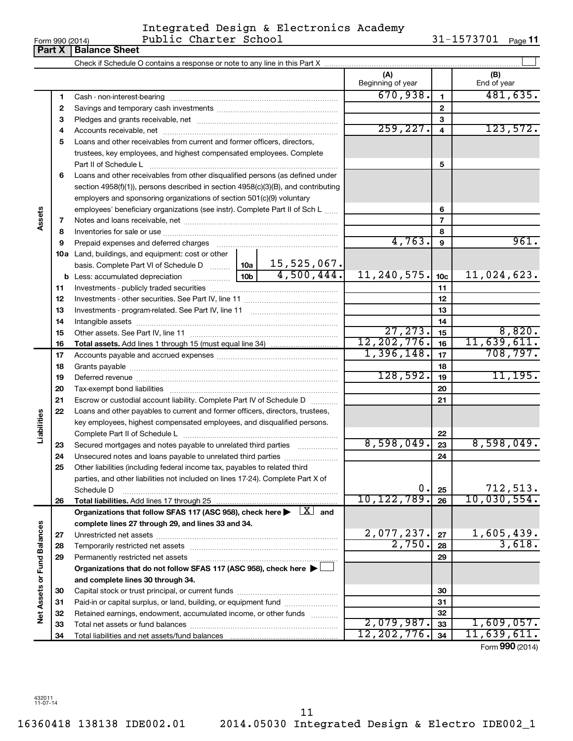Integrated Design & Electronics Academy Public Charter School

Form 990 (2014) 31-1573701

## Part X Balance Sheet

Check if Schedule O contains a response or note to any line in this Part X

| | | | | (A) Beginning of year | | (B) End of year |
|---|---|---|---|---|---|---|
| Assets | 1 | Cash - non-interest-bearing | | 670,938. | 1 | 481,635. |
| | 2 | Savings and temporary cash investments | | | 2 | |
| | 3 | Pledges and grants receivable, net | | | 3 | |
| | 4 | Accounts receivable, net | | 259,227. | 4 | 123,572. |
| | 5 | Loans and other receivables from current and former officers, directors, trustees, key employees, and highest compensated employees. Complete Part II of Schedule L | | | 5 | |
| | 6 | Loans and other receivables from other disqualified persons (as defined under section 4958(f)(1)), persons described in section 4958(c)(3)(B), and contributing employers and sponsoring organizations of section 501(c)(9) voluntary employees' beneficiary organizations (see instr). Complete Part II of Sch L | | | 6 | |
| | 7 | Notes and loans receivable, net | | | 7 | |
| | 8 | Inventories for sale or use | | | 8 | |
| | 9 | Prepaid expenses and deferred charges | | 4,763. | 9 | 961. |
| | 10a | Land, buildings, and equipment: cost or other basis. Complete Part VI of Schedule D | 10a 15,525,067. | | | |
| | b | Less: accumulated depreciation | 10b 4,500,444. | 11,240,575. | 10c | 11,024,623. |
| | 11 | Investments - publicly traded securities | | | 11 | |
| | 12 | Investments - other securities. See Part IV, line 11 | | | 12 | |
| | 13 | Investments - program-related. See Part IV, line 11 | | | 13 | |
| | 14 | Intangible assets | | | 14 | |
| | 15 | Other assets. See Part IV, line 11 | | 27,273. | 15 | 8,820. |
| | 16 | **Total assets.** Add lines 1 through 15 (must equal line 34) | | 12,202,776. | 16 | 11,639,611. |
| Liabilities | 17 | Accounts payable and accrued expenses | | 1,396,148. | 17 | 708,797. |
| | 18 | Grants payable | | | 18 | |
| | 19 | Deferred revenue | | 128,592. | 19 | 11,195. |
| | 20 | Tax-exempt bond liabilities | | | 20 | |
| | 21 | Escrow or custodial account liability. Complete Part IV of Schedule D | | | 21 | |
| | 22 | Loans and other payables to current and former officers, directors, trustees, key employees, highest compensated employees, and disqualified persons. Complete Part II of Schedule L | | | 22 | |
| | 23 | Secured mortgages and notes payable to unrelated third parties | | 8,598,049. | 23 | 8,598,049. |
| | 24 | Unsecured notes and loans payable to unrelated third parties | | | 24 | |
| | 25 | Other liabilities (including federal income tax, payables to related third parties, and other liabilities not included on lines 17-24). Complete Part X of Schedule D | | 0. | 25 | 712,513. |
| | 26 | **Total liabilities.** Add lines 17 through 25 | | 10,122,789. | 26 | 10,030,554. |
| Net Assets or Fund Balances | | **Organizations that follow SFAS 117 (ASC 958), check here ▶ [X] and complete lines 27 through 29, and lines 33 and 34.** | | | | |
| | 27 | Unrestricted net assets | | 2,077,237. | 27 | 1,605,439. |
| | 28 | Temporarily restricted net assets | | 2,750. | 28 | 3,618. |
| | 29 | Permanently restricted net assets | | | 29 | |
| | | **Organizations that do not follow SFAS 117 (ASC 958), check here ▶ [ ] and complete lines 30 through 34.** | | | | |
| | 30 | Capital stock or trust principal, or current funds | | | 30 | |
| | 31 | Paid-in or capital surplus, or land, building, or equipment fund | | | 31 | |
| | 32 | Retained earnings, endowment, accumulated income, or other funds | | | 32 | |
| | 33 | Total net assets or fund balances | | 2,079,987. | 33 | 1,609,057. |
| | 34 | Total liabilities and net assets/fund balances | | 12,202,776. | 34 | 11,639,611. |

Form **990** (2014)

432011 11-07-14

16360418 138138 IDE002.01 2014.05030 Integrated Design & Electro IDE002_1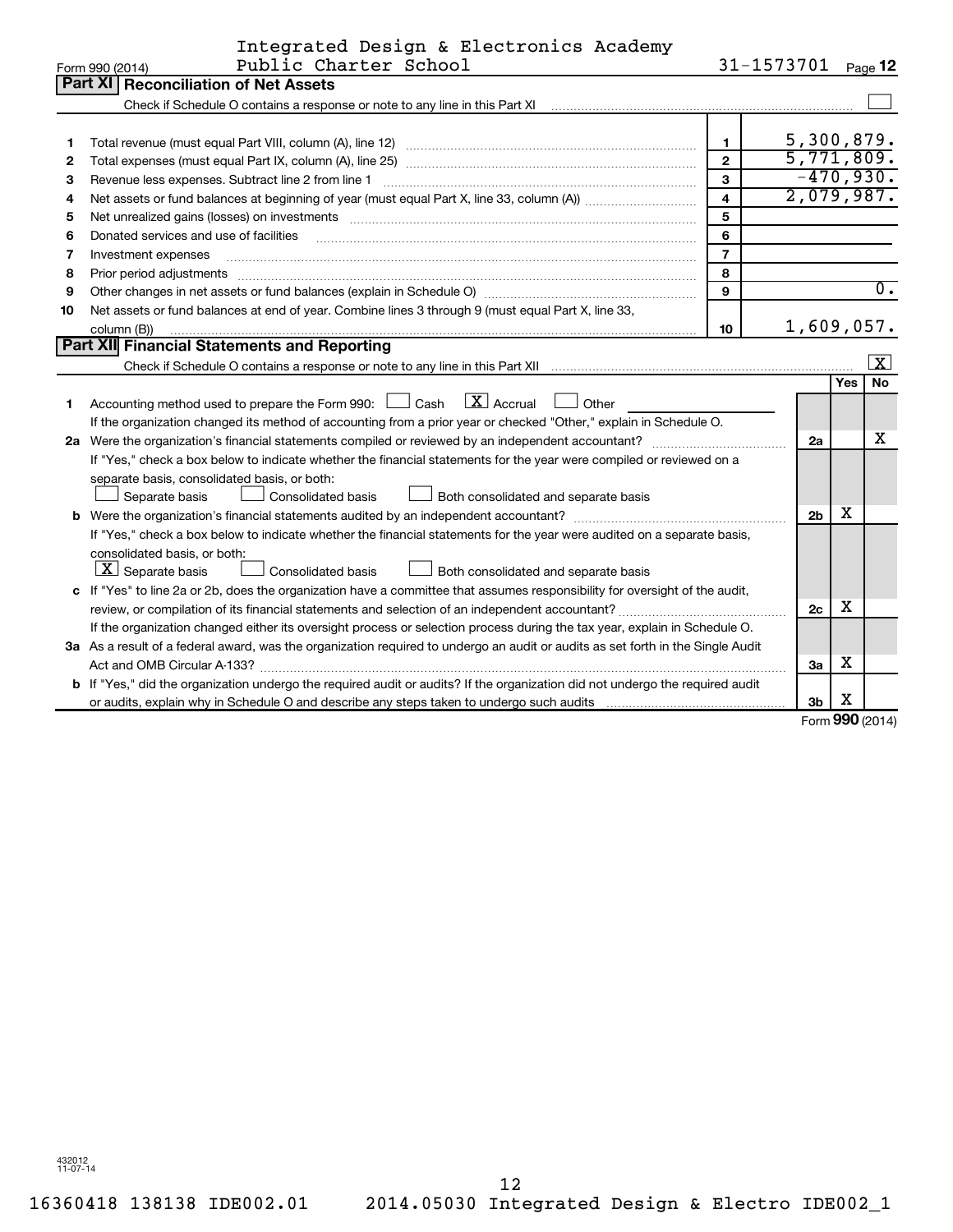Integrated Design & Electronics Academy Public Charter School 31-1573701

## Part XI Reconciliation of Net Assets

Check if Schedule O contains a response or note to any line in this Part XI [ ]

| | | | |
|---|---|---|---|
| 1 | Total revenue (must equal Part VIII, column (A), line 12) | 1 | 5,300,879. |
| 2 | Total expenses (must equal Part IX, column (A), line 25) | 2 | 5,771,809. |
| 3 | Revenue less expenses. Subtract line 2 from line 1 | 3 | -470,930. |
| 4 | Net assets or fund balances at beginning of year (must equal Part X, line 33, column (A)) | 4 | 2,079,987. |
| 5 | Net unrealized gains (losses) on investments | 5 | |
| 6 | Donated services and use of facilities | 6 | |
| 7 | Investment expenses | 7 | |
| 8 | Prior period adjustments | 8 | |
| 9 | Other changes in net assets or fund balances (explain in Schedule O) | 9 | 0. |
| 10 | Net assets or fund balances at end of year. Combine lines 3 through 9 (must equal Part X, line 33, column (B)) | 10 | 1,609,057. |

## Part XII Financial Statements and Reporting

Check if Schedule O contains a response or note to any line in this Part XII [X]

| | | | Yes | No |
|---|---|---|---|---|
| 1 | Accounting method used to prepare the Form 990: [ ] Cash [X] Accrual [ ] Other<br>If the organization changed its method of accounting from a prior year or checked "Other," explain in Schedule O. | | | |
| 2a | Were the organization's financial statements compiled or reviewed by an independent accountant? | 2a | | X |
| | If "Yes," check a box below to indicate whether the financial statements for the year were compiled or reviewed on a separate basis, consolidated basis, or both:<br>[ ] Separate basis [ ] Consolidated basis [ ] Both consolidated and separate basis | | | |
| b | Were the organization's financial statements audited by an independent accountant? | 2b | X | |
| | If "Yes," check a box below to indicate whether the financial statements for the year were audited on a separate basis, consolidated basis, or both:<br>[X] Separate basis [ ] Consolidated basis [ ] Both consolidated and separate basis | | | |
| c | If "Yes" to line 2a or 2b, does the organization have a committee that assumes responsibility for oversight of the audit, review, or compilation of its financial statements and selection of an independent accountant? | 2c | X | |
| | If the organization changed either its oversight process or selection process during the tax year, explain in Schedule O. | | | |
| 3a | As a result of a federal award, was the organization required to undergo an audit or audits as set forth in the Single Audit Act and OMB Circular A-133? | 3a | X | |
| b | If "Yes," did the organization undergo the required audit or audits? If the organization did not undergo the required audit or audits, explain why in Schedule O and describe any steps taken to undergo such audits | 3b | X | |

Form 990 (2014)

432012 11-07-14

16360418 138138 IDE002.01 2014.05030 Integrated Design & Electro IDE002_1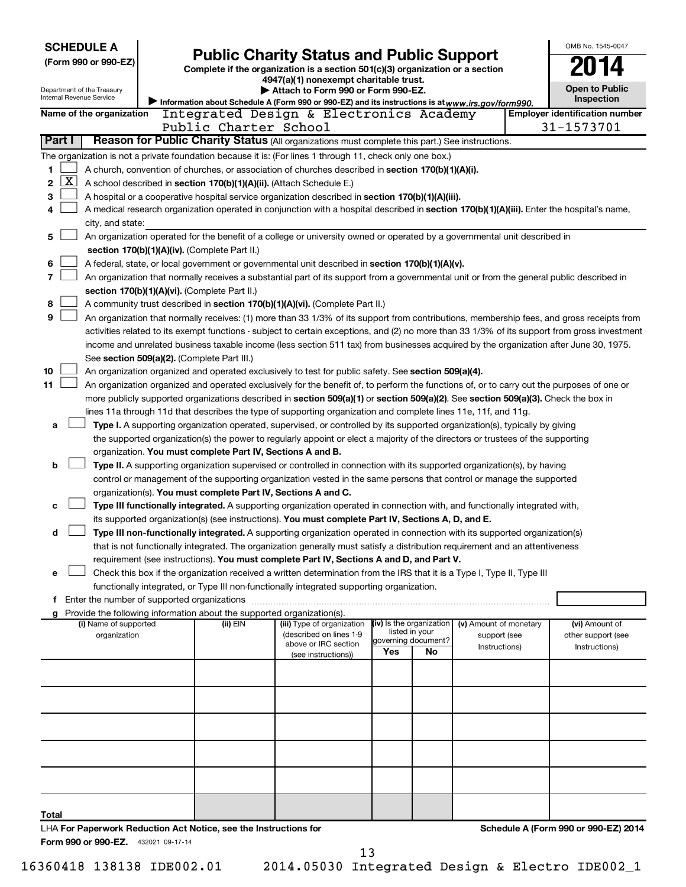**SCHEDULE A**
**(Form 990 or 990-EZ)**

Department of the Treasury
Internal Revenue Service

# Public Charity Status and Public Support

**Complete if the organization is a section 501(c)(3) organization or a section 4947(a)(1) nonexempt charitable trust.**
**▶ Attach to Form 990 or Form 990-EZ.**
▶ Information about Schedule A (Form 990 or 990-EZ) and its instructions is at *www.irs.gov/form990.*

OMB No. 1545-0047
**2014**
**Open to Public Inspection**

**Name of the organization** Integrated Design & Electronics Academy Public Charter School

**Employer identification number** 31-1573701

**Part I** **Reason for Public Charity Status** (All organizations must complete this part.) See instructions.

The organization is not a private foundation because it is: (For lines 1 through 11, check only one box.)

1 ☐ A church, convention of churches, or association of churches described in **section 170(b)(1)(A)(i).**

2 ☒ A school described in **section 170(b)(1)(A)(ii).** (Attach Schedule E.)

3 ☐ A hospital or a cooperative hospital service organization described in **section 170(b)(1)(A)(iii).**

4 ☐ A medical research organization operated in conjunction with a hospital described in **section 170(b)(1)(A)(iii).** Enter the hospital's name, city, and state:

5 ☐ An organization operated for the benefit of a college or university owned or operated by a governmental unit described in **section 170(b)(1)(A)(iv).** (Complete Part II.)

6 ☐ A federal, state, or local government or governmental unit described in **section 170(b)(1)(A)(v).**

7 ☐ An organization that normally receives a substantial part of its support from a governmental unit or from the general public described in **section 170(b)(1)(A)(vi).** (Complete Part II.)

8 ☐ A community trust described in **section 170(b)(1)(A)(vi).** (Complete Part II.)

9 ☐ An organization that normally receives: (1) more than 33 1/3% of its support from contributions, membership fees, and gross receipts from activities related to its exempt functions - subject to certain exceptions, and (2) no more than 33 1/3% of its support from gross investment income and unrelated business taxable income (less section 511 tax) from businesses acquired by the organization after June 30, 1975. See **section 509(a)(2).** (Complete Part III.)

10 ☐ An organization organized and operated exclusively to test for public safety. See **section 509(a)(4).**

11 ☐ An organization organized and operated exclusively for the benefit of, to perform the functions of, or to carry out the purposes of one or more publicly supported organizations described in **section 509(a)(1)** or **section 509(a)(2)**. See **section 509(a)(3).** Check the box in lines 11a through 11d that describes the type of supporting organization and complete lines 11e, 11f, and 11g.

a ☐ **Type I.** A supporting organization operated, supervised, or controlled by its supported organization(s), typically by giving the supported organization(s) the power to regularly appoint or elect a majority of the directors or trustees of the supporting organization. **You must complete Part IV, Sections A and B.**

b ☐ **Type II.** A supporting organization supervised or controlled in connection with its supported organization(s), by having control or management of the supporting organization vested in the same persons that control or manage the supported organization(s). **You must complete Part IV, Sections A and C.**

c ☐ **Type III functionally integrated.** A supporting organization operated in connection with, and functionally integrated with, its supported organization(s) (see instructions). **You must complete Part IV, Sections A, D, and E.**

d ☐ **Type III non-functionally integrated.** A supporting organization operated in connection with its supported organization(s) that is not functionally integrated. The organization generally must satisfy a distribution requirement and an attentiveness requirement (see instructions). **You must complete Part IV, Sections A and D, and Part V.**

e ☐ Check this box if the organization received a written determination from the IRS that it is a Type I, Type II, Type III functionally integrated, or Type III non-functionally integrated supporting organization.

f Enter the number of supported organizations

g Provide the following information about the supported organization(s).

| (i) Name of supported organization | (ii) EIN | (iii) Type of organization (described on lines 1-9 above or IRC section (see instructions)) | (iv) Is the organization listed in your governing document? Yes | No | (v) Amount of monetary support (see Instructions) | (vi) Amount of other support (see Instructions) |
|---|---|---|---|---|---|---|
| | | | | | | |
| | | | | | | |
| | | | | | | |
| | | | | | | |
| | | | | | | |
| Total | | | | | | |

LHA **For Paperwork Reduction Act Notice, see the Instructions for Form 990 or 990-EZ.** 432021 09-17-14

**Schedule A (Form 990 or 990-EZ) 2014**

16360418 138138 IDE002.01 2014.05030 Integrated Design & Electro IDE002_1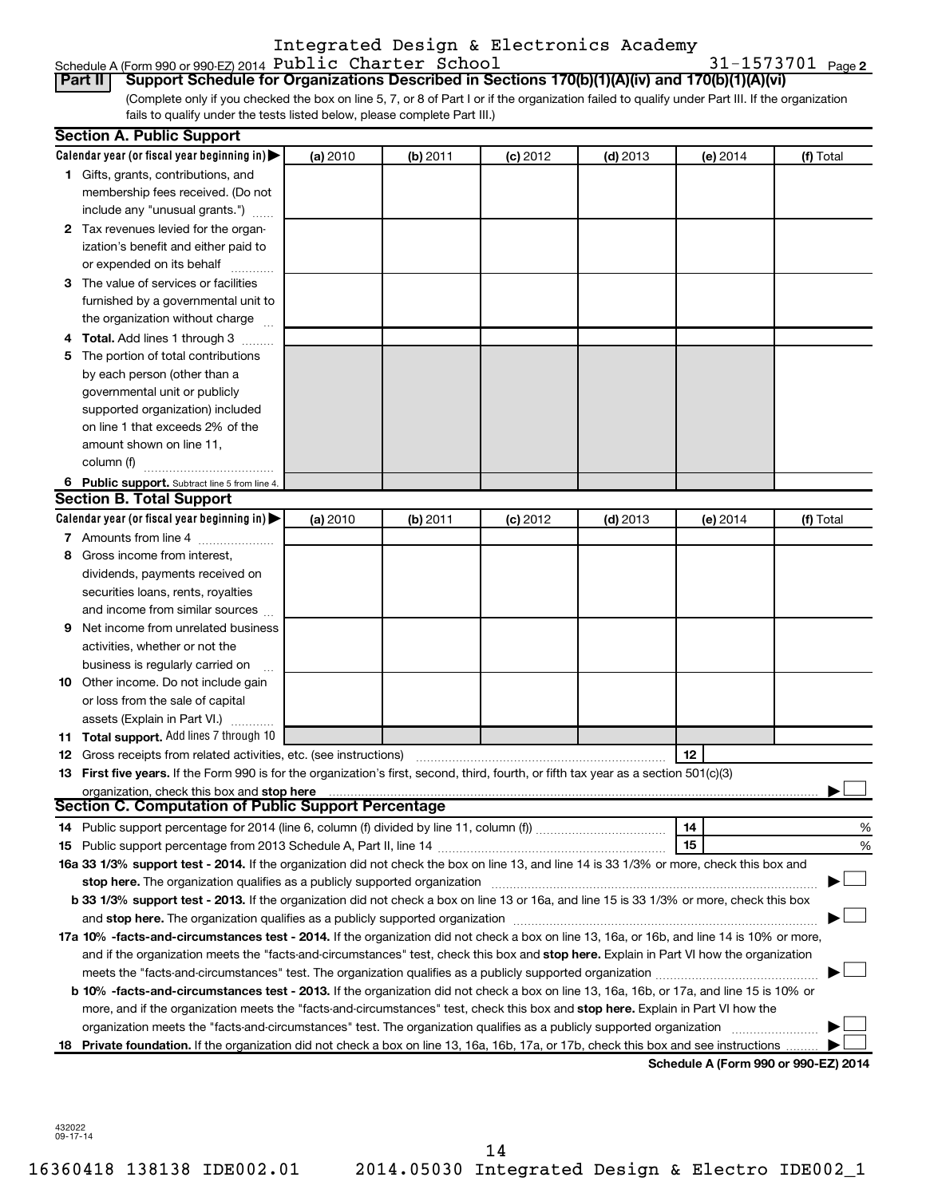Integrated Design & Electronics Academy

Schedule A (Form 990 or 990-EZ) 2014 Public Charter School 31-1573701 Page **2**

**Part II** **Support Schedule for Organizations Described in Sections 170(b)(1)(A)(iv) and 170(b)(1)(A)(vi)**

(Complete only if you checked the box on line 5, 7, or 8 of Part I or if the organization failed to qualify under Part III. If the organization fails to qualify under the tests listed below, please complete Part III.)

**Section A. Public Support**

| Calendar year (or fiscal year beginning in) ▶ | (a) 2010 | (b) 2011 | (c) 2012 | (d) 2013 | (e) 2014 | (f) Total |
|---|---|---|---|---|---|---|
| **1** Gifts, grants, contributions, and membership fees received. (Do not include any "unusual grants.") | | | | | | |
| **2** Tax revenues levied for the organization's benefit and either paid to or expended on its behalf | | | | | | |
| **3** The value of services or facilities furnished by a governmental unit to the organization without charge | | | | | | |
| **4 Total.** Add lines 1 through 3 | | | | | | |
| **5** The portion of total contributions by each person (other than a governmental unit or publicly supported organization) included on line 1 that exceeds 2% of the amount shown on line 11, column (f) | | | | | | |
| **6 Public support.** Subtract line 5 from line 4. | | | | | | |

**Section B. Total Support**

| Calendar year (or fiscal year beginning in) ▶ | (a) 2010 | (b) 2011 | (c) 2012 | (d) 2013 | (e) 2014 | (f) Total |
|---|---|---|---|---|---|---|
| **7** Amounts from line 4 | | | | | | |
| **8** Gross income from interest, dividends, payments received on securities loans, rents, royalties and income from similar sources | | | | | | |
| **9** Net income from unrelated business activities, whether or not the business is regularly carried on | | | | | | |
| **10** Other income. Do not include gain or loss from the sale of capital assets (Explain in Part VI.) | | | | | | |
| **11 Total support.** Add lines 7 through 10 | | | | | | |

**12** Gross receipts from related activities, etc. (see instructions) **12**

**13 First five years.** If the Form 990 is for the organization's first, second, third, fourth, or fifth tax year as a section 501(c)(3) organization, check this box and **stop here** ▶ ☐

**Section C. Computation of Public Support Percentage**

**14** Public support percentage for 2014 (line 6, column (f) divided by line 11, column (f)) **14** %

**15** Public support percentage from 2013 Schedule A, Part II, line 14 **15** %

**16a 33 1/3% support test - 2014.** If the organization did not check the box on line 13, and line 14 is 33 1/3% or more, check this box and **stop here.** The organization qualifies as a publicly supported organization ▶ ☐

**b 33 1/3% support test - 2013.** If the organization did not check a box on line 13 or 16a, and line 15 is 33 1/3% or more, check this box and **stop here.** The organization qualifies as a publicly supported organization ▶ ☐

**17a 10% -facts-and-circumstances test - 2014.** If the organization did not check a box on line 13, 16a, or 16b, and line 14 is 10% or more, and if the organization meets the "facts-and-circumstances" test, check this box and **stop here.** Explain in Part VI how the organization meets the "facts-and-circumstances" test. The organization qualifies as a publicly supported organization ▶ ☐

**b 10% -facts-and-circumstances test - 2013.** If the organization did not check a box on line 13, 16a, 16b, or 17a, and line 15 is 10% or more, and if the organization meets the "facts-and-circumstances" test, check this box and **stop here.** Explain in Part VI how the organization meets the "facts-and-circumstances" test. The organization qualifies as a publicly supported organization ▶ ☐

**18 Private foundation.** If the organization did not check a box on line 13, 16a, 16b, 17a, or 17b, check this box and see instructions ▶ ☐

**Schedule A (Form 990 or 990-EZ) 2014**

432022 09-17-14

16360418 138138 IDE002.01 2014.05030 Integrated Design & Electro IDE002_1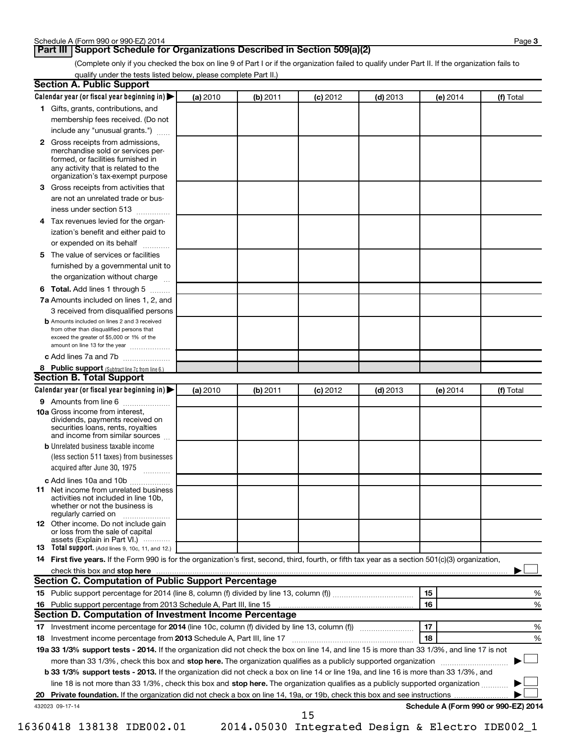## Part III Support Schedule for Organizations Described in Section 509(a)(2)

(Complete only if you checked the box on line 9 of Part I or if the organization failed to qualify under Part II. If the organization fails to qualify under the tests listed below, please complete Part II.)

### Section A. Public Support

| Calendar year (or fiscal year beginning in) ▶ | (a) 2010 | (b) 2011 | (c) 2012 | (d) 2013 | (e) 2014 | (f) Total |
|---|---|---|---|---|---|---|
| **1** Gifts, grants, contributions, and membership fees received. (Do not include any "unusual grants.") | | | | | | |
| **2** Gross receipts from admissions, merchandise sold or services performed, or facilities furnished in any activity that is related to the organization's tax-exempt purpose | | | | | | |
| **3** Gross receipts from activities that are not an unrelated trade or business under section 513 | | | | | | |
| **4** Tax revenues levied for the organization's benefit and either paid to or expended on its behalf | | | | | | |
| **5** The value of services or facilities furnished by a governmental unit to the organization without charge | | | | | | |
| **6 Total.** Add lines 1 through 5 | | | | | | |
| **7a** Amounts included on lines 1, 2, and 3 received from disqualified persons | | | | | | |
| **b** Amounts included on lines 2 and 3 received from other than disqualified persons that exceed the greater of $5,000 or 1% of the amount on line 13 for the year | | | | | | |
| **c** Add lines 7a and 7b | | | | | | |
| **8 Public support** (Subtract line 7c from line 6.) | | | | | | |

### Section B. Total Support

| Calendar year (or fiscal year beginning in) ▶ | (a) 2010 | (b) 2011 | (c) 2012 | (d) 2013 | (e) 2014 | (f) Total |
|---|---|---|---|---|---|---|
| **9** Amounts from line 6 | | | | | | |
| **10a** Gross income from interest, dividends, payments received on securities loans, rents, royalties and income from similar sources | | | | | | |
| **b** Unrelated business taxable income (less section 511 taxes) from businesses acquired after June 30, 1975 | | | | | | |
| **c** Add lines 10a and 10b | | | | | | |
| **11** Net income from unrelated business activities not included in line 10b, whether or not the business is regularly carried on | | | | | | |
| **12** Other income. Do not include gain or loss from the sale of capital assets (Explain in Part VI.) | | | | | | |
| **13 Total support.** (Add lines 9, 10c, 11, and 12.) | | | | | | |

**14 First five years.** If the Form 990 is for the organization's first, second, third, fourth, or fifth tax year as a section 501(c)(3) organization, check this box and **stop here** ▶ ☐

### Section C. Computation of Public Support Percentage

| | | | |
|---|---|---|---|
| **15** | Public support percentage for 2014 (line 8, column (f) divided by line 13, column (f)) | 15 | % |
| **16** | Public support percentage from 2013 Schedule A, Part III, line 15 | 16 | % |

### Section D. Computation of Investment Income Percentage

| | | | |
|---|---|---|---|
| **17** | Investment income percentage for **2014** (line 10c, column (f) divided by line 13, column (f)) | 17 | % |
| **18** | Investment income percentage from **2013** Schedule A, Part III, line 17 | 18 | % |

**19a 33 1/3% support tests - 2014.** If the organization did not check the box on line 14, and line 15 is more than 33 1/3%, and line 17 is not more than 33 1/3%, check this box and **stop here.** The organization qualifies as a publicly supported organization ▶ ☐

**b 33 1/3% support tests - 2013.** If the organization did not check a box on line 14 or line 19a, and line 16 is more than 33 1/3%, and line 18 is not more than 33 1/3%, check this box and **stop here.** The organization qualifies as a publicly supported organization ▶ ☐

**20 Private foundation.** If the organization did not check a box on line 14, 19a, or 19b, check this box and see instructions ▶ ☐

432023 09-17-14

**Schedule A (Form 990 or 990-EZ) 2014**

16360418 138138 IDE002.01 2014.05030 Integrated Design & Electro IDE002_1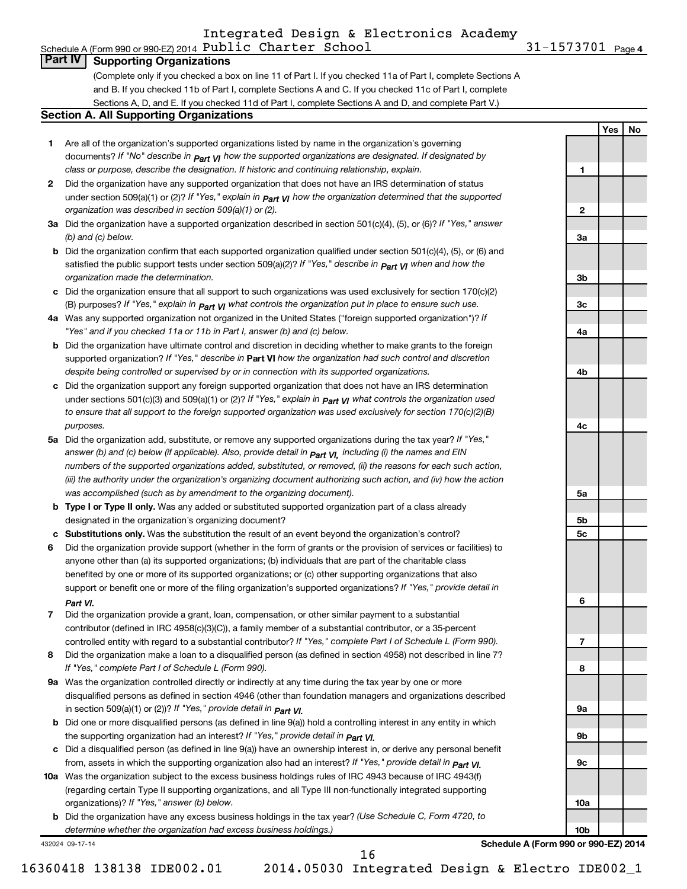Integrated Design & Electronics Academy

Schedule A (Form 990 or 990-EZ) 2014 Public Charter School 31-1573701 Page 4

## Part IV Supporting Organizations

(Complete only if you checked a box on line 11 of Part I. If you checked 11a of Part I, complete Sections A and B. If you checked 11b of Part I, complete Sections A and C. If you checked 11c of Part I, complete Sections A, D, and E. If you checked 11d of Part I, complete Sections A and D, and complete Part V.)

### Section A. All Supporting Organizations

| | | | Yes | No |
|---|---|---|---|---|
| 1 | Are all of the organization's supported organizations listed by name in the organization's governing documents? *If "No" describe in Part VI how the supported organizations are designated. If designated by class or purpose, describe the designation. If historic and continuing relationship, explain.* | 1 | | |
| 2 | Did the organization have any supported organization that does not have an IRS determination of status under section 509(a)(1) or (2)? *If "Yes," explain in Part VI how the organization determined that the supported organization was described in section 509(a)(1) or (2).* | 2 | | |
| 3a | Did the organization have a supported organization described in section 501(c)(4), (5), or (6)? *If "Yes," answer (b) and (c) below.* | 3a | | |
| b | Did the organization confirm that each supported organization qualified under section 501(c)(4), (5), or (6) and satisfied the public support tests under section 509(a)(2)? *If "Yes," describe in Part VI when and how the organization made the determination.* | 3b | | |
| c | Did the organization ensure that all support to such organizations was used exclusively for section 170(c)(2)(B) purposes? *If "Yes," explain in Part VI what controls the organization put in place to ensure such use.* | 3c | | |
| 4a | Was any supported organization not organized in the United States ("foreign supported organization")? *If "Yes" and if you checked 11a or 11b in Part I, answer (b) and (c) below.* | 4a | | |
| b | Did the organization have ultimate control and discretion in deciding whether to make grants to the foreign supported organization? *If "Yes," describe in* **Part VI** *how the organization had such control and discretion despite being controlled or supervised by or in connection with its supported organizations.* | 4b | | |
| c | Did the organization support any foreign supported organization that does not have an IRS determination under sections 501(c)(3) and 509(a)(1) or (2)? *If "Yes," explain in Part VI what controls the organization used to ensure that all support to the foreign supported organization was used exclusively for section 170(c)(2)(B) purposes.* | 4c | | |
| 5a | Did the organization add, substitute, or remove any supported organizations during the tax year? *If "Yes," answer (b) and (c) below (if applicable). Also, provide detail in Part VI, including (i) the names and EIN numbers of the supported organizations added, substituted, or removed, (ii) the reasons for each such action, (iii) the authority under the organization's organizing document authorizing such action, and (iv) how the action was accomplished (such as by amendment to the organizing document).* | 5a | | |
| b | **Type I or Type II only.** Was any added or substituted supported organization part of a class already designated in the organization's organizing document? | 5b | | |
| c | **Substitutions only.** Was the substitution the result of an event beyond the organization's control? | 5c | | |
| 6 | Did the organization provide support (whether in the form of grants or the provision of services or facilities) to anyone other than (a) its supported organizations; (b) individuals that are part of the charitable class benefited by one or more of its supported organizations; or (c) other supporting organizations that also support or benefit one or more of the filing organization's supported organizations? *If "Yes," provide detail in Part VI.* | 6 | | |
| 7 | Did the organization provide a grant, loan, compensation, or other similar payment to a substantial contributor (defined in IRC 4958(c)(3)(C)), a family member of a substantial contributor, or a 35-percent controlled entity with regard to a substantial contributor? *If "Yes," complete Part I of Schedule L (Form 990).* | 7 | | |
| 8 | Did the organization make a loan to a disqualified person (as defined in section 4958) not described in line 7? *If "Yes," complete Part I of Schedule L (Form 990).* | 8 | | |
| 9a | Was the organization controlled directly or indirectly at any time during the tax year by one or more disqualified persons as defined in section 4946 (other than foundation managers and organizations described in section 509(a)(1) or (2))? *If "Yes," provide detail in Part VI.* | 9a | | |
| b | Did one or more disqualified persons (as defined in line 9(a)) hold a controlling interest in any entity in which the supporting organization had an interest? *If "Yes," provide detail in Part VI.* | 9b | | |
| c | Did a disqualified person (as defined in line 9(a)) have an ownership interest in, or derive any personal benefit from, assets in which the supporting organization also had an interest? *If "Yes," provide detail in Part VI.* | 9c | | |
| 10a | Was the organization subject to the excess business holdings rules of IRC 4943 because of IRC 4943(f) (regarding certain Type II supporting organizations, and all Type III non-functionally integrated supporting organizations)? *If "Yes," answer (b) below.* | 10a | | |
| b | Did the organization have any excess business holdings in the tax year? *(Use Schedule C, Form 4720, to determine whether the organization had excess business holdings.)* | 10b | | |

432024 09-17-14 **Schedule A (Form 990 or 990-EZ) 2014**

16360418 138138 IDE002.01 2014.05030 Integrated Design & Electro IDE002_1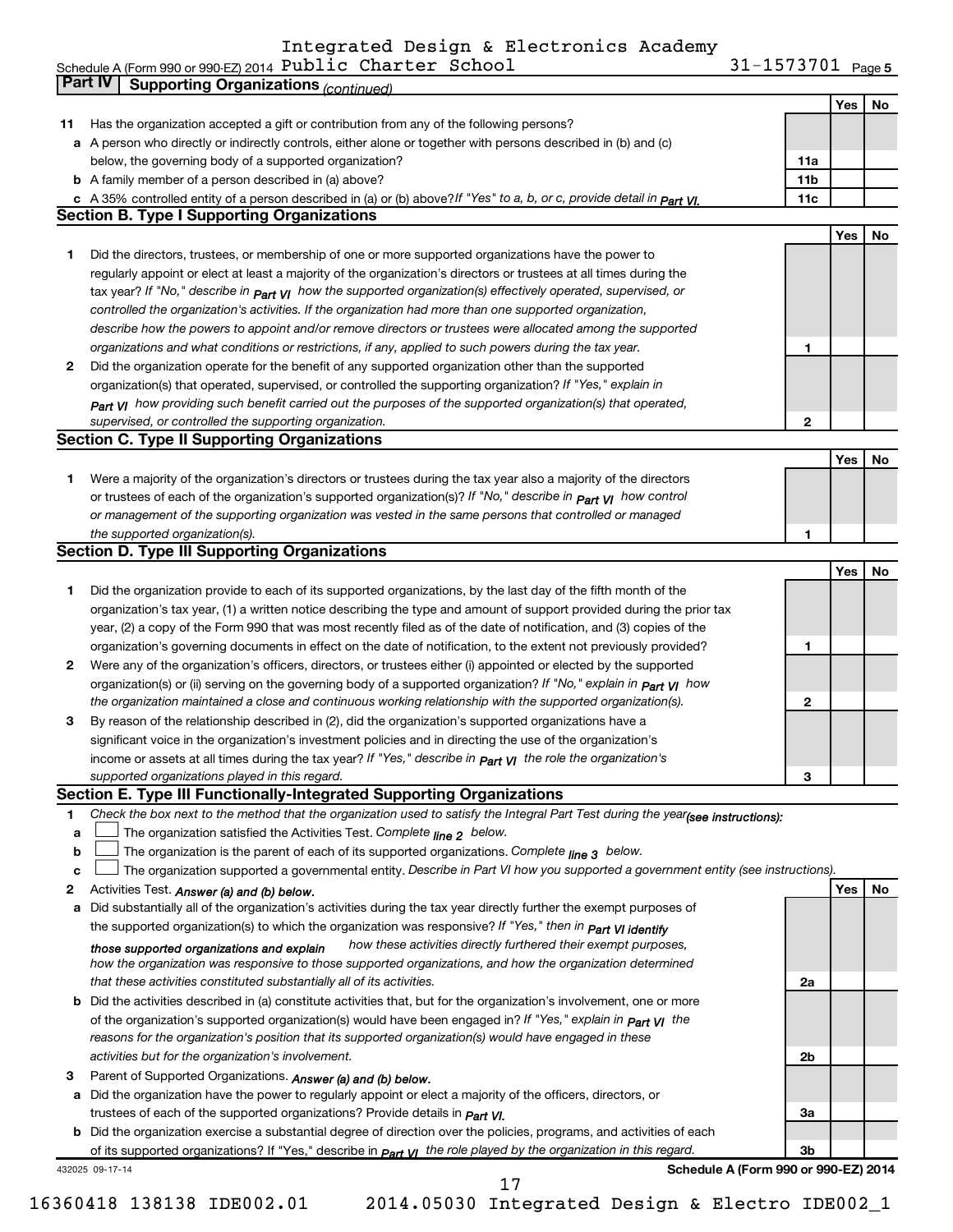Integrated Design & Electronics Academy

Schedule A (Form 990 or 990-EZ) 2014 Public Charter School 31-1573701 Page 5

## Part IV Supporting Organizations *(continued)*

| | | | Yes | No |
|---|---|---|---|---|
| **11** | Has the organization accepted a gift or contribution from any of the following persons? | | | |
| **a** | A person who directly or indirectly controls, either alone or together with persons described in (b) and (c) below, the governing body of a supported organization? | **11a** | | |
| **b** | A family member of a person described in (a) above? | **11b** | | |
| **c** | A 35% controlled entity of a person described in (a) or (b) above? *If "Yes" to a, b, or c, provide detail in Part VI.* | **11c** | | |

### Section B. Type I Supporting Organizations

| | | | Yes | No |
|---|---|---|---|---|
| **1** | Did the directors, trustees, or membership of one or more supported organizations have the power to regularly appoint or elect at least a majority of the organization's directors or trustees at all times during the tax year? *If "No," describe in Part VI how the supported organization(s) effectively operated, supervised, or controlled the organization's activities. If the organization had more than one supported organization, describe how the powers to appoint and/or remove directors or trustees were allocated among the supported organizations and what conditions or restrictions, if any, applied to such powers during the tax year.* | **1** | | |
| **2** | Did the organization operate for the benefit of any supported organization other than the supported organization(s) that operated, supervised, or controlled the supporting organization? *If "Yes," explain in Part VI how providing such benefit carried out the purposes of the supported organization(s) that operated, supervised, or controlled the supporting organization.* | **2** | | |

### Section C. Type II Supporting Organizations

| | | | Yes | No |
|---|---|---|---|---|
| **1** | Were a majority of the organization's directors or trustees during the tax year also a majority of the directors or trustees of each of the organization's supported organization(s)? *If "No," describe in Part VI how control or management of the supporting organization was vested in the same persons that controlled or managed the supported organization(s).* | **1** | | |

### Section D. Type III Supporting Organizations

| | | | Yes | No |
|---|---|---|---|---|
| **1** | Did the organization provide to each of its supported organizations, by the last day of the fifth month of the organization's tax year, (1) a written notice describing the type and amount of support provided during the prior tax year, (2) a copy of the Form 990 that was most recently filed as of the date of notification, and (3) copies of the organization's governing documents in effect on the date of notification, to the extent not previously provided? | **1** | | |
| **2** | Were any of the organization's officers, directors, or trustees either (i) appointed or elected by the supported organization(s) or (ii) serving on the governing body of a supported organization? *If "No," explain in Part VI how the organization maintained a close and continuous working relationship with the supported organization(s).* | **2** | | |
| **3** | By reason of the relationship described in (2), did the organization's supported organizations have a significant voice in the organization's investment policies and in directing the use of the organization's income or assets at all times during the tax year? *If "Yes," describe in Part VI the role the organization's supported organizations played in this regard.* | **3** | | |

### Section E. Type III Functionally-Integrated Supporting Organizations

**1** *Check the box next to the method that the organization used to satisfy the Integral Part Test during the year (see instructions):*

- **a** ☐ The organization satisfied the Activities Test. *Complete line 2 below.*
- **b** ☐ The organization is the parent of each of its supported organizations. *Complete line 3 below.*
- **c** ☐ The organization supported a governmental entity. *Describe in Part VI how you supported a government entity (see instructions).*

| | | | Yes | No |
|---|---|---|---|---|
| **2** | Activities Test. *Answer (a) and (b) below.* | | | |
| **a** | Did substantially all of the organization's activities during the tax year directly further the exempt purposes of the supported organization(s) to which the organization was responsive? *If "Yes," then in Part VI identify those supported organizations and explain how these activities directly furthered their exempt purposes, how the organization was responsive to those supported organizations, and how the organization determined that these activities constituted substantially all of its activities.* | **2a** | | |
| **b** | Did the activities described in (a) constitute activities that, but for the organization's involvement, one or more of the organization's supported organization(s) would have been engaged in? *If "Yes," explain in Part VI the reasons for the organization's position that its supported organization(s) would have engaged in these activities but for the organization's involvement.* | **2b** | | |
| **3** | Parent of Supported Organizations. *Answer (a) and (b) below.* | | | |
| **a** | Did the organization have the power to regularly appoint or elect a majority of the officers, directors, or trustees of each of the supported organizations? *Provide details in Part VI.* | **3a** | | |
| **b** | Did the organization exercise a substantial degree of direction over the policies, programs, and activities of each of its supported organizations? If "Yes," describe in *Part VI the role played by the organization in this regard.* | **3b** | | |

432025 09-17-14 **Schedule A (Form 990 or 990-EZ) 2014**

16360418 138138 IDE002.01 2014.05030 Integrated Design & Electro IDE002_1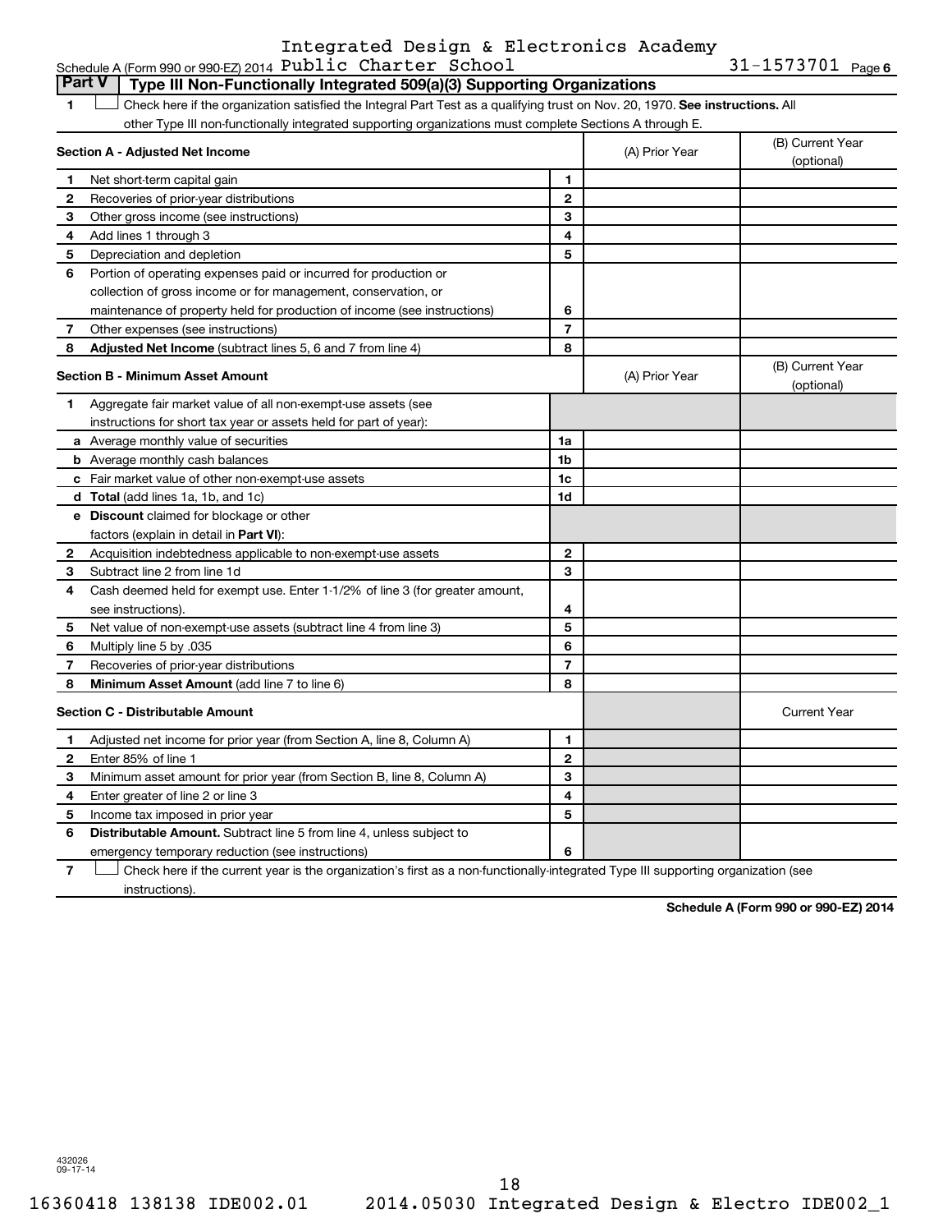Integrated Design & Electronics Academy

Schedule A (Form 990 or 990-EZ) 2014 Public Charter School 31-1573701 Page 6

## Part V | Type III Non-Functionally Integrated 509(a)(3) Supporting Organizations

1 ☐ Check here if the organization satisfied the Integral Part Test as a qualifying trust on Nov. 20, 1970. **See instructions.** All other Type III non-functionally integrated supporting organizations must complete Sections A through E.

| **Section A - Adjusted Net Income** | | (A) Prior Year | (B) Current Year (optional) |
|---|---|---|---|
| 1 Net short-term capital gain | 1 | | |
| 2 Recoveries of prior-year distributions | 2 | | |
| 3 Other gross income (see instructions) | 3 | | |
| 4 Add lines 1 through 3 | 4 | | |
| 5 Depreciation and depletion | 5 | | |
| 6 Portion of operating expenses paid or incurred for production or collection of gross income or for management, conservation, or maintenance of property held for production of income (see instructions) | 6 | | |
| 7 Other expenses (see instructions) | 7 | | |
| 8 **Adjusted Net Income** (subtract lines 5, 6 and 7 from line 4) | 8 | | |

| **Section B - Minimum Asset Amount** | | (A) Prior Year | (B) Current Year (optional) |
|---|---|---|---|
| 1 Aggregate fair market value of all non-exempt-use assets (see instructions for short tax year or assets held for part of year): | | | |
| a Average monthly value of securities | 1a | | |
| b Average monthly cash balances | 1b | | |
| c Fair market value of other non-exempt-use assets | 1c | | |
| d **Total** (add lines 1a, 1b, and 1c) | 1d | | |
| e **Discount** claimed for blockage or other factors (explain in detail in **Part VI**): | | | |
| 2 Acquisition indebtedness applicable to non-exempt-use assets | 2 | | |
| 3 Subtract line 2 from line 1d | 3 | | |
| 4 Cash deemed held for exempt use. Enter 1-1/2% of line 3 (for greater amount, see instructions). | 4 | | |
| 5 Net value of non-exempt-use assets (subtract line 4 from line 3) | 5 | | |
| 6 Multiply line 5 by .035 | 6 | | |
| 7 Recoveries of prior-year distributions | 7 | | |
| 8 **Minimum Asset Amount** (add line 7 to line 6) | 8 | | |

| **Section C - Distributable Amount** | | | Current Year |
|---|---|---|---|
| 1 Adjusted net income for prior year (from Section A, line 8, Column A) | 1 | | |
| 2 Enter 85% of line 1 | 2 | | |
| 3 Minimum asset amount for prior year (from Section B, line 8, Column A) | 3 | | |
| 4 Enter greater of line 2 or line 3 | 4 | | |
| 5 Income tax imposed in prior year | 5 | | |
| 6 **Distributable Amount.** Subtract line 5 from line 4, unless subject to emergency temporary reduction (see instructions) | 6 | | |

7 ☐ Check here if the current year is the organization's first as a non-functionally-integrated Type III supporting organization (see instructions).

**Schedule A (Form 990 or 990-EZ) 2014**

432026 09-17-14

16360418 138138 IDE002.01 2014.05030 Integrated Design & Electro IDE002_1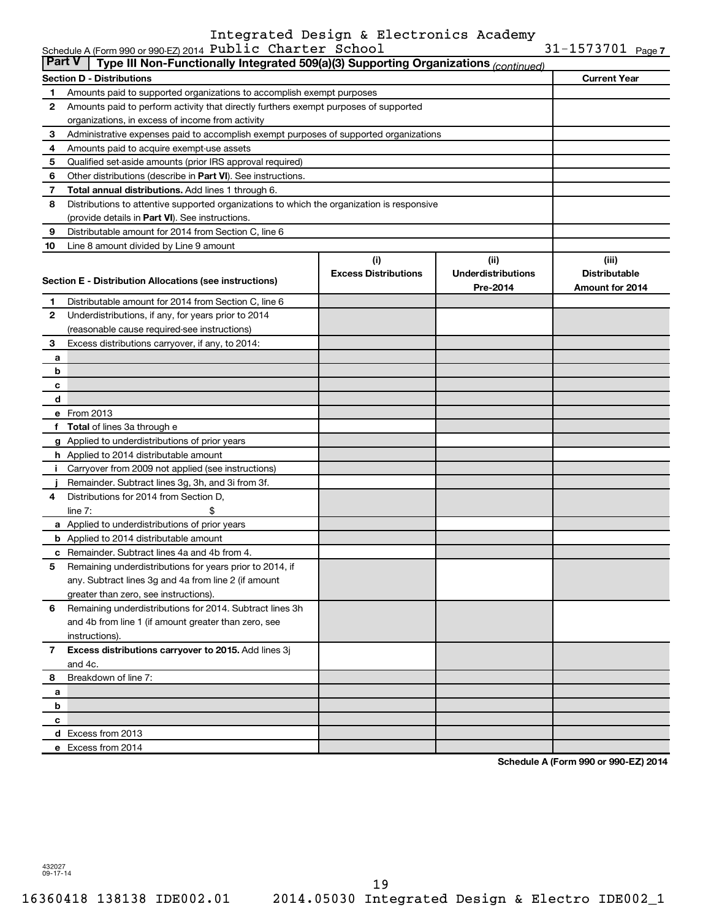Schedule A (Form 990 or 990-EZ) 2014 Integrated Design & Electronics Academy Public Charter School 31-1573701 Page 7

**Part V | Type III Non-Functionally Integrated 509(a)(3) Supporting Organizations** *(continued)*

| **Section D - Distributions** | **Current Year** |
|---|---|
| **1** Amounts paid to supported organizations to accomplish exempt purposes | |
| **2** Amounts paid to perform activity that directly furthers exempt purposes of supported organizations, in excess of income from activity | |
| **3** Administrative expenses paid to accomplish exempt purposes of supported organizations | |
| **4** Amounts paid to acquire exempt-use assets | |
| **5** Qualified set-aside amounts (prior IRS approval required) | |
| **6** Other distributions (describe in **Part VI**). See instructions. | |
| **7** **Total annual distributions.** Add lines 1 through 6. | |
| **8** Distributions to attentive supported organizations to which the organization is responsive (provide details in **Part VI**). See instructions. | |
| **9** Distributable amount for 2014 from Section C, line 6 | |
| **10** Line 8 amount divided by Line 9 amount | |

| **Section E - Distribution Allocations (see instructions)** | **(i) Excess Distributions** | **(ii) Underdistributions Pre-2014** | **(iii) Distributable Amount for 2014** |
|---|---|---|---|
| **1** Distributable amount for 2014 from Section C, line 6 | | | |
| **2** Underdistributions, if any, for years prior to 2014 (reasonable cause required-see instructions) | | | |
| **3** Excess distributions carryover, if any, to 2014: | | | |
| **a** | | | |
| **b** | | | |
| **c** | | | |
| **d** | | | |
| **e** From 2013 | | | |
| **f** **Total** of lines 3a through e | | | |
| **g** Applied to underdistributions of prior years | | | |
| **h** Applied to 2014 distributable amount | | | |
| **i** Carryover from 2009 not applied (see instructions) | | | |
| **j** Remainder. Subtract lines 3g, 3h, and 3i from 3f. | | | |
| **4** Distributions for 2014 from Section D, line 7: $ | | | |
| **a** Applied to underdistributions of prior years | | | |
| **b** Applied to 2014 distributable amount | | | |
| **c** Remainder. Subtract lines 4a and 4b from 4. | | | |
| **5** Remaining underdistributions for years prior to 2014, if any. Subtract lines 3g and 4a from line 2 (if amount greater than zero, see instructions). | | | |
| **6** Remaining underdistributions for 2014. Subtract lines 3h and 4b from line 1 (if amount greater than zero, see instructions). | | | |
| **7** **Excess distributions carryover to 2015.** Add lines 3j and 4c. | | | |
| **8** Breakdown of line 7: | | | |
| **a** | | | |
| **b** | | | |
| **c** | | | |
| **d** Excess from 2013 | | | |
| **e** Excess from 2014 | | | |

**Schedule A (Form 990 or 990-EZ) 2014**

432027 09-17-14

16360418 138138 IDE002.01 2014.05030 Integrated Design & Electro IDE002_1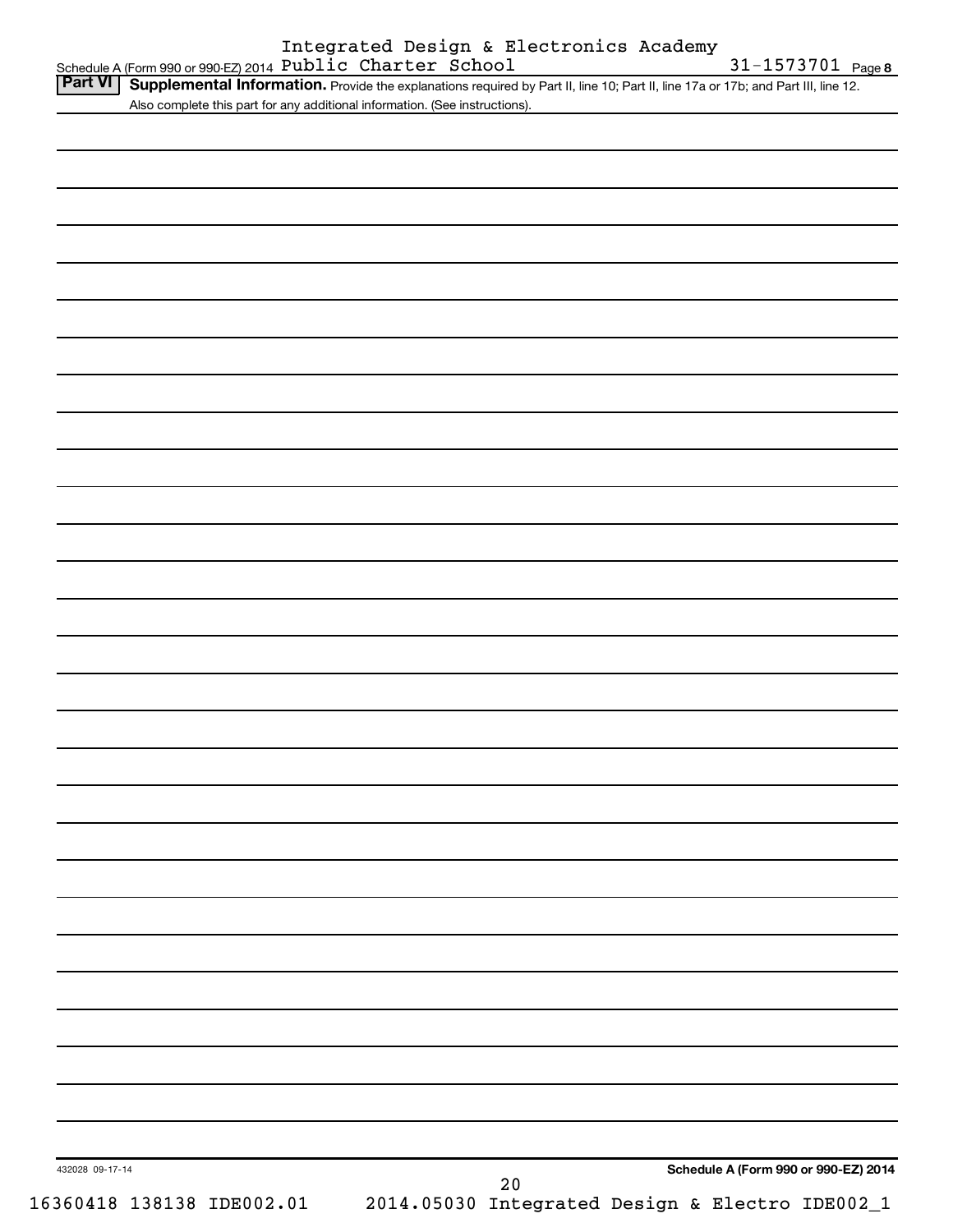Schedule A (Form 990 or 990-EZ) 2014 Integrated Design & Electronics Academy Public Charter School 31-1573701 Page 8

**Part VI** **Supplemental Information.** Provide the explanations required by Part II, line 10; Part II, line 17a or 17b; and Part III, line 12. Also complete this part for any additional information. (See instructions).

432028 09-17-14

**Schedule A (Form 990 or 990-EZ) 2014**

16360418 138138 IDE002.01 2014.05030 Integrated Design & Electro IDE002_1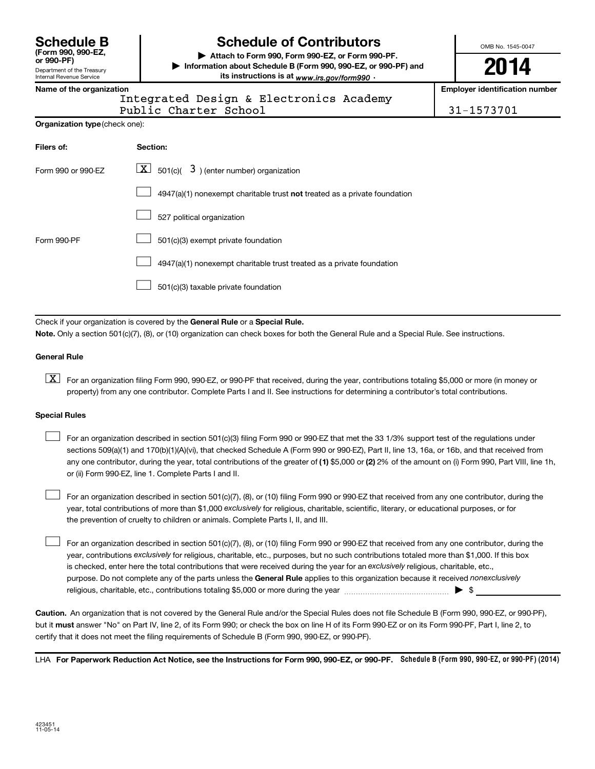# Schedule B

**(Form 990, 990-EZ, or 990-PF)**

Department of the Treasury
Internal Revenue Service

# Schedule of Contributors

▶ **Attach to Form 990, Form 990-EZ, or Form 990-PF.**

▶ **Information about Schedule B (Form 990, 990-EZ, or 990-PF) and its instructions is at** *www.irs.gov/form990* .

OMB No. 1545-0047

**2014**

**Name of the organization**

Integrated Design & Electronics Academy Public Charter School

**Employer identification number**

31-1573701

**Organization type** (check one):

| **Filers of:** | **Section:** |
|---|---|
| Form 990 or 990-EZ | [X] 501(c)( 3 ) (enter number) organization |
| | [ ] 4947(a)(1) nonexempt charitable trust **not** treated as a private foundation |
| | [ ] 527 political organization |
| Form 990-PF | [ ] 501(c)(3) exempt private foundation |
| | [ ] 4947(a)(1) nonexempt charitable trust treated as a private foundation |
| | [ ] 501(c)(3) taxable private foundation |

Check if your organization is covered by the **General Rule** or a **Special Rule.**

**Note.** Only a section 501(c)(7), (8), or (10) organization can check boxes for both the General Rule and a Special Rule. See instructions.

**General Rule**

[X] For an organization filing Form 990, 990-EZ, or 990-PF that received, during the year, contributions totaling $5,000 or more (in money or property) from any one contributor. Complete Parts I and II. See instructions for determining a contributor's total contributions.

**Special Rules**

[ ] For an organization described in section 501(c)(3) filing Form 990 or 990-EZ that met the 33 1/3% support test of the regulations under sections 509(a)(1) and 170(b)(1)(A)(vi), that checked Schedule A (Form 990 or 990-EZ), Part II, line 13, 16a, or 16b, and that received from any one contributor, during the year, total contributions of the greater of **(1)** $5,000 or **(2)** 2% of the amount on (i) Form 990, Part VIII, line 1h, or (ii) Form 990-EZ, line 1. Complete Parts I and II.

[ ] For an organization described in section 501(c)(7), (8), or (10) filing Form 990 or 990-EZ that received from any one contributor, during the year, total contributions of more than $1,000 *exclusively* for religious, charitable, scientific, literary, or educational purposes, or for the prevention of cruelty to children or animals. Complete Parts I, II, and III.

[ ] For an organization described in section 501(c)(7), (8), or (10) filing Form 990 or 990-EZ that received from any one contributor, during the year, contributions *exclusively* for religious, charitable, etc., purposes, but no such contributions totaled more than $1,000. If this box is checked, enter here the total contributions that were received during the year for an *exclusively* religious, charitable, etc., purpose. Do not complete any of the parts unless the **General Rule** applies to this organization because it received *nonexclusively* religious, charitable, etc., contributions totaling $5,000 or more during the year ▶ $ ____________

**Caution.** An organization that is not covered by the General Rule and/or the Special Rules does not file Schedule B (Form 990, 990-EZ, or 990-PF), but it **must** answer "No" on Part IV, line 2, of its Form 990; or check the box on line H of its Form 990-EZ or on its Form 990-PF, Part I, line 2, to certify that it does not meet the filing requirements of Schedule B (Form 990, 990-EZ, or 990-PF).

LHA **For Paperwork Reduction Act Notice, see the Instructions for Form 990, 990-EZ, or 990-PF.** **Schedule B (Form 990, 990-EZ, or 990-PF) (2014)**

423451
11-05-14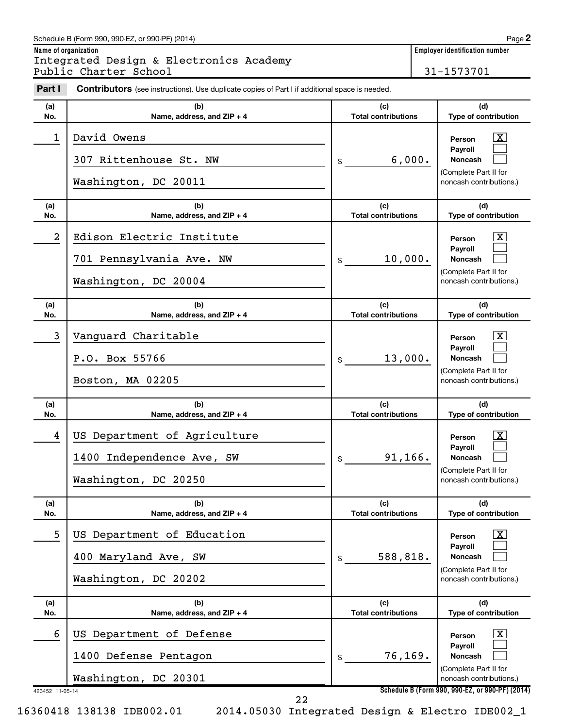Schedule B (Form 990, 990-EZ, or 990-PF) (2014)

**Name of organization**
Integrated Design & Electronics Academy Public Charter School

**Employer identification number**
31-1573701

**Part I** **Contributors** (see instructions). Use duplicate copies of Part I if additional space is needed.

| (a) No. | (b) Name, address, and ZIP + 4 | (c) Total contributions | (d) Type of contribution |
|---|---|---|---|
| 1 | David Owens<br>307 Rittenhouse St. NW<br>Washington, DC 20011 | $ 6,000. | Person [X]<br>Payroll [ ]<br>Noncash [ ]<br>(Complete Part II for noncash contributions.) |
| 2 | Edison Electric Institute<br>701 Pennsylvania Ave. NW<br>Washington, DC 20004 | $ 10,000. | Person [X]<br>Payroll [ ]<br>Noncash [ ]<br>(Complete Part II for noncash contributions.) |
| 3 | Vanguard Charitable<br>P.O. Box 55766<br>Boston, MA 02205 | $ 13,000. | Person [X]<br>Payroll [ ]<br>Noncash [ ]<br>(Complete Part II for noncash contributions.) |
| 4 | US Department of Agriculture<br>1400 Independence Ave, SW<br>Washington, DC 20250 | $ 91,166. | Person [X]<br>Payroll [ ]<br>Noncash [ ]<br>(Complete Part II for noncash contributions.) |
| 5 | US Department of Education<br>400 Maryland Ave, SW<br>Washington, DC 20202 | $ 588,818. | Person [X]<br>Payroll [ ]<br>Noncash [ ]<br>(Complete Part II for noncash contributions.) |
| 6 | US Department of Defense<br>1400 Defense Pentagon<br>Washington, DC 20301 | $ 76,169. | Person [X]<br>Payroll [ ]<br>Noncash [ ]<br>(Complete Part II for noncash contributions.) |

423452 11-05-14

16360418 138138 IDE002.01 2014.05030 Integrated Design & Electro IDE002_1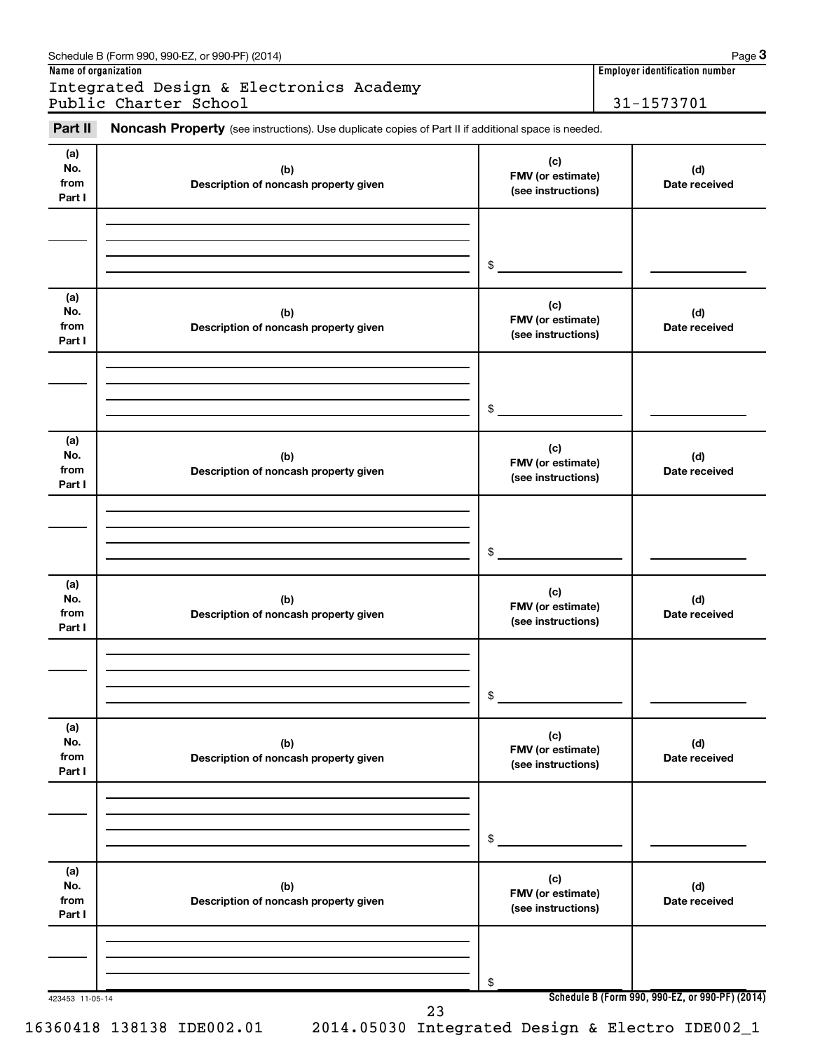Schedule B (Form 990, 990-EZ, or 990-PF) (2014)

**Name of organization**

Integrated Design & Electronics Academy Public Charter School

**Employer identification number**

31-1573701

**Part II** **Noncash Property** (see instructions). Use duplicate copies of Part II if additional space is needed.

| (a) No. from Part I | (b) Description of noncash property given | (c) FMV (or estimate) (see instructions) | (d) Date received |
|---|---|---|---|
| | | $ | |

| (a) No. from Part I | (b) Description of noncash property given | (c) FMV (or estimate) (see instructions) | (d) Date received |
|---|---|---|---|
| | | $ | |

| (a) No. from Part I | (b) Description of noncash property given | (c) FMV (or estimate) (see instructions) | (d) Date received |
|---|---|---|---|
| | | $ | |

| (a) No. from Part I | (b) Description of noncash property given | (c) FMV (or estimate) (see instructions) | (d) Date received |
|---|---|---|---|
| | | $ | |

| (a) No. from Part I | (b) Description of noncash property given | (c) FMV (or estimate) (see instructions) | (d) Date received |
|---|---|---|---|
| | | $ | |

| (a) No. from Part I | (b) Description of noncash property given | (c) FMV (or estimate) (see instructions) | (d) Date received |
|---|---|---|---|
| | | $ | |

423453 11-05-14

**Schedule B (Form 990, 990-EZ, or 990-PF) (2014)**

16360418 138138 IDE002.01 2014.05030 Integrated Design & Electro IDE002_1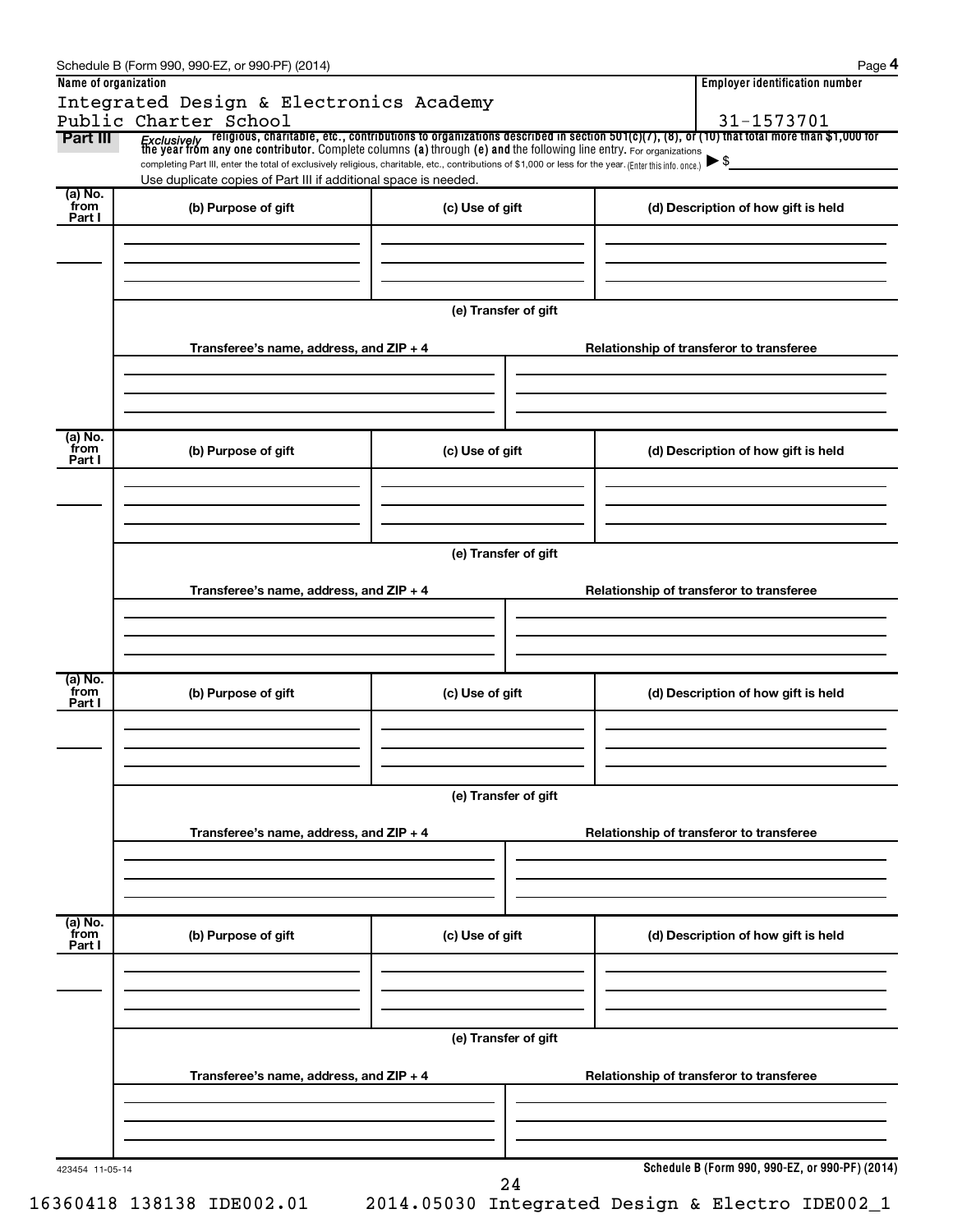Schedule B (Form 990, 990-EZ, or 990-PF) (2014)

**Name of organization**

Integrated Design & Electronics Academy Public Charter School

**Employer identification number**

31-1573701

**Part III** *Exclusively* religious, charitable, etc., contributions to organizations described in section 501(c)(7), (8), or (10) that total more than $1,000 for the year from any one contributor. Complete columns (a) through (e) and the following line entry. For organizations completing Part III, enter the total of exclusively religious, charitable, etc., contributions of $1,000 or less for the year. (Enter this info. once.) ▶ $

Use duplicate copies of Part III if additional space is needed.

| (a) No. from Part I | (b) Purpose of gift | (c) Use of gift | (d) Description of how gift is held |
|---|---|---|---|
| | | | |

(e) Transfer of gift

| Transferee's name, address, and ZIP + 4 | Relationship of transferor to transferee |
|---|---|
| | |

| (a) No. from Part I | (b) Purpose of gift | (c) Use of gift | (d) Description of how gift is held |
|---|---|---|---|
| | | | |

(e) Transfer of gift

| Transferee's name, address, and ZIP + 4 | Relationship of transferor to transferee |
|---|---|
| | |

| (a) No. from Part I | (b) Purpose of gift | (c) Use of gift | (d) Description of how gift is held |
|---|---|---|---|
| | | | |

(e) Transfer of gift

| Transferee's name, address, and ZIP + 4 | Relationship of transferor to transferee |
|---|---|
| | |

| (a) No. from Part I | (b) Purpose of gift | (c) Use of gift | (d) Description of how gift is held |
|---|---|---|---|
| | | | |

(e) Transfer of gift

| Transferee's name, address, and ZIP + 4 | Relationship of transferor to transferee |
|---|---|
| | |

423454 11-05-14

**Schedule B (Form 990, 990-EZ, or 990-PF) (2014)**

16360418 138138 IDE002.01 2014.05030 Integrated Design & Electro IDE002_1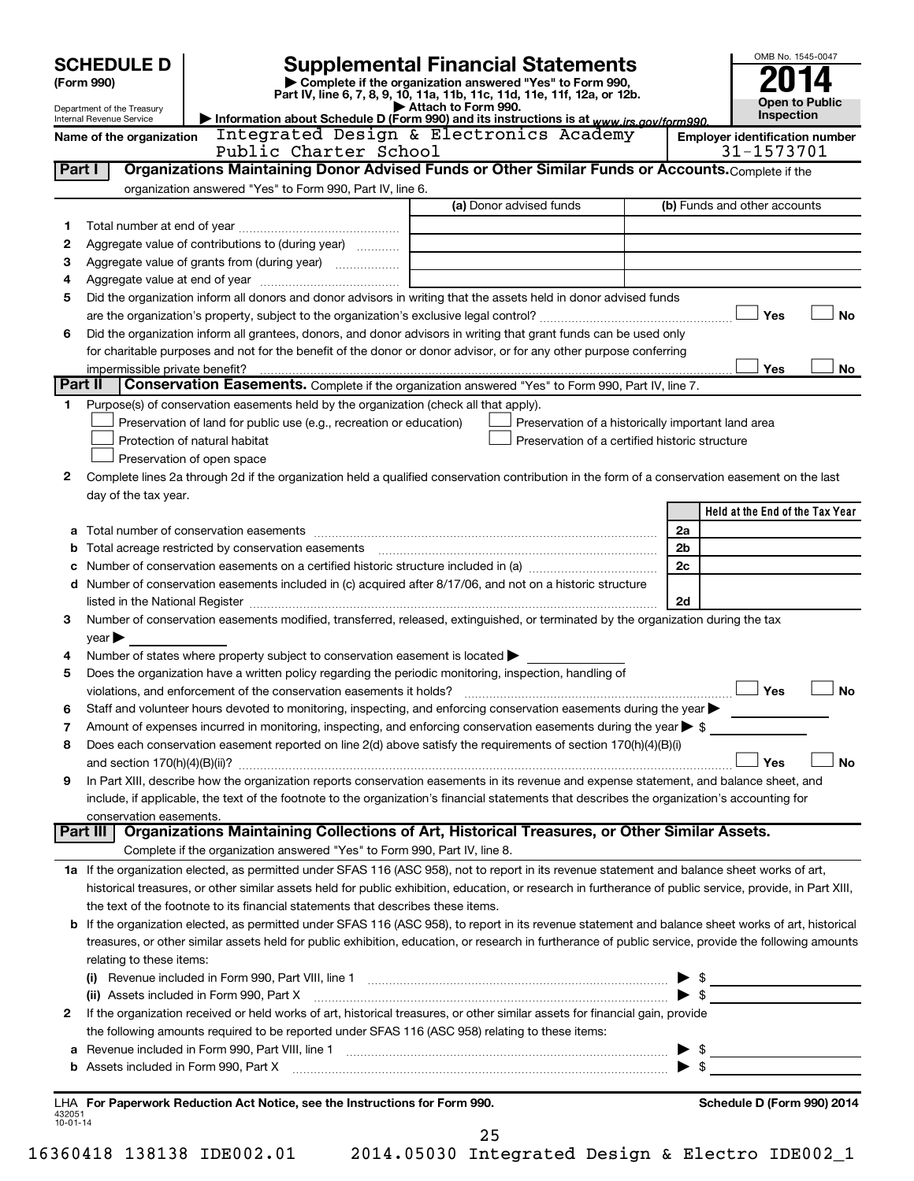# SCHEDULE D (Form 990)

Department of the Treasury
Internal Revenue Service

## Supplemental Financial Statements

▶ Complete if the organization answered "Yes" to Form 990, Part IV, line 6, 7, 8, 9, 10, 11a, 11b, 11c, 11d, 11e, 11f, 12a, or 12b.

▶ Attach to Form 990.

▶ Information about Schedule D (Form 990) and its instructions is at www.irs.gov/form990.

OMB No. 1545-0047

**2014**

**Open to Public Inspection**

**Name of the organization:** Integrated Design & Electronics Academy Public Charter School

**Employer identification number:** 31-1573701

## Part I — Organizations Maintaining Donor Advised Funds or Other Similar Funds or Accounts.

Complete if the organization answered "Yes" to Form 990, Part IV, line 6.

| | | (a) Donor advised funds | (b) Funds and other accounts |
|---|---|---|---|
| 1 | Total number at end of year | | |
| 2 | Aggregate value of contributions to (during year) | | |
| 3 | Aggregate value of grants from (during year) | | |
| 4 | Aggregate value at end of year | | |

5 Did the organization inform all donors and donor advisors in writing that the assets held in donor advised funds are the organization's property, subject to the organization's exclusive legal control? ☐ Yes ☐ No

6 Did the organization inform all grantees, donors, and donor advisors in writing that grant funds can be used only for charitable purposes and not for the benefit of the donor or donor advisor, or for any other purpose conferring impermissible private benefit? ☐ Yes ☐ No

## Part II — Conservation Easements.

Complete if the organization answered "Yes" to Form 990, Part IV, line 7.

1 Purpose(s) of conservation easements held by the organization (check all that apply).

- ☐ Preservation of land for public use (e.g., recreation or education)
- ☐ Preservation of a historically important land area
- ☐ Protection of natural habitat
- ☐ Preservation of a certified historic structure
- ☐ Preservation of open space

2 Complete lines 2a through 2d if the organization held a qualified conservation contribution in the form of a conservation easement on the last day of the tax year.

| | | | Held at the End of the Tax Year |
|---|---|---|---|
| a | Total number of conservation easements | 2a | |
| b | Total acreage restricted by conservation easements | 2b | |
| c | Number of conservation easements on a certified historic structure included in (a) | 2c | |
| d | Number of conservation easements included in (c) acquired after 8/17/06, and not on a historic structure listed in the National Register | 2d | |

3 Number of conservation easements modified, transferred, released, extinguished, or terminated by the organization during the tax year ▶

4 Number of states where property subject to conservation easement is located ▶

5 Does the organization have a written policy regarding the periodic monitoring, inspection, handling of violations, and enforcement of the conservation easements it holds? ☐ Yes ☐ No

6 Staff and volunteer hours devoted to monitoring, inspecting, and enforcing conservation easements during the year ▶

7 Amount of expenses incurred in monitoring, inspecting, and enforcing conservation easements during the year ▶ $

8 Does each conservation easement reported on line 2(d) above satisfy the requirements of section 170(h)(4)(B)(i) and section 170(h)(4)(B)(ii)? ☐ Yes ☐ No

9 In Part XIII, describe how the organization reports conservation easements in its revenue and expense statement, and balance sheet, and include, if applicable, the text of the footnote to the organization's financial statements that describes the organization's accounting for conservation easements.

## Part III — Organizations Maintaining Collections of Art, Historical Treasures, or Other Similar Assets.

Complete if the organization answered "Yes" to Form 990, Part IV, line 8.

1a If the organization elected, as permitted under SFAS 116 (ASC 958), not to report in its revenue statement and balance sheet works of art, historical treasures, or other similar assets held for public exhibition, education, or research in furtherance of public service, provide, in Part XIII, the text of the footnote to its financial statements that describes these items.

b If the organization elected, as permitted under SFAS 116 (ASC 958), to report in its revenue statement and balance sheet works of art, historical treasures, or other similar assets held for public exhibition, education, or research in furtherance of public service, provide the following amounts relating to these items:

(i) Revenue included in Form 990, Part VIII, line 1 ▶ $

(ii) Assets included in Form 990, Part X ▶ $

2 If the organization received or held works of art, historical treasures, or other similar assets for financial gain, provide the following amounts required to be reported under SFAS 116 (ASC 958) relating to these items:

a Revenue included in Form 990, Part VIII, line 1 ▶ $

b Assets included in Form 990, Part X ▶ $

LHA For Paperwork Reduction Act Notice, see the Instructions for Form 990. Schedule D (Form 990) 2014

432051 10-01-14

16360418 138138 IDE002.01 2014.05030 Integrated Design & Electro IDE002_1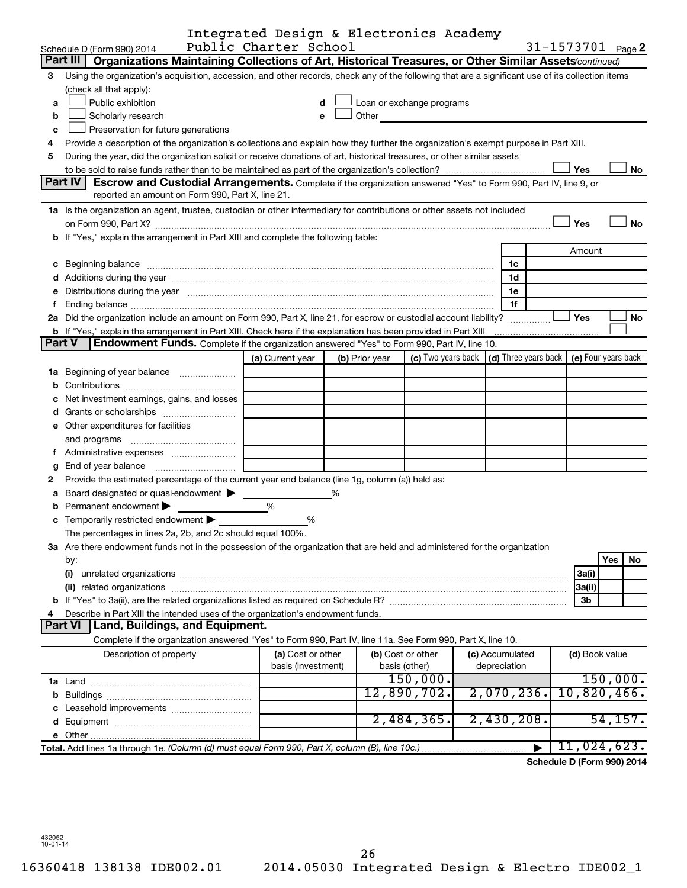Schedule D (Form 990) 2014 Integrated Design & Electronics Academy Public Charter School 31-1573701 Page 2

## Part III Organizations Maintaining Collections of Art, Historical Treasures, or Other Similar Assets *(continued)*

3 Using the organization's acquisition, accession, and other records, check any of the following that are a significant use of its collection items (check all that apply):

- a ☐ Public exhibition
- b ☐ Scholarly research
- c ☐ Preservation for future generations
- d ☐ Loan or exchange programs
- e ☐ Other

4 Provide a description of the organization's collections and explain how they further the organization's exempt purpose in Part XIII.

5 During the year, did the organization solicit or receive donations of art, historical treasures, or other similar assets to be sold to raise funds rather than to be maintained as part of the organization's collection? ☐ Yes ☐ No

## Part IV Escrow and Custodial Arrangements.

Complete if the organization answered "Yes" to Form 990, Part IV, line 9, or reported an amount on Form 990, Part X, line 21.

1a Is the organization an agent, trustee, custodian or other intermediary for contributions or other assets not included on Form 990, Part X? ☐ Yes ☐ No

b If "Yes," explain the arrangement in Part XIII and complete the following table:

| | | Amount |
|---|---|---|
| c Beginning balance | 1c | |
| d Additions during the year | 1d | |
| e Distributions during the year | 1e | |
| f Ending balance | 1f | |

2a Did the organization include an amount on Form 990, Part X, line 21, for escrow or custodial account liability? ☐ Yes ☐ No

b If "Yes," explain the arrangement in Part XIII. Check here if the explanation has been provided in Part XIII ☐

## Part V Endowment Funds.

Complete if the organization answered "Yes" to Form 990, Part IV, line 10.

| | (a) Current year | (b) Prior year | (c) Two years back | (d) Three years back | (e) Four years back |
|---|---|---|---|---|---|
| 1a Beginning of year balance | | | | | |
| b Contributions | | | | | |
| c Net investment earnings, gains, and losses | | | | | |
| d Grants or scholarships | | | | | |
| e Other expenditures for facilities and programs | | | | | |
| f Administrative expenses | | | | | |
| g End of year balance | | | | | |

2 Provide the estimated percentage of the current year end balance (line 1g, column (a)) held as:

- a Board designated or quasi-endowment ▶ %
- b Permanent endowment ▶ %
- c Temporarily restricted endowment ▶ %

The percentages in lines 2a, 2b, and 2c should equal 100%.

3a Are there endowment funds not in the possession of the organization that are held and administered for the organization by:

| | | Yes | No |
|---|---|---|---|
| (i) unrelated organizations | 3a(i) | | |
| (ii) related organizations | 3a(ii) | | |
| b If "Yes" to 3a(ii), are the related organizations listed as required on Schedule R? | 3b | | |

4 Describe in Part XIII the intended uses of the organization's endowment funds.

## Part VI Land, Buildings, and Equipment.

Complete if the organization answered "Yes" to Form 990, Part IV, line 11a. See Form 990, Part X, line 10.

| Description of property | (a) Cost or other basis (investment) | (b) Cost or other basis (other) | (c) Accumulated depreciation | (d) Book value |
|---|---|---|---|---|
| 1a Land | | 150,000. | | 150,000. |
| b Buildings | | 12,890,702. | 2,070,236. | 10,820,466. |
| c Leasehold improvements | | | | |
| d Equipment | | 2,484,365. | 2,430,208. | 54,157. |
| e Other | | | | |
| **Total.** Add lines 1a through 1e. *(Column (d) must equal Form 990, Part X, column (B), line 10c.)* ▶ | | | | 11,024,623. |

**Schedule D (Form 990) 2014**

432052 10-01-14

16360418 138138 IDE002.01 2014.05030 Integrated Design & Electro IDE002_1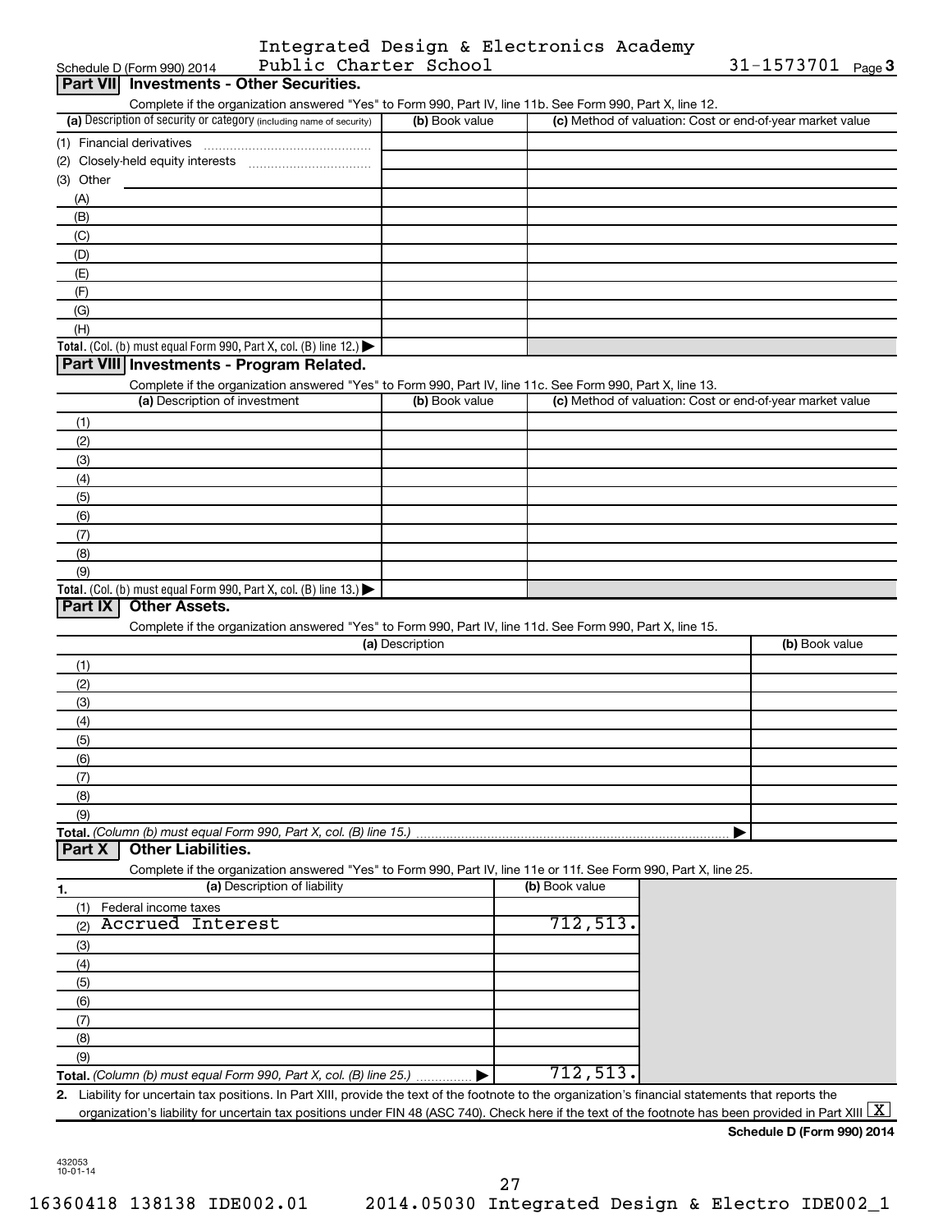Schedule D (Form 990) 2014 Integrated Design & Electronics Academy Public Charter School 31-1573701 Page 3

## Part VII Investments - Other Securities.

Complete if the organization answered "Yes" to Form 990, Part IV, line 11b. See Form 990, Part X, line 12.

| (a) Description of security or category (including name of security) | (b) Book value | (c) Method of valuation: Cost or end-of-year market value |
|---|---|---|
| (1) Financial derivatives | | |
| (2) Closely-held equity interests | | |
| (3) Other | | |
| (A) | | |
| (B) | | |
| (C) | | |
| (D) | | |
| (E) | | |
| (F) | | |
| (G) | | |
| (H) | | |
| **Total.** (Col. (b) must equal Form 990, Part X, col. (B) line 12.) ▶ | | |

## Part VIII Investments - Program Related.

Complete if the organization answered "Yes" to Form 990, Part IV, line 11c. See Form 990, Part X, line 13.

| (a) Description of investment | (b) Book value | (c) Method of valuation: Cost or end-of-year market value |
|---|---|---|
| (1) | | |
| (2) | | |
| (3) | | |
| (4) | | |
| (5) | | |
| (6) | | |
| (7) | | |
| (8) | | |
| (9) | | |
| **Total.** (Col. (b) must equal Form 990, Part X, col. (B) line 13.) ▶ | | |

## Part IX Other Assets.

Complete if the organization answered "Yes" to Form 990, Part IV, line 11d. See Form 990, Part X, line 15.

| (a) Description | (b) Book value |
|---|---|
| (1) | |
| (2) | |
| (3) | |
| (4) | |
| (5) | |
| (6) | |
| (7) | |
| (8) | |
| (9) | |
| **Total.** *(Column (b) must equal Form 990, Part X, col. (B) line 15.)* ▶ | |

## Part X Other Liabilities.

Complete if the organization answered "Yes" to Form 990, Part IV, line 11e or 11f. See Form 990, Part X, line 25.

| 1. (a) Description of liability | (b) Book value |
|---|---|
| (1) Federal income taxes | |
| (2) Accrued Interest | 712,513. |
| (3) | |
| (4) | |
| (5) | |
| (6) | |
| (7) | |
| (8) | |
| (9) | |
| **Total.** *(Column (b) must equal Form 990, Part X, col. (B) line 25.)* ▶ | 712,513. |

2. Liability for uncertain tax positions. In Part XIII, provide the text of the footnote to the organization's financial statements that reports the organization's liability for uncertain tax positions under FIN 48 (ASC 740). Check here if the text of the footnote has been provided in Part XIII [X]

**Schedule D (Form 990) 2014**

432053 10-01-14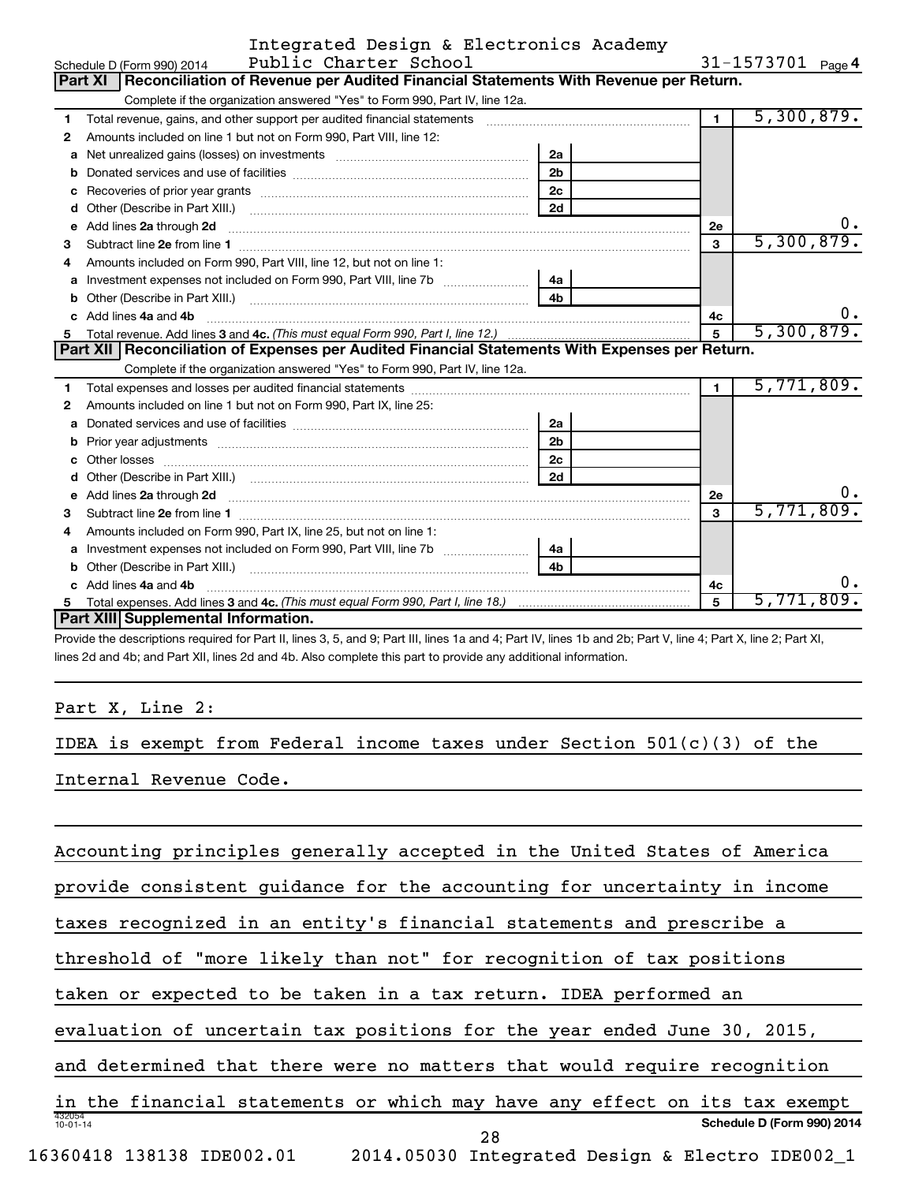Integrated Design & Electronics Academy Public Charter School 31-1573701

Schedule D (Form 990) 2014 Page 4

## Part XI Reconciliation of Revenue per Audited Financial Statements With Revenue per Return.

Complete if the organization answered "Yes" to Form 990, Part IV, line 12a.

| | | | | | |
|---|---|---|---|---|---|
| 1 | Total revenue, gains, and other support per audited financial statements | | | 1 | 5,300,879. |
| 2 | Amounts included on line 1 but not on Form 990, Part VIII, line 12: | | | | |
| a | Net unrealized gains (losses) on investments | 2a | | | |
| b | Donated services and use of facilities | 2b | | | |
| c | Recoveries of prior year grants | 2c | | | |
| d | Other (Describe in Part XIII.) | 2d | | | |
| e | Add lines 2a through 2d | | | 2e | 0. |
| 3 | Subtract line 2e from line 1 | | | 3 | 5,300,879. |
| 4 | Amounts included on Form 990, Part VIII, line 12, but not on line 1: | | | | |
| a | Investment expenses not included on Form 990, Part VIII, line 7b | 4a | | | |
| b | Other (Describe in Part XIII.) | 4b | | | |
| c | Add lines 4a and 4b | | | 4c | 0. |
| 5 | Total revenue. Add lines 3 and 4c. *(This must equal Form 990, Part I, line 12.)* | | | 5 | 5,300,879. |

## Part XII Reconciliation of Expenses per Audited Financial Statements With Expenses per Return.

Complete if the organization answered "Yes" to Form 990, Part IV, line 12a.

| | | | | | |
|---|---|---|---|---|---|
| 1 | Total expenses and losses per audited financial statements | | | 1 | 5,771,809. |
| 2 | Amounts included on line 1 but not on Form 990, Part IX, line 25: | | | | |
| a | Donated services and use of facilities | 2a | | | |
| b | Prior year adjustments | 2b | | | |
| c | Other losses | 2c | | | |
| d | Other (Describe in Part XIII.) | 2d | | | |
| e | Add lines 2a through 2d | | | 2e | 0. |
| 3 | Subtract line 2e from line 1 | | | 3 | 5,771,809. |
| 4 | Amounts included on Form 990, Part IX, line 25, but not on line 1: | | | | |
| a | Investment expenses not included on Form 990, Part VIII, line 7b | 4a | | | |
| b | Other (Describe in Part XIII.) | 4b | | | |
| c | Add lines 4a and 4b | | | 4c | 0. |
| 5 | Total expenses. Add lines 3 and 4c. *(This must equal Form 990, Part I, line 18.)* | | | 5 | 5,771,809. |

## Part XIII Supplemental Information.

Provide the descriptions required for Part II, lines 3, 5, and 9; Part III, lines 1a and 4; Part IV, lines 1b and 2b; Part V, line 4; Part X, line 2; Part XI, lines 2d and 4b; and Part XII, lines 2d and 4b. Also complete this part to provide any additional information.

Part X, Line 2:

IDEA is exempt from Federal income taxes under Section 501(c)(3) of the Internal Revenue Code.

Accounting principles generally accepted in the United States of America provide consistent guidance for the accounting for uncertainty in income taxes recognized in an entity's financial statements and prescribe a threshold of "more likely than not" for recognition of tax positions taken or expected to be taken in a tax return. IDEA performed an evaluation of uncertain tax positions for the year ended June 30, 2015, and determined that there were no matters that would require recognition in the financial statements or which may have any effect on its tax exempt

Schedule D (Form 990) 2014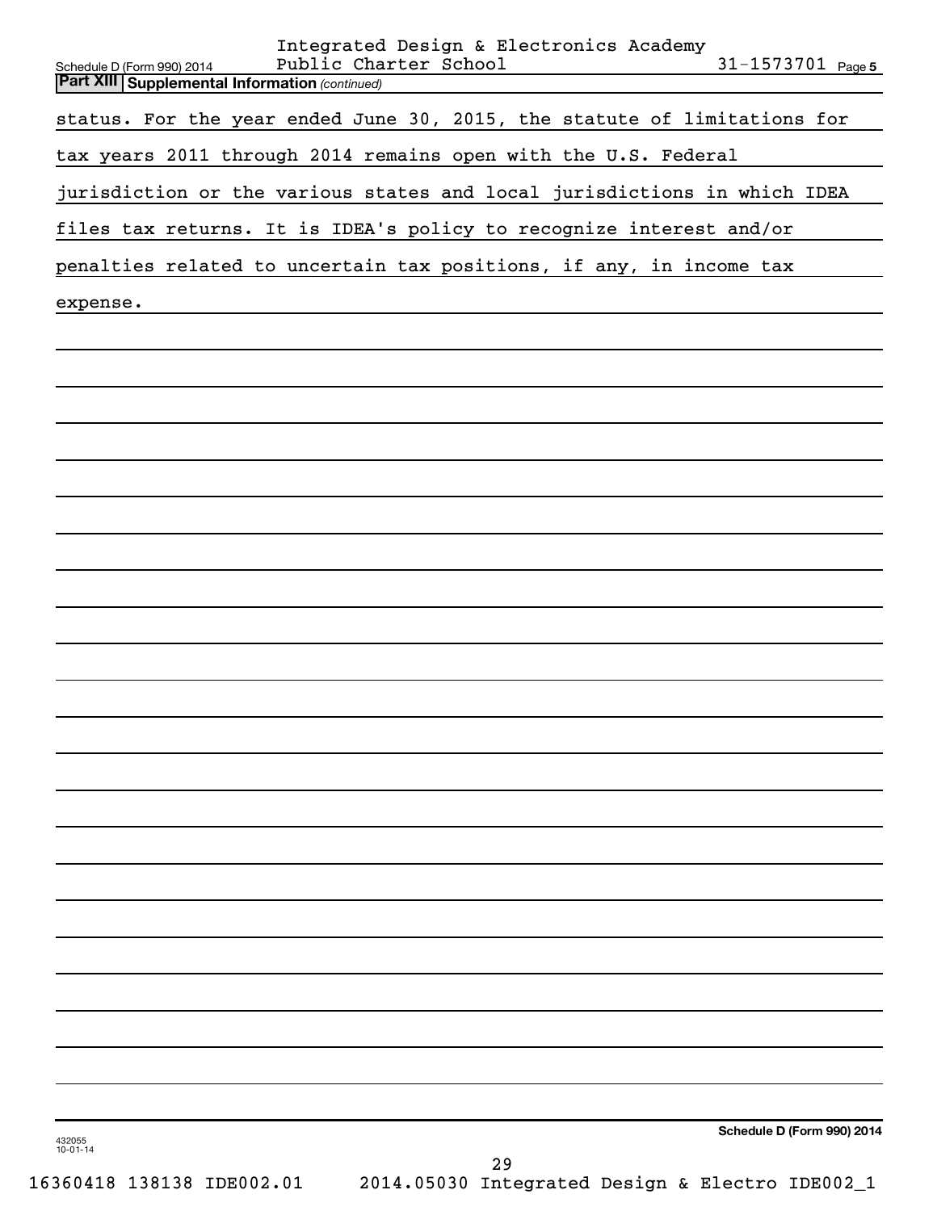Integrated Design & Electronics Academy Public Charter School

31-1573701

Schedule D (Form 990) 2014

**Part XIII Supplemental Information** *(continued)*

status. For the year ended June 30, 2015, the statute of limitations for tax years 2011 through 2014 remains open with the U.S. Federal jurisdiction or the various states and local jurisdictions in which IDEA files tax returns. It is IDEA's policy to recognize interest and/or penalties related to uncertain tax positions, if any, in income tax expense.

**Schedule D (Form 990) 2014**

432055 10-01-14

16360418 138138 IDE002.01 2014.05030 Integrated Design & Electro IDE002_1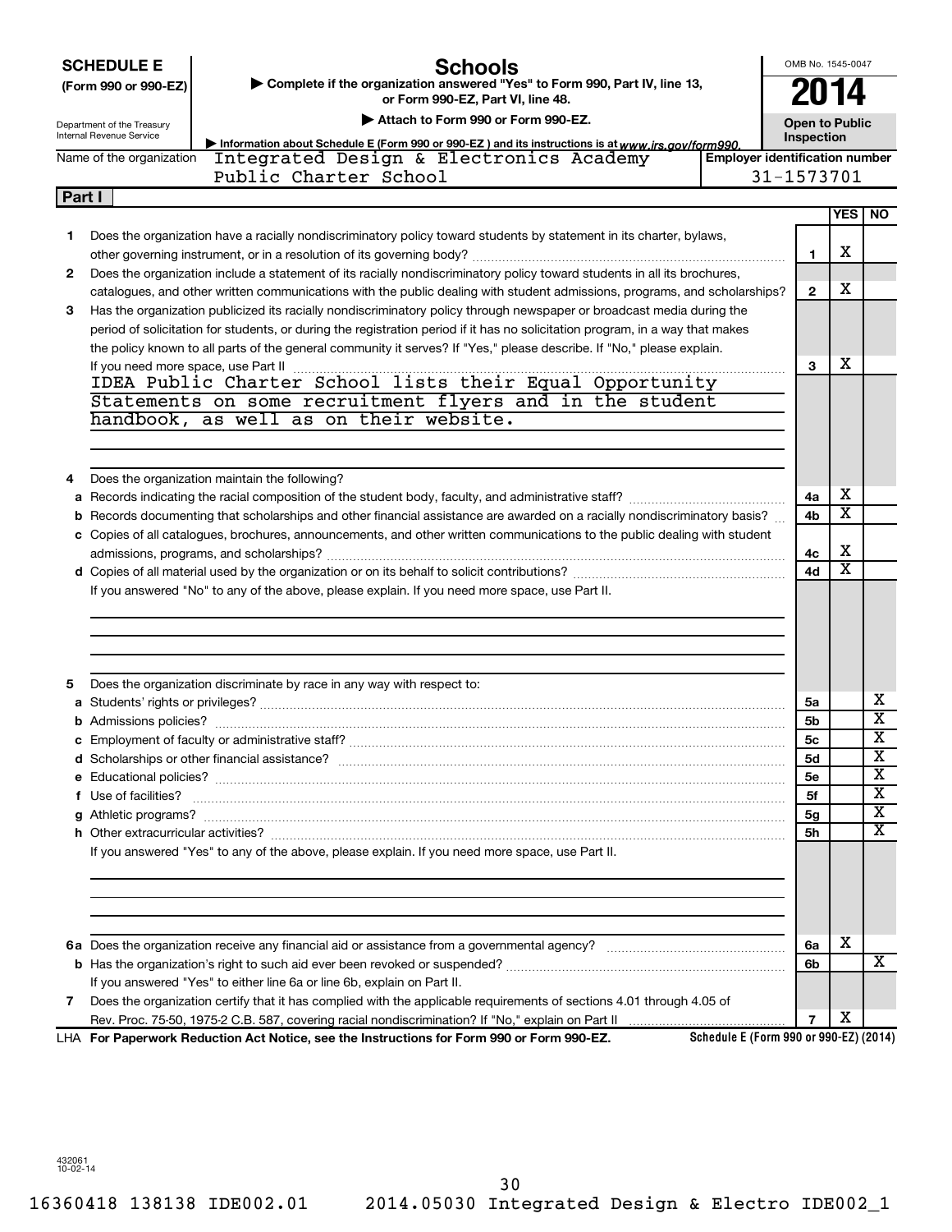**SCHEDULE E**
**(Form 990 or 990-EZ)**

Department of the Treasury
Internal Revenue Service

# Schools

▶ Complete if the organization answered "Yes" to Form 990, Part IV, line 13, or Form 990-EZ, Part VI, line 48.

▶ Attach to Form 990 or Form 990-EZ.

▶ Information about Schedule E (Form 990 or 990-EZ) and its instructions is at www.irs.gov/form990.

OMB No. 1545-0047

**2014**

**Open to Public Inspection**

Name of the organization: Integrated Design & Electronics Academy Public Charter School

Employer identification number: 31-1573701

**Part I**

| | | | YES | NO |
|---|---|---|---|---|
| 1 | Does the organization have a racially nondiscriminatory policy toward students by statement in its charter, bylaws, other governing instrument, or in a resolution of its governing body? | 1 | X | |
| 2 | Does the organization include a statement of its racially nondiscriminatory policy toward students in all its brochures, catalogues, and other written communications with the public dealing with student admissions, programs, and scholarships? | 2 | X | |
| 3 | Has the organization publicized its racially nondiscriminatory policy through newspaper or broadcast media during the period of solicitation for students, or during the registration period if it has no solicitation program, in a way that makes the policy known to all parts of the general community it serves? If "Yes," please describe. If "No," please explain. If you need more space, use Part II | 3 | X | |

IDEA Public Charter School lists their Equal Opportunity Statements on some recruitment flyers and in the student handbook, as well as on their website.

| | | | YES | NO |
|---|---|---|---|---|
| 4 | Does the organization maintain the following? | | | |
| a | Records indicating the racial composition of the student body, faculty, and administrative staff? | 4a | X | |
| b | Records documenting that scholarships and other financial assistance are awarded on a racially nondiscriminatory basis? | 4b | X | |
| c | Copies of all catalogues, brochures, announcements, and other written communications to the public dealing with student admissions, programs, and scholarships? | 4c | X | |
| d | Copies of all material used by the organization or on its behalf to solicit contributions? | 4d | X | |
| | If you answered "No" to any of the above, please explain. If you need more space, use Part II. | | | |
| 5 | Does the organization discriminate by race in any way with respect to: | | | |
| a | Students' rights or privileges? | 5a | | X |
| b | Admissions policies? | 5b | | X |
| c | Employment of faculty or administrative staff? | 5c | | X |
| d | Scholarships or other financial assistance? | 5d | | X |
| e | Educational policies? | 5e | | X |
| f | Use of facilities? | 5f | | X |
| g | Athletic programs? | 5g | | X |
| h | Other extracurricular activities? | 5h | | X |
| | If you answered "Yes" to any of the above, please explain. If you need more space, use Part II. | | | |
| 6a | Does the organization receive any financial aid or assistance from a governmental agency? | 6a | X | |
| b | Has the organization's right to such aid ever been revoked or suspended? | 6b | | X |
| | If you answered "Yes" to either line 6a or line 6b, explain on Part II. | | | |
| 7 | Does the organization certify that it has complied with the applicable requirements of sections 4.01 through 4.05 of Rev. Proc. 75-50, 1975-2 C.B. 587, covering racial nondiscrimination? If "No," explain on Part II | 7 | X | |

LHA **For Paperwork Reduction Act Notice, see the Instructions for Form 990 or Form 990-EZ.** **Schedule E (Form 990 or 990-EZ) (2014)**

432061
10-02-14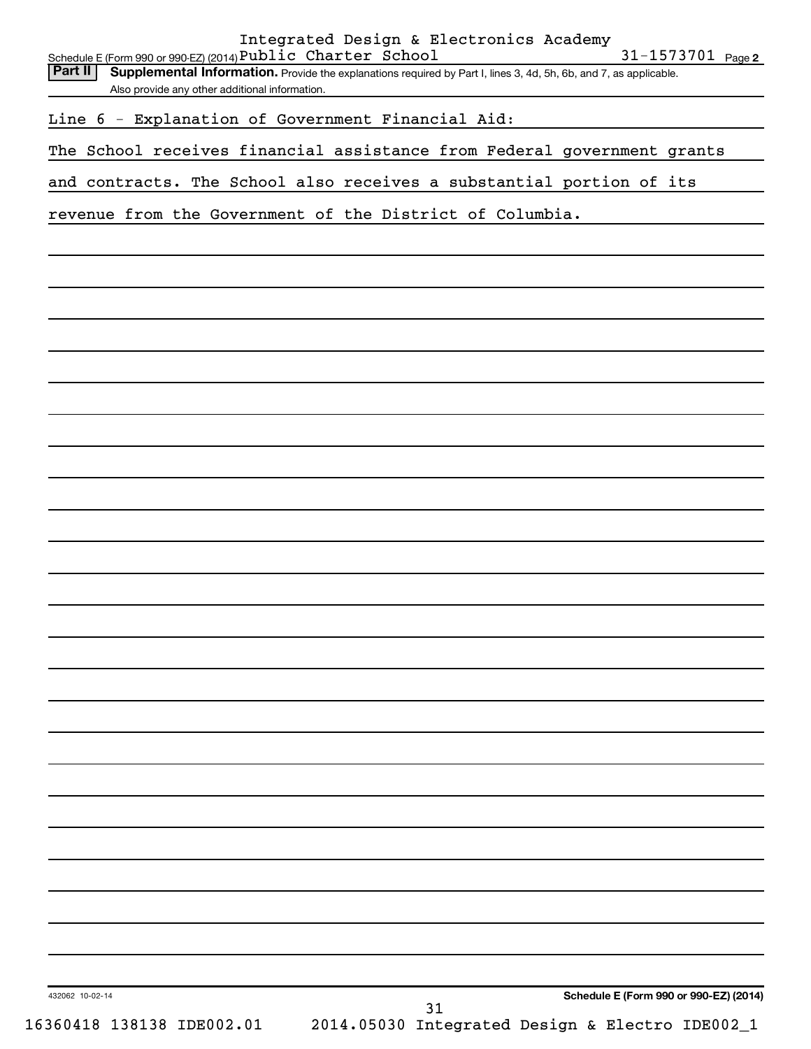Schedule E (Form 990 or 990-EZ) (2014) Integrated Design & Electronics Academy Public Charter School 31-1573701 Page **2**

**Part II** **Supplemental Information.** Provide the explanations required by Part I, lines 3, 4d, 5h, 6b, and 7, as applicable. Also provide any other additional information.

Line 6 - Explanation of Government Financial Aid:

The School receives financial assistance from Federal government grants and contracts. The School also receives a substantial portion of its revenue from the Government of the District of Columbia.

432062 10-02-14

**Schedule E (Form 990 or 990-EZ) (2014)**

16360418 138138 IDE002.01 2014.05030 Integrated Design & Electro IDE002_1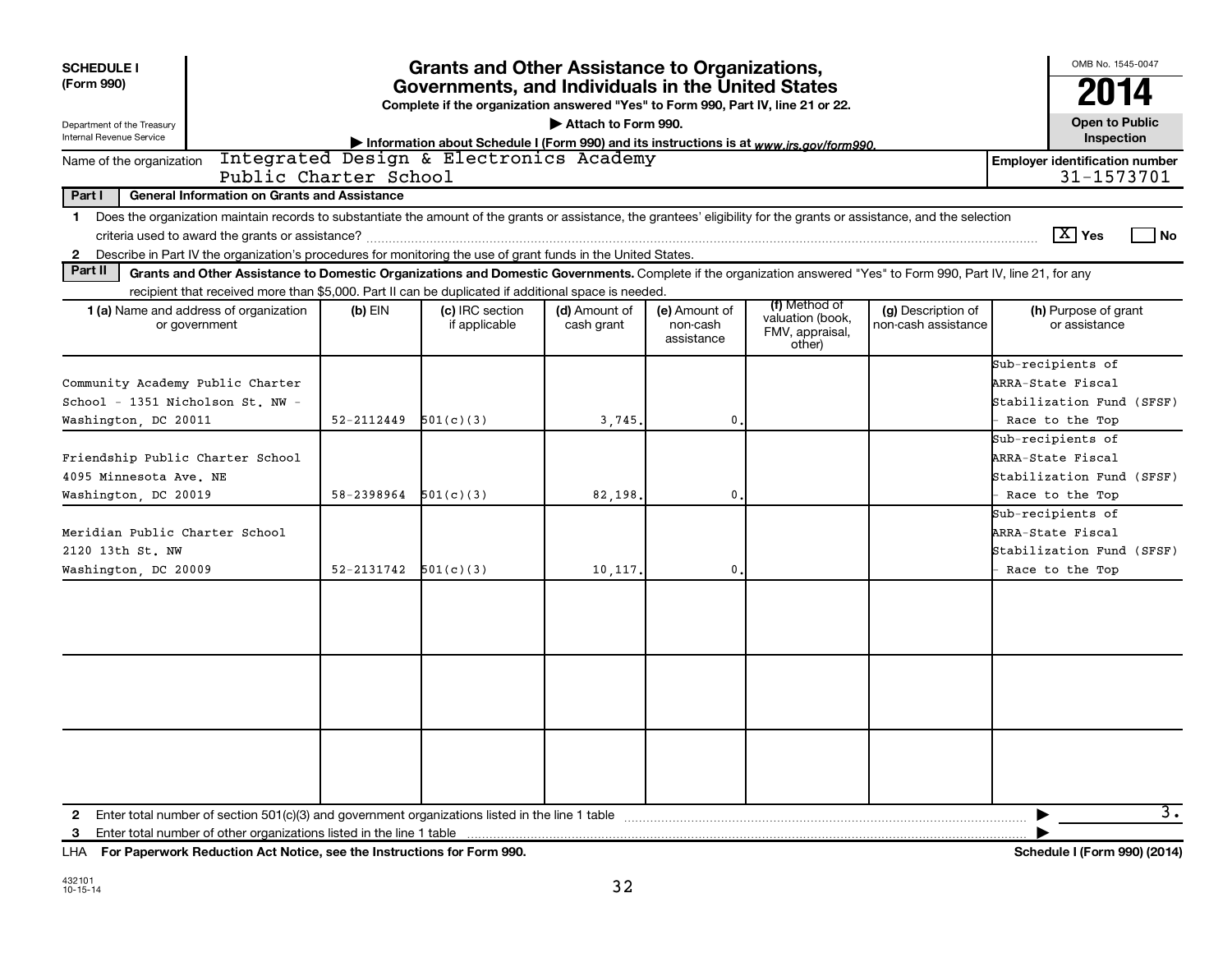**SCHEDULE I (Form 990)**

Department of the Treasury
Internal Revenue Service

# Grants and Other Assistance to Organizations, Governments, and Individuals in the United States

**Complete if the organization answered "Yes" to Form 990, Part IV, line 21 or 22.**

▶ **Attach to Form 990.**

▶ **Information about Schedule I (Form 990) and its instructions is at** *www.irs.gov/form990.*

OMB No. 1545-0047

**2014**

**Open to Public Inspection**

Name of the organization: Integrated Design & Electronics Academy Public Charter School

**Employer identification number**: 31-1573701

**Part I — General Information on Grants and Assistance**

1 Does the organization maintain records to substantiate the amount of the grants or assistance, the grantees' eligibility for the grants or assistance, and the selection criteria used to award the grants or assistance? [X] Yes [ ] No

2 Describe in Part IV the organization's procedures for monitoring the use of grant funds in the United States.

**Part II — Grants and Other Assistance to Domestic Organizations and Domestic Governments.** Complete if the organization answered "Yes" to Form 990, Part IV, line 21, for any recipient that received more than $5,000. Part II can be duplicated if additional space is needed.

| 1 (a) Name and address of organization or government | (b) EIN | (c) IRC section if applicable | (d) Amount of cash grant | (e) Amount of non-cash assistance | (f) Method of valuation (book, FMV, appraisal, other) | (g) Description of non-cash assistance | (h) Purpose of grant or assistance |
|---|---|---|---|---|---|---|---|
| Community Academy Public Charter School - 1351 Nicholson St. NW - Washington, DC 20011 | 52-2112449 | 501(c)(3) | 3,745. | 0. | | | Sub-recipients of ARRA-State Fiscal Stabilization Fund (SFSF) - Race to the Top |
| Friendship Public Charter School 4095 Minnesota Ave. NE Washington, DC 20019 | 58-2398964 | 501(c)(3) | 82,198. | 0. | | | Sub-recipients of ARRA-State Fiscal Stabilization Fund (SFSF) - Race to the Top |
| Meridian Public Charter School 2120 13th St. NW Washington, DC 20009 | 52-2131742 | 501(c)(3) | 10,117. | 0. | | | Sub-recipients of ARRA-State Fiscal Stabilization Fund (SFSF) - Race to the Top |
| | | | | | | | |
| | | | | | | | |
| | | | | | | | |

2 Enter total number of section 501(c)(3) and government organizations listed in the line 1 table ▶ 3.

3 Enter total number of other organizations listed in the line 1 table ▶

LHA **For Paperwork Reduction Act Notice, see the Instructions for Form 990.** **Schedule I (Form 990) (2014)**

432101
10-15-14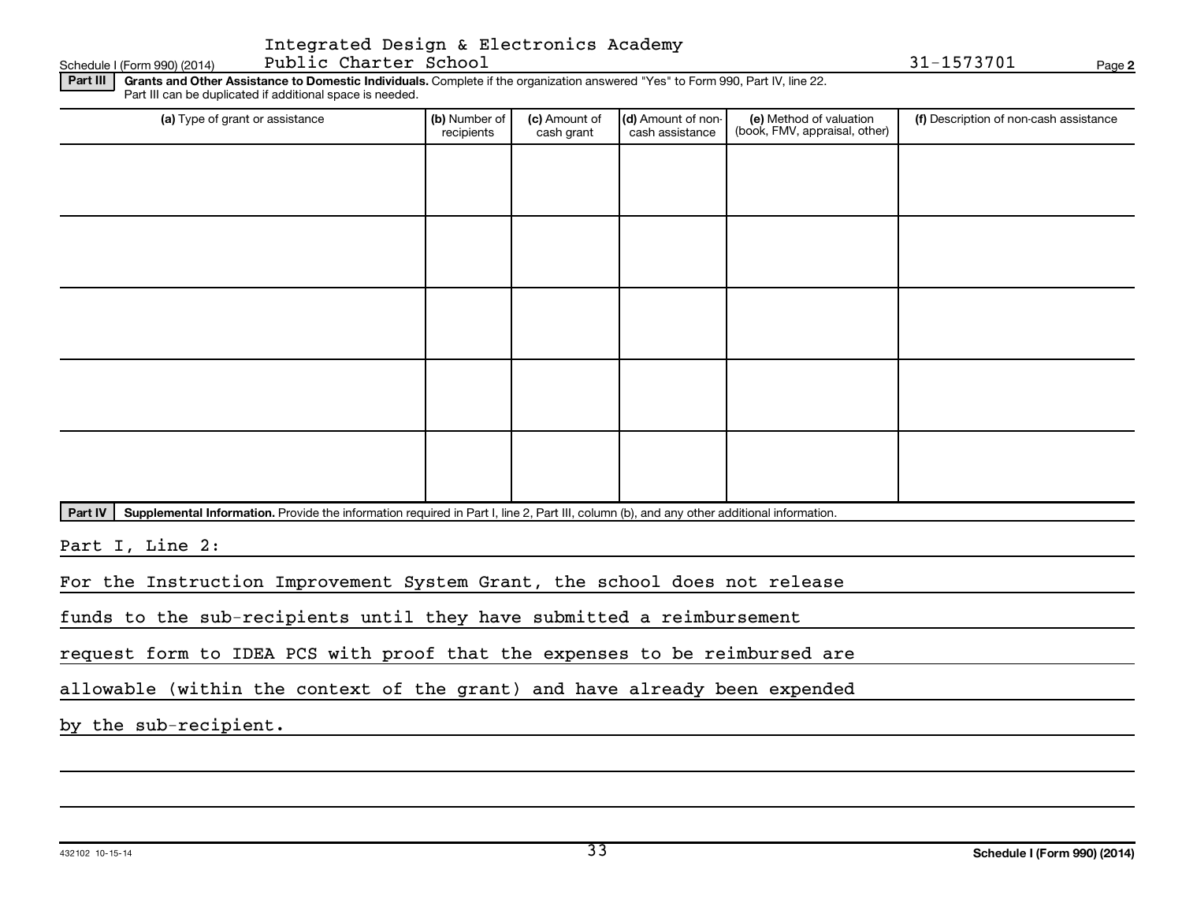Integrated Design & Electronics Academy Public Charter School

31-1573701

Schedule I (Form 990) (2014)

**Part III** **Grants and Other Assistance to Domestic Individuals.** Complete if the organization answered "Yes" to Form 990, Part IV, line 22. Part III can be duplicated if additional space is needed.

| (a) Type of grant or assistance | (b) Number of recipients | (c) Amount of cash grant | (d) Amount of non-cash assistance | (e) Method of valuation (book, FMV, appraisal, other) | (f) Description of non-cash assistance |
|---|---|---|---|---|---|
| | | | | | |
| | | | | | |
| | | | | | |
| | | | | | |
| | | | | | |

**Part IV** **Supplemental Information.** Provide the information required in Part I, line 2, Part III, column (b), and any other additional information.

Part I, Line 2:

For the Instruction Improvement System Grant, the school does not release funds to the sub-recipients until they have submitted a reimbursement request form to IDEA PCS with proof that the expenses to be reimbursed are allowable (within the context of the grant) and have already been expended by the sub-recipient.

432102 10-15-14

**Schedule I (Form 990) (2014)**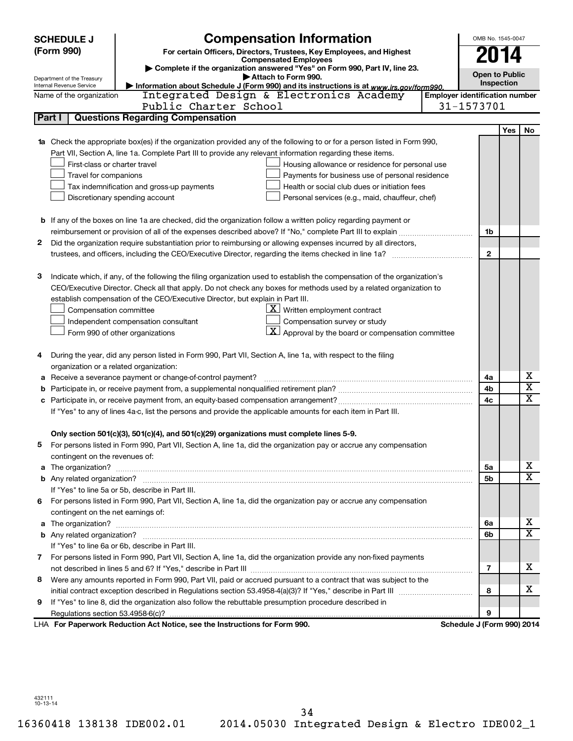# SCHEDULE J (Form 990)

## Compensation Information

**For certain Officers, Directors, Trustees, Key Employees, and Highest Compensated Employees**

▶ Complete if the organization answered "Yes" on Form 990, Part IV, line 23.
▶ Attach to Form 990.
▶ Information about Schedule J (Form 990) and its instructions is at www.irs.gov/form990.

OMB No. 1545-0047

**2014**

**Open to Public Inspection**

Department of the Treasury
Internal Revenue Service

Name of the organization: Integrated Design & Electronics Academy Public Charter School

Employer identification number: 31-1573701

### Part I — Questions Regarding Compensation

| | | Line | Yes | No |
|---|---|---|---|---|
| **1a** | Check the appropriate box(es) if the organization provided any of the following to or for a person listed in Form 990, Part VII, Section A, line 1a. Complete Part III to provide any relevant information regarding these items.<br>☐ First-class or charter travel ☐ Housing allowance or residence for personal use<br>☐ Travel for companions ☐ Payments for business use of personal residence<br>☐ Tax indemnification and gross-up payments ☐ Health or social club dues or initiation fees<br>☐ Discretionary spending account ☐ Personal services (e.g., maid, chauffeur, chef) | | | |
| **b** | If any of the boxes on line 1a are checked, did the organization follow a written policy regarding payment or reimbursement or provision of all of the expenses described above? If "No," complete Part III to explain | 1b | | |
| **2** | Did the organization require substantiation prior to reimbursing or allowing expenses incurred by all directors, trustees, and officers, including the CEO/Executive Director, regarding the items checked in line 1a? | 2 | | |
| **3** | Indicate which, if any, of the following the filing organization used to establish the compensation of the organization's CEO/Executive Director. Check all that apply. Do not check any boxes for methods used by a related organization to establish compensation of the CEO/Executive Director, but explain in Part III.<br>☐ Compensation committee ☒ Written employment contract<br>☐ Independent compensation consultant ☐ Compensation survey or study<br>☐ Form 990 of other organizations ☒ Approval by the board or compensation committee | | | |
| **4** | During the year, did any person listed in Form 990, Part VII, Section A, line 1a, with respect to the filing organization or a related organization: | | | |
| **a** | Receive a severance payment or change-of-control payment? | 4a | | X |
| **b** | Participate in, or receive payment from, a supplemental nonqualified retirement plan? | 4b | | X |
| **c** | Participate in, or receive payment from, an equity-based compensation arrangement? | 4c | | X |
| | If "Yes" to any of lines 4a-c, list the persons and provide the applicable amounts for each item in Part III. | | | |
| | **Only section 501(c)(3), 501(c)(4), and 501(c)(29) organizations must complete lines 5-9.** | | | |
| **5** | For persons listed in Form 990, Part VII, Section A, line 1a, did the organization pay or accrue any compensation contingent on the revenues of: | | | |
| **a** | The organization? | 5a | | X |
| **b** | Any related organization? | 5b | | X |
| | If "Yes" to line 5a or 5b, describe in Part III. | | | |
| **6** | For persons listed in Form 990, Part VII, Section A, line 1a, did the organization pay or accrue any compensation contingent on the net earnings of: | | | |
| **a** | The organization? | 6a | | X |
| **b** | Any related organization? | 6b | | X |
| | If "Yes" to line 6a or 6b, describe in Part III. | | | |
| **7** | For persons listed in Form 990, Part VII, Section A, line 1a, did the organization provide any non-fixed payments not described in lines 5 and 6? If "Yes," describe in Part III | 7 | | X |
| **8** | Were any amounts reported in Form 990, Part VII, paid or accrued pursuant to a contract that was subject to the initial contract exception described in Regulations section 53.4958-4(a)(3)? If "Yes," describe in Part III | 8 | | X |
| **9** | If "Yes" to line 8, did the organization also follow the rebuttable presumption procedure described in Regulations section 53.4958-6(c)? | 9 | | |

LHA **For Paperwork Reduction Act Notice, see the Instructions for Form 990.** **Schedule J (Form 990) 2014**

432111 10-13-14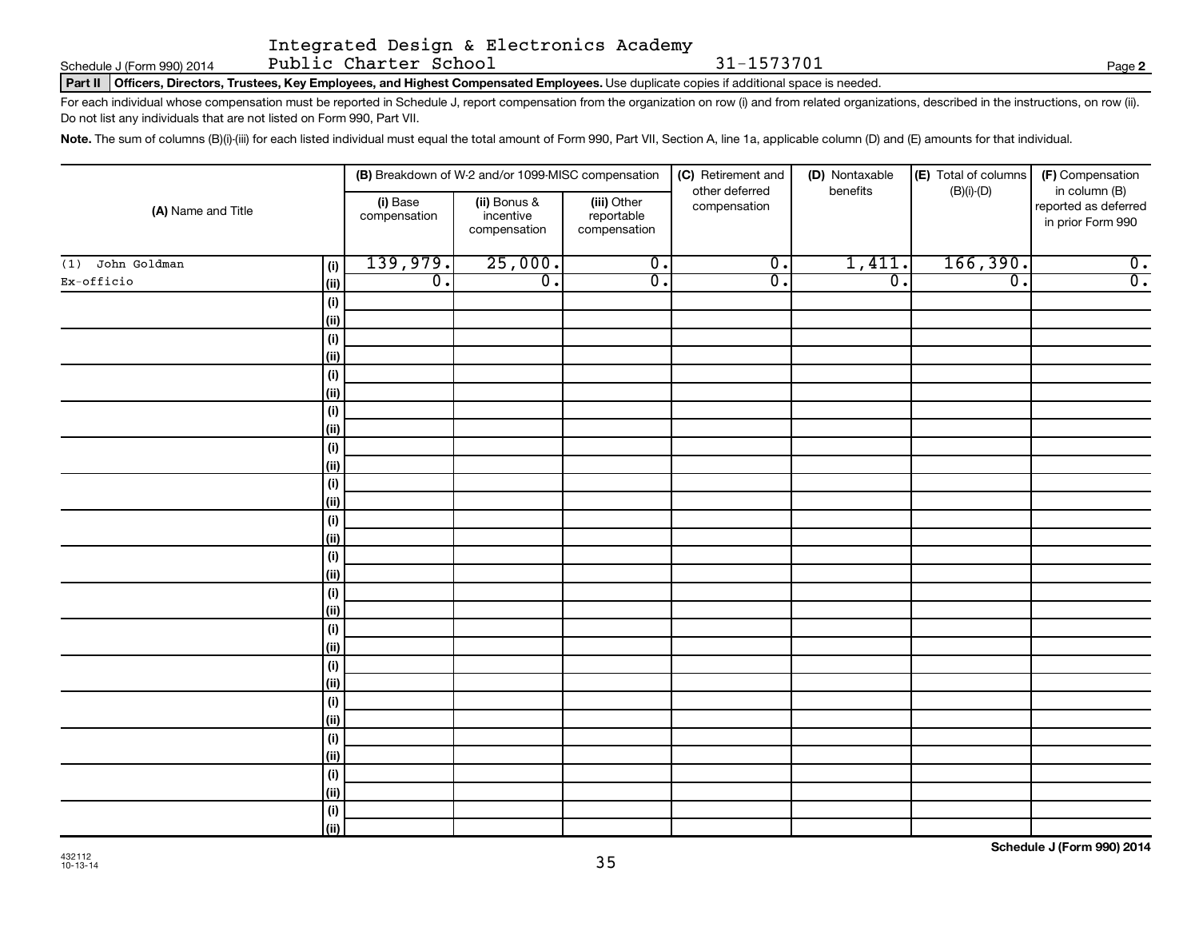Integrated Design & Electronics Academy Public Charter School 31-1573701

Schedule J (Form 990) 2014

**Part II** **Officers, Directors, Trustees, Key Employees, and Highest Compensated Employees.** Use duplicate copies if additional space is needed.

For each individual whose compensation must be reported in Schedule J, report compensation from the organization on row (i) and from related organizations, described in the instructions, on row (ii). Do not list any individuals that are not listed on Form 990, Part VII.

**Note.** The sum of columns (B)(i)-(iii) for each listed individual must equal the total amount of Form 990, Part VII, Section A, line 1a, applicable column (D) and (E) amounts for that individual.

| (A) Name and Title | | (B) Breakdown of W-2 and/or 1099-MISC compensation | | | (C) Retirement and other deferred compensation | (D) Nontaxable benefits | (E) Total of columns (B)(i)-(D) | (F) Compensation in column (B) reported as deferred in prior Form 990 |
|---|---|---|---|---|---|---|---|---|
| | | (i) Base compensation | (ii) Bonus & incentive compensation | (iii) Other reportable compensation | | | | |
| (1) John Goldman | (i) | 139,979. | 25,000. | 0. | 0. | 1,411. | 166,390. | 0. |
| Ex-officio | (ii) | 0. | 0. | 0. | 0. | 0. | 0. | 0. |
| | (i) | | | | | | | |
| | (ii) | | | | | | | |
| | (i) | | | | | | | |
| | (ii) | | | | | | | |
| | (i) | | | | | | | |
| | (ii) | | | | | | | |
| | (i) | | | | | | | |
| | (ii) | | | | | | | |
| | (i) | | | | | | | |
| | (ii) | | | | | | | |
| | (i) | | | | | | | |
| | (ii) | | | | | | | |
| | (i) | | | | | | | |
| | (ii) | | | | | | | |
| | (i) | | | | | | | |
| | (ii) | | | | | | | |
| | (i) | | | | | | | |
| | (ii) | | | | | | | |
| | (i) | | | | | | | |
| | (ii) | | | | | | | |
| | (i) | | | | | | | |
| | (ii) | | | | | | | |
| | (i) | | | | | | | |
| | (ii) | | | | | | | |
| | (i) | | | | | | | |
| | (ii) | | | | | | | |
| | (i) | | | | | | | |
| | (ii) | | | | | | | |
| | (i) | | | | | | | |
| | (ii) | | | | | | | |

432112
10-13-14

**Schedule J (Form 990) 2014**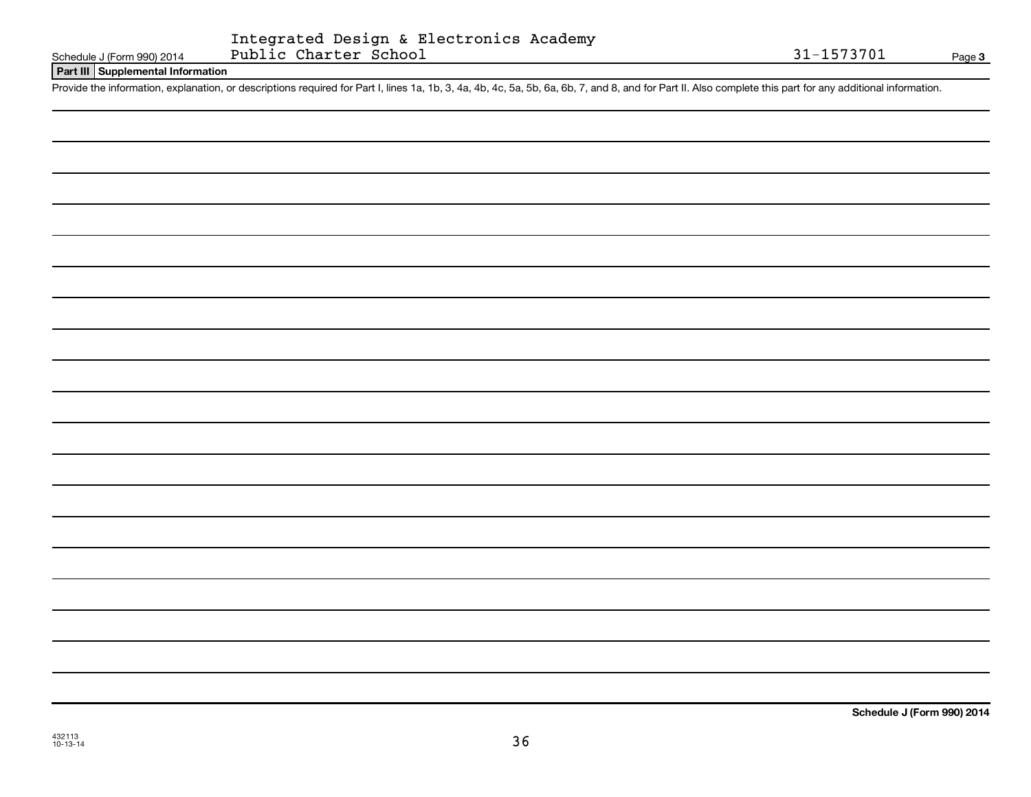Integrated Design & Electronics Academy Public Charter School

31-1573701

**Part III | Supplemental Information**

Provide the information, explanation, or descriptions required for Part I, lines 1a, 1b, 3, 4a, 4b, 4c, 5a, 5b, 6a, 6b, 7, and 8, and for Part II. Also complete this part for any additional information.

**Schedule J (Form 990) 2014**

432113 10-13-14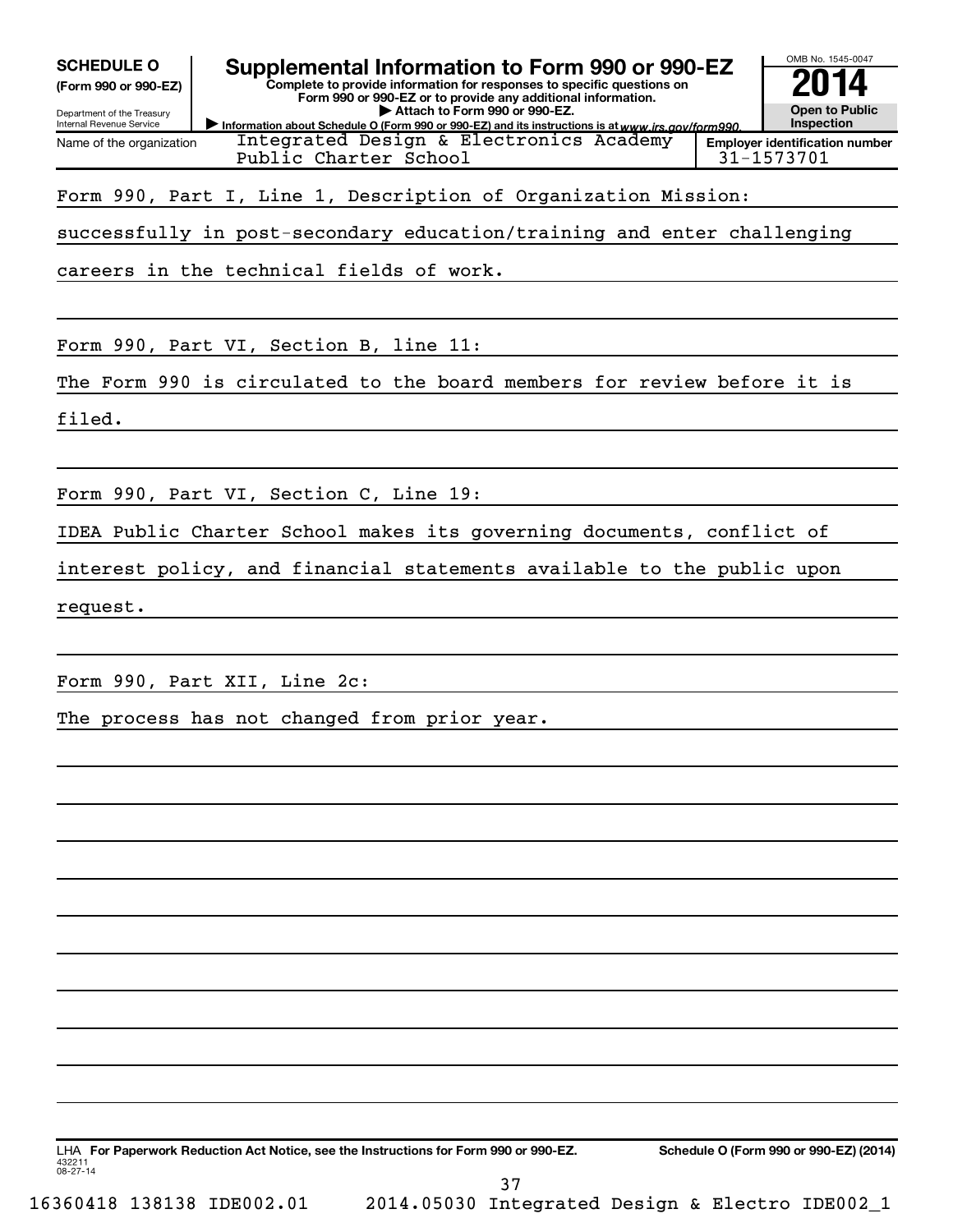**SCHEDULE O**
**(Form 990 or 990-EZ)**

Department of the Treasury
Internal Revenue Service

# Supplemental Information to Form 990 or 990-EZ

**Complete to provide information for responses to specific questions on Form 990 or 990-EZ or to provide any additional information.**
**▶ Attach to Form 990 or 990-EZ.**
**▶ Information about Schedule O (Form 990 or 990-EZ) and its instructions is at www.irs.gov/form990.**

OMB No. 1545-0047
**2014**
**Open to Public Inspection**

Name of the organization: Integrated Design & Electronics Academy Public Charter School

**Employer identification number** 31-1573701

Form 990, Part I, Line 1, Description of Organization Mission:

successfully in post-secondary education/training and enter challenging careers in the technical fields of work.

Form 990, Part VI, Section B, line 11:

The Form 990 is circulated to the board members for review before it is filed.

Form 990, Part VI, Section C, Line 19:

IDEA Public Charter School makes its governing documents, conflict of interest policy, and financial statements available to the public upon request.

Form 990, Part XII, Line 2c:

The process has not changed from prior year.

LHA **For Paperwork Reduction Act Notice, see the Instructions for Form 990 or 990-EZ.** **Schedule O (Form 990 or 990-EZ) (2014)**

432211
08-27-14

16360418 138138 IDE002.01 2014.05030 Integrated Design & Electro IDE002_1